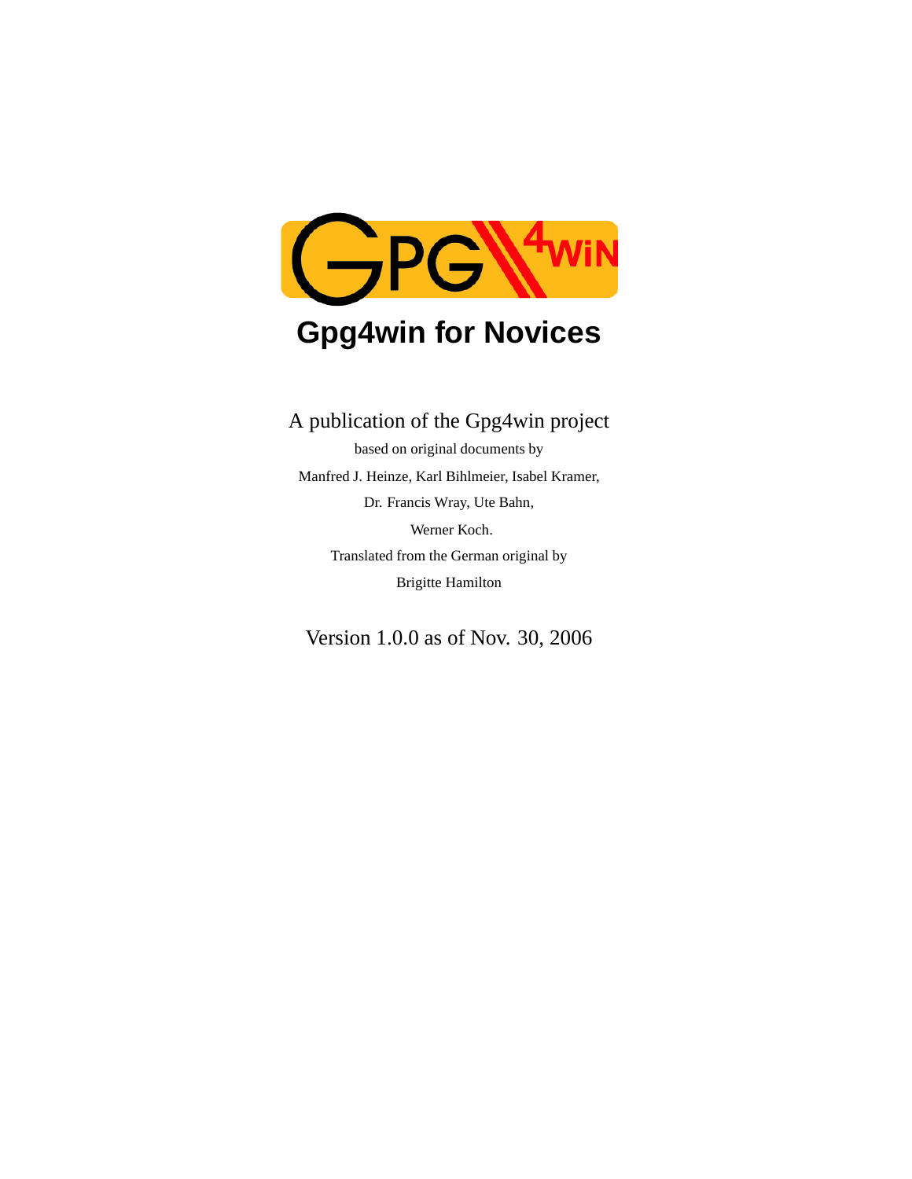# Gpg4win for Novices

A publication of the Gpg4win project

based on original documents by

Manfred J. Heinze, Karl Bihlmeier, Isabel Kramer,

Dr. Francis Wray, Ute Bahn,

Werner Koch.

Translated from the German original by

Brigitte Hamilton

Version 1.0.0 as of Nov. 30, 2006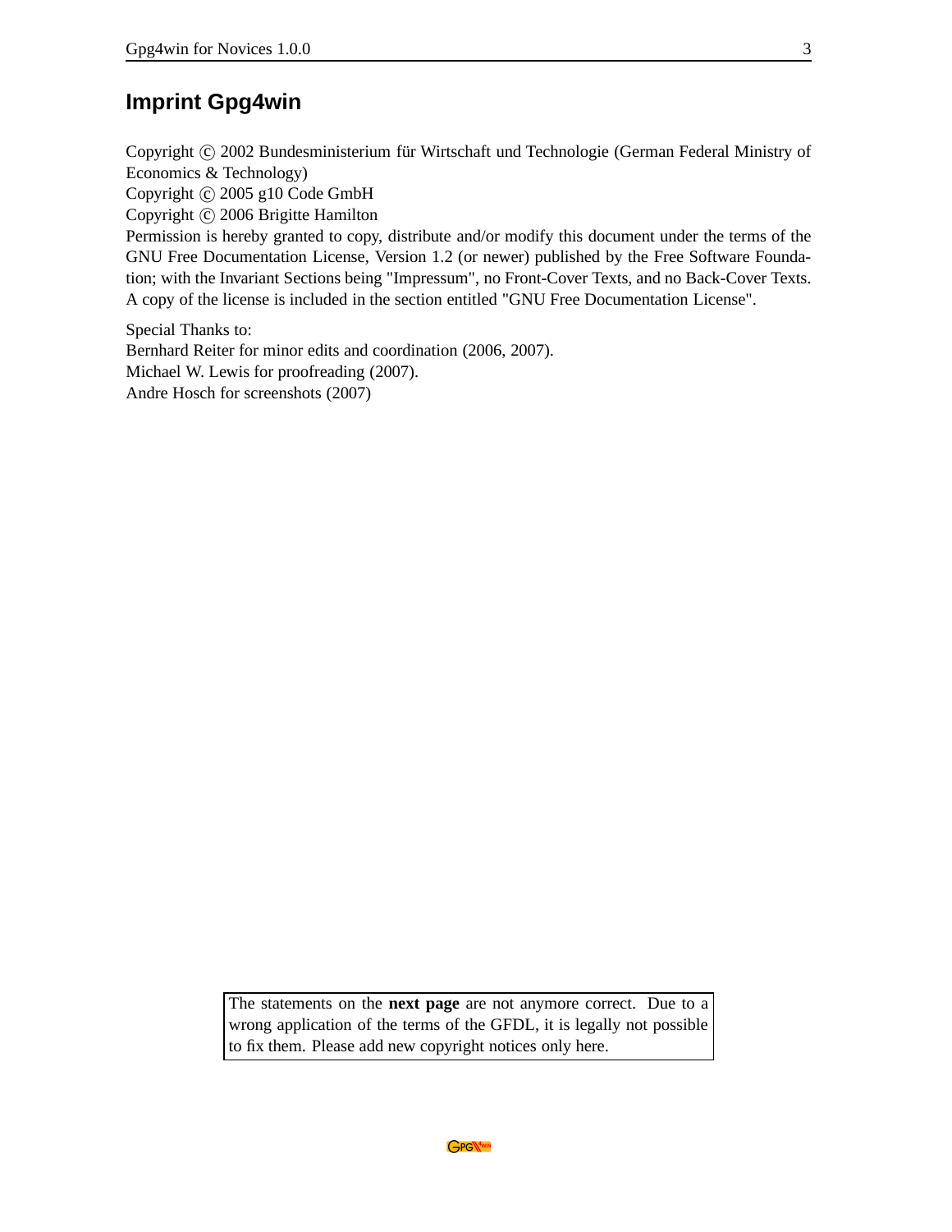# Imprint Gpg4win

Copyright © 2002 Bundesministerium für Wirtschaft und Technologie (German Federal Ministry of Economics & Technology)
Copyright © 2005 g10 Code GmbH
Copyright © 2006 Brigitte Hamilton
Permission is hereby granted to copy, distribute and/or modify this document under the terms of the GNU Free Documentation License, Version 1.2 (or newer) published by the Free Software Foundation; with the Invariant Sections being "Impressum", no Front-Cover Texts, and no Back-Cover Texts. A copy of the license is included in the section entitled "GNU Free Documentation License".

Special Thanks to:
Bernhard Reiter for minor edits and coordination (2006, 2007).
Michael W. Lewis for proofreading (2007).
Andre Hosch for screenshots (2007)

The statements on the **next page** are not anymore correct. Due to a wrong application of the terms of the GFDL, it is legally not possible to fix them. Please add new copyright notices only here.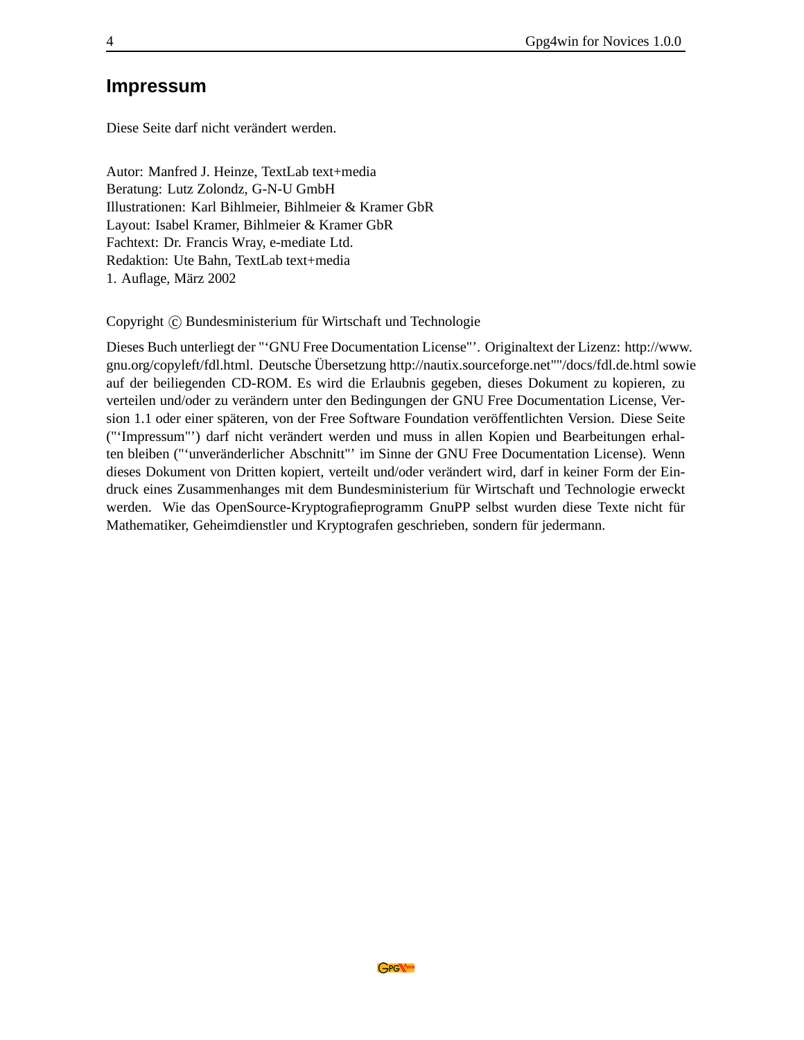# Impressum

Diese Seite darf nicht verändert werden.

Autor: Manfred J. Heinze, TextLab text+media  
Beratung: Lutz Zolondz, G-N-U GmbH  
Illustrationen: Karl Bihlmeier, Bihlmeier & Kramer GbR  
Layout: Isabel Kramer, Bihlmeier & Kramer GbR  
Fachtext: Dr. Francis Wray, e-mediate Ltd.  
Redaktion: Ute Bahn, TextLab text+media  
1. Auflage, März 2002

Copyright © Bundesministerium für Wirtschaft und Technologie

Dieses Buch unterliegt der "‘GNU Free Documentation License"’. Originaltext der Lizenz: http://www.gnu.org/copyleft/fdl.html. Deutsche Übersetzung http://nautix.sourceforge.net""/docs/fdl.de.html sowie auf der beiliegenden CD-ROM. Es wird die Erlaubnis gegeben, dieses Dokument zu kopieren, zu verteilen und/oder zu verändern unter den Bedingungen der GNU Free Documentation License, Version 1.1 oder einer späteren, von der Free Software Foundation veröffentlichten Version. Diese Seite ("‘Impressum"’) darf nicht verändert werden und muss in allen Kopien und Bearbeitungen erhalten bleiben ("‘unveränderlicher Abschnitt"’ im Sinne der GNU Free Documentation License). Wenn dieses Dokument von Dritten kopiert, verteilt und/oder verändert wird, darf in keiner Form der Eindruck eines Zusammenhanges mit dem Bundesministerium für Wirtschaft und Technologie erweckt werden. Wie das OpenSource-Kryptografieprogramm GnuPP selbst wurden diese Texte nicht für Mathematiker, Geheimdienstler und Kryptografen geschrieben, sondern für jedermann.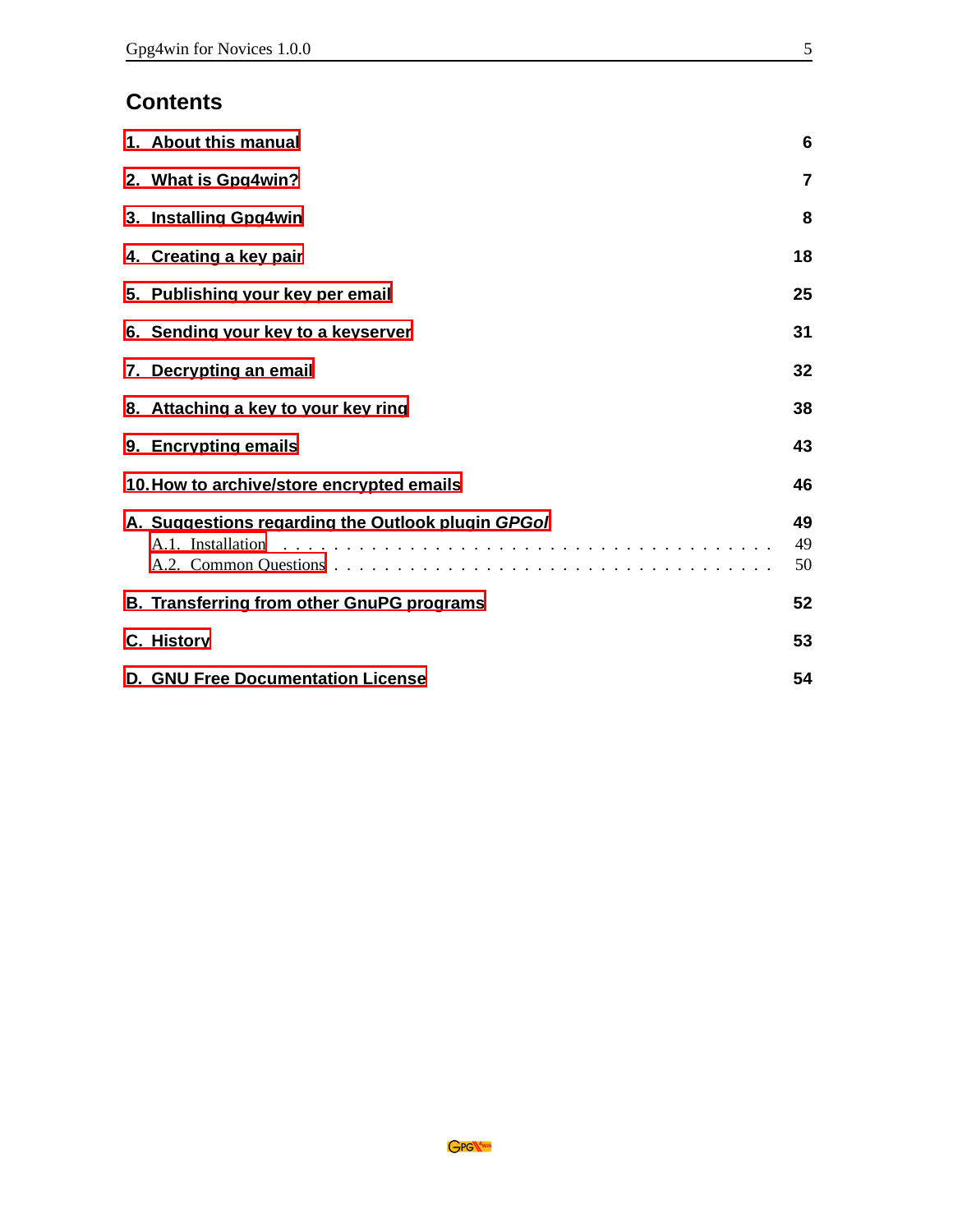# Contents

1. About this manual 6
2. What is Gpg4win? 7
3. Installing Gpg4win 8
4. Creating a key pair 18
5. Publishing your key per email 25
6. Sending your key to a keyserver 31
7. Decrypting an email 32
8. Attaching a key to your key ring 38
9. Encrypting emails 43
10. How to archive/store encrypted emails 46

A. Suggestions regarding the Outlook plugin *GPGol* 49
- A.1. Installation . . . . . . . . . . . . . . . . . . . . . . . . . . . . . . . . . . . . . . . 49
- A.2. Common Questions . . . . . . . . . . . . . . . . . . . . . . . . . . . . . . . . . 50

B. Transferring from other GnuPG programs 52

C. History 53

D. GNU Free Documentation License 54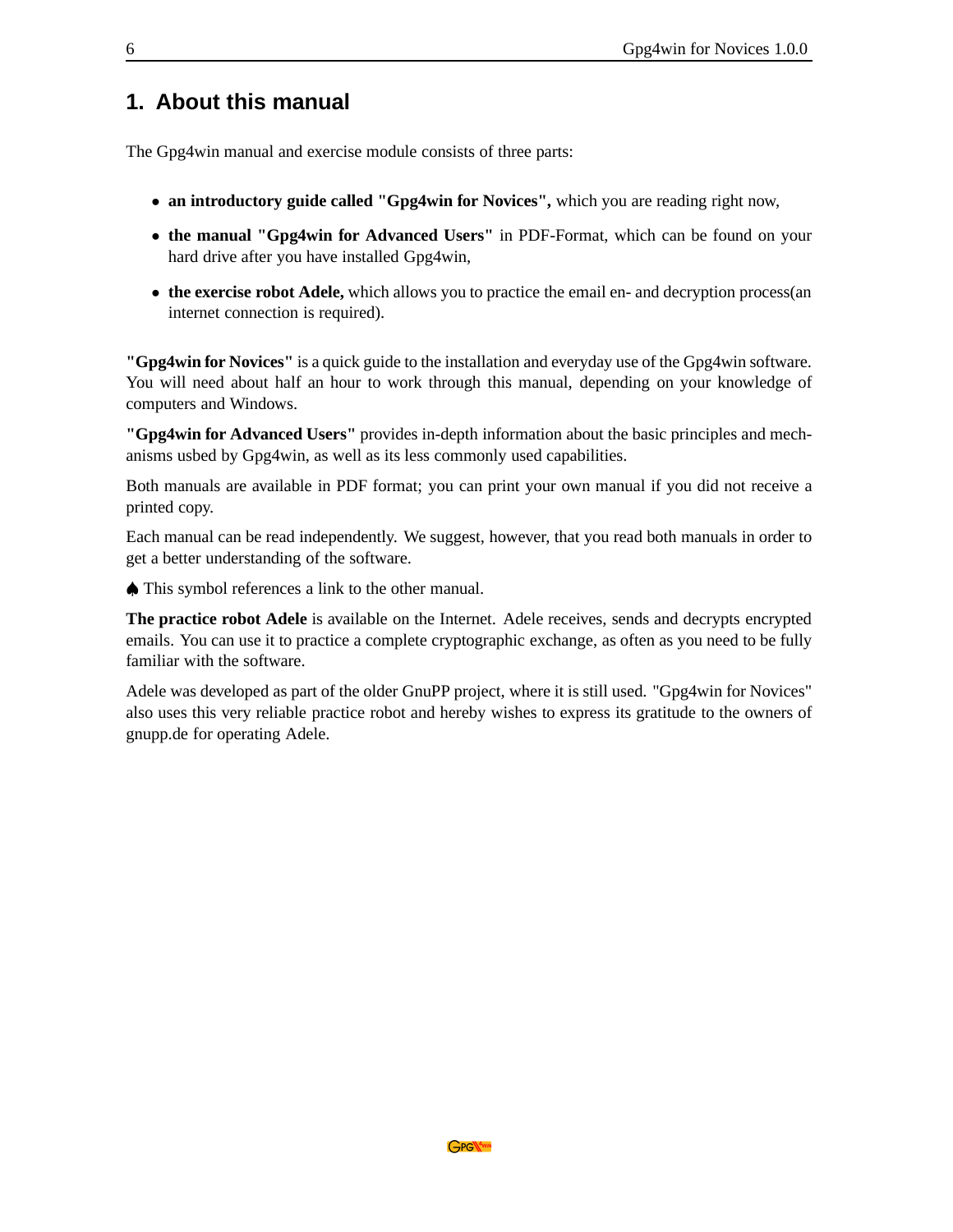# 1. About this manual

The Gpg4win manual and exercise module consists of three parts:

- **an introductory guide called "Gpg4win for Novices",** which you are reading right now,
- **the manual "Gpg4win for Advanced Users"** in PDF-Format, which can be found on your hard drive after you have installed Gpg4win,
- **the exercise robot Adele,** which allows you to practice the email en- and decryption process(an internet connection is required).

**"Gpg4win for Novices"** is a quick guide to the installation and everyday use of the Gpg4win software. You will need about half an hour to work through this manual, depending on your knowledge of computers and Windows.

**"Gpg4win for Advanced Users"** provides in-depth information about the basic principles and mechanisms usbed by Gpg4win, as well as its less commonly used capabilities.

Both manuals are available in PDF format; you can print your own manual if you did not receive a printed copy.

Each manual can be read independently. We suggest, however, that you read both manuals in order to get a better understanding of the software.

♠ This symbol references a link to the other manual.

**The practice robot Adele** is available on the Internet. Adele receives, sends and decrypts encrypted emails. You can use it to practice a complete cryptographic exchange, as often as you need to be fully familiar with the software.

Adele was developed as part of the older GnuPP project, where it is still used. "Gpg4win for Novices" also uses this very reliable practice robot and hereby wishes to express its gratitude to the owners of gnupp.de for operating Adele.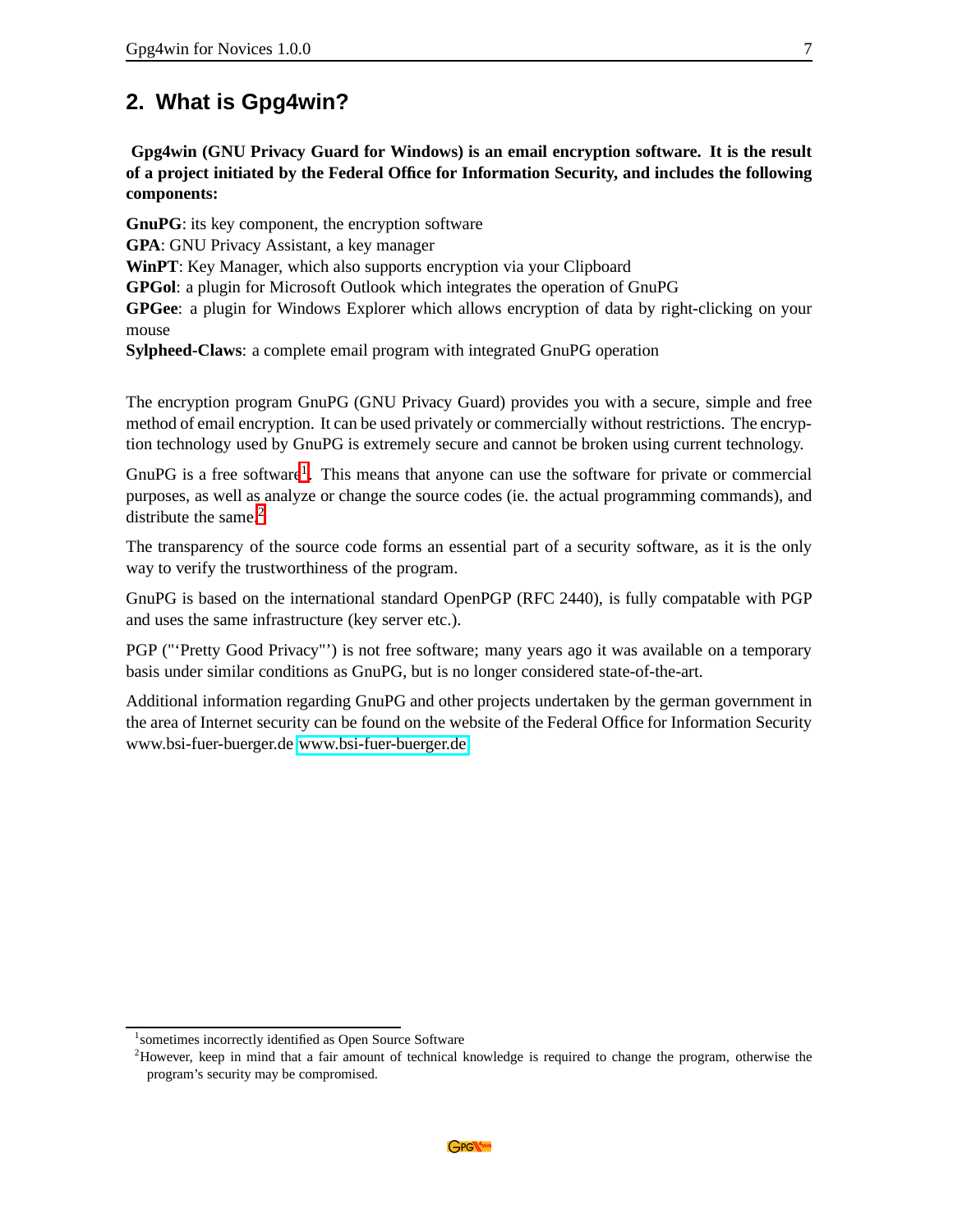## 2. What is Gpg4win?

**Gpg4win (GNU Privacy Guard for Windows) is an email encryption software. It is the result of a project initiated by the Federal Office for Information Security, and includes the following components:**

**GnuPG**: its key component, the encryption software
**GPA**: GNU Privacy Assistant, a key manager
**WinPT**: Key Manager, which also supports encryption via your Clipboard
**GPGol**: a plugin for Microsoft Outlook which integrates the operation of GnuPG
**GPGee**: a plugin for Windows Explorer which allows encryption of data by right-clicking on your mouse
**Sylpheed-Claws**: a complete email program with integrated GnuPG operation

The encryption program GnuPG (GNU Privacy Guard) provides you with a secure, simple and free method of email encryption. It can be used privately or commercially without restrictions. The encryption technology used by GnuPG is extremely secure and cannot be broken using current technology.

GnuPG is a free software[1]. This means that anyone can use the software for private or commercial purposes, as well as analyze or change the source codes (ie. the actual programming commands), and distribute the same.[2]

The transparency of the source code forms an essential part of a security software, as it is the only way to verify the trustworthiness of the program.

GnuPG is based on the international standard OpenPGP (RFC 2440), is fully compatable with PGP and uses the same infrastructure (key server etc.).

PGP ("'Pretty Good Privacy"') is not free software; many years ago it was available on a temporary basis under similar conditions as GnuPG, but is no longer considered state-of-the-art.

Additional information regarding GnuPG and other projects undertaken by the german government in the area of Internet security can be found on the website of the Federal Office for Information Security www.bsi-fuer-buerger.de www.bsi-fuer-buerger.de

---

[1] sometimes incorrectly identified as Open Source Software

[2] However, keep in mind that a fair amount of technical knowledge is required to change the program, otherwise the program's security may be compromised.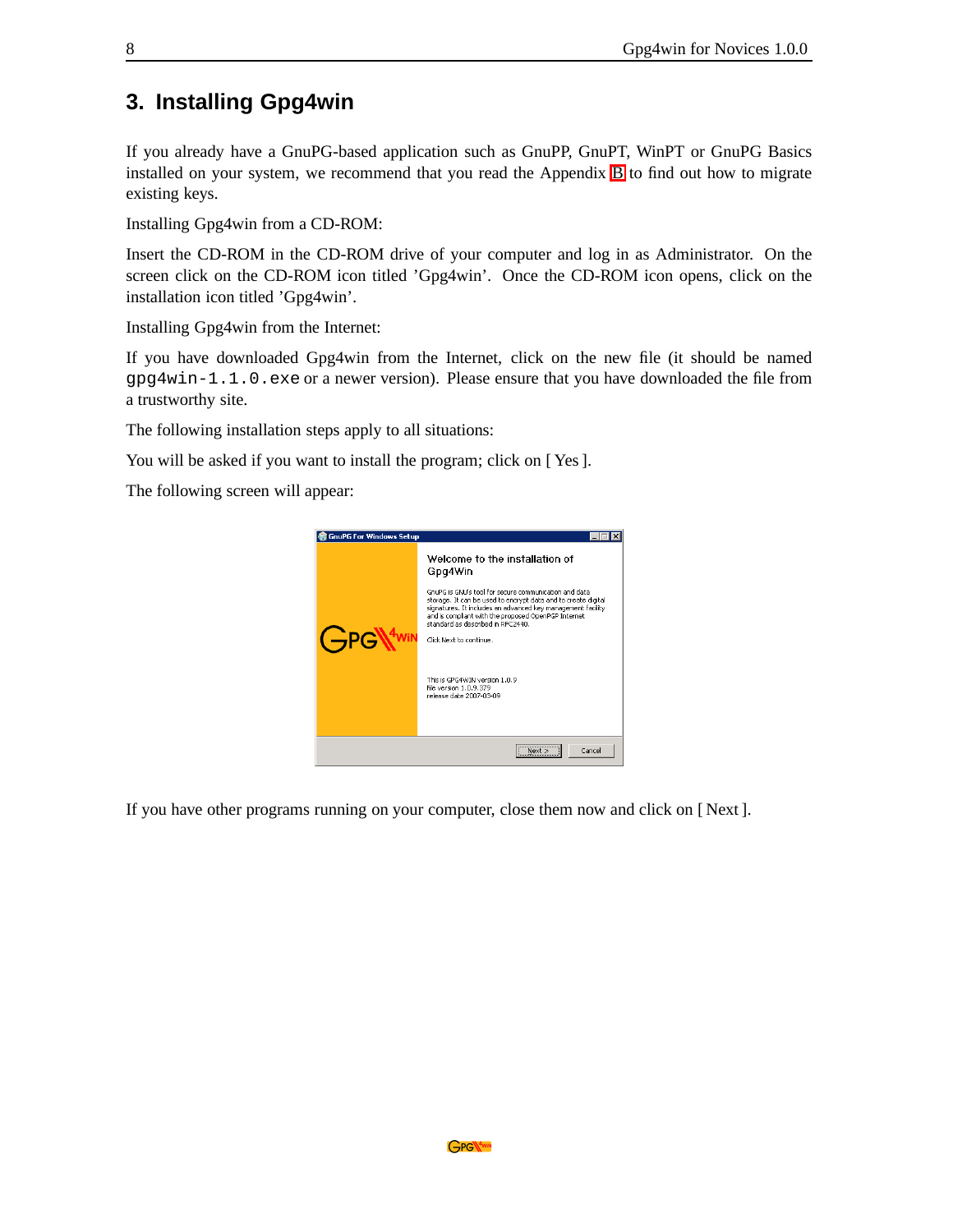# 3. Installing Gpg4win

If you already have a GnuPG-based application such as GnuPP, GnuPT, WinPT or GnuPG Basics installed on your system, we recommend that you read the Appendix B to find out how to migrate existing keys.

Installing Gpg4win from a CD-ROM:

Insert the CD-ROM in the CD-ROM drive of your computer and log in as Administrator. On the screen click on the CD-ROM icon titled 'Gpg4win'. Once the CD-ROM icon opens, click on the installation icon titled 'Gpg4win'.

Installing Gpg4win from the Internet:

If you have downloaded Gpg4win from the Internet, click on the new file (it should be named `gpg4win-1.1.0.exe` or a newer version). Please ensure that you have downloaded the file from a trustworthy site.

The following installation steps apply to all situations:

You will be asked if you want to install the program; click on [ Yes ].

The following screen will appear:

If you have other programs running on your computer, close them now and click on [ Next ].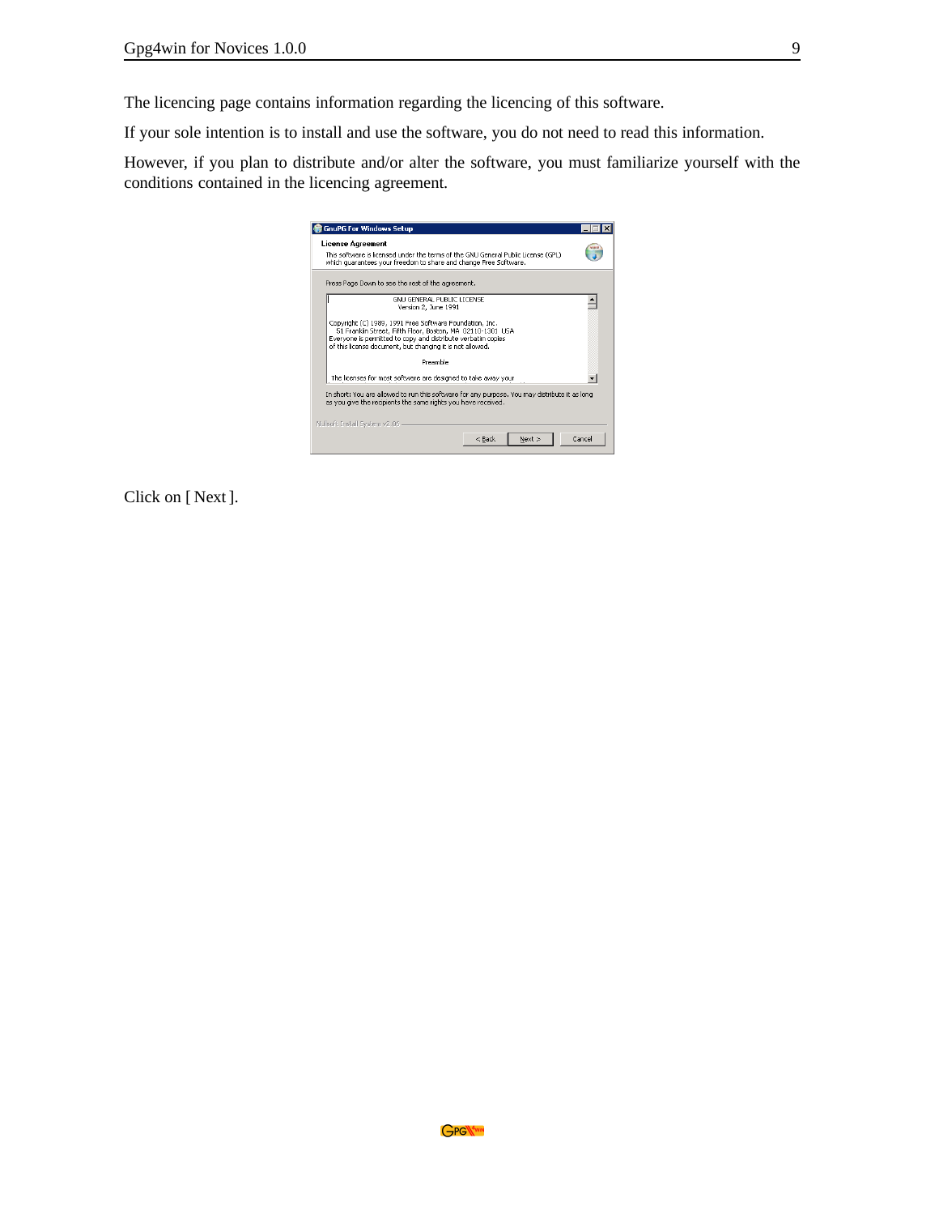The licencing page contains information regarding the licencing of this software.

If your sole intention is to install and use the software, you do not need to read this information.

However, if you plan to distribute and/or alter the software, you must familiarize yourself with the conditions contained in the licencing agreement.

Click on [ Next ].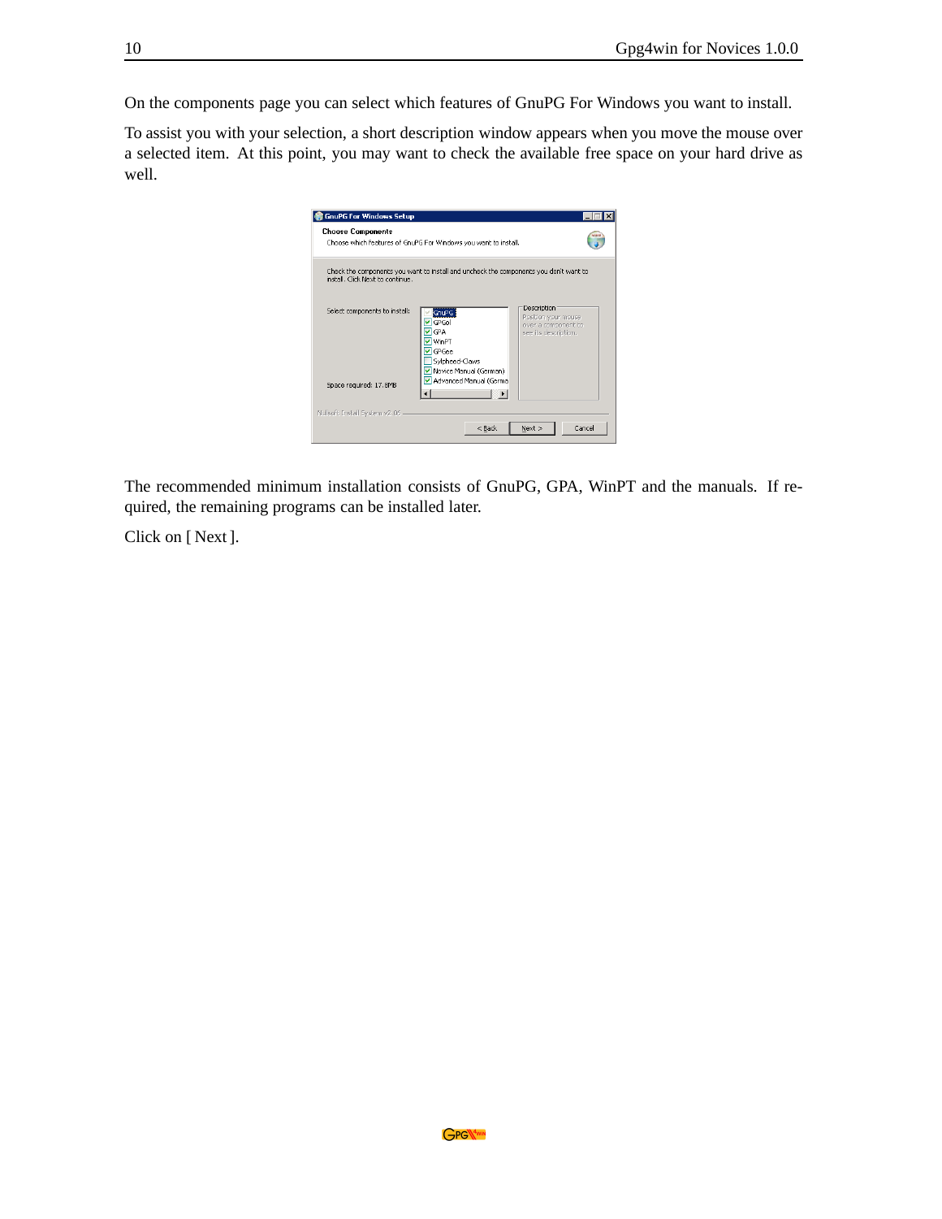On the components page you can select which features of GnuPG For Windows you want to install.

To assist you with your selection, a short description window appears when you move the mouse over a selected item. At this point, you may want to check the available free space on your hard drive as well.

The recommended minimum installation consists of GnuPG, GPA, WinPT and the manuals. If required, the remaining programs can be installed later.

Click on [ Next ].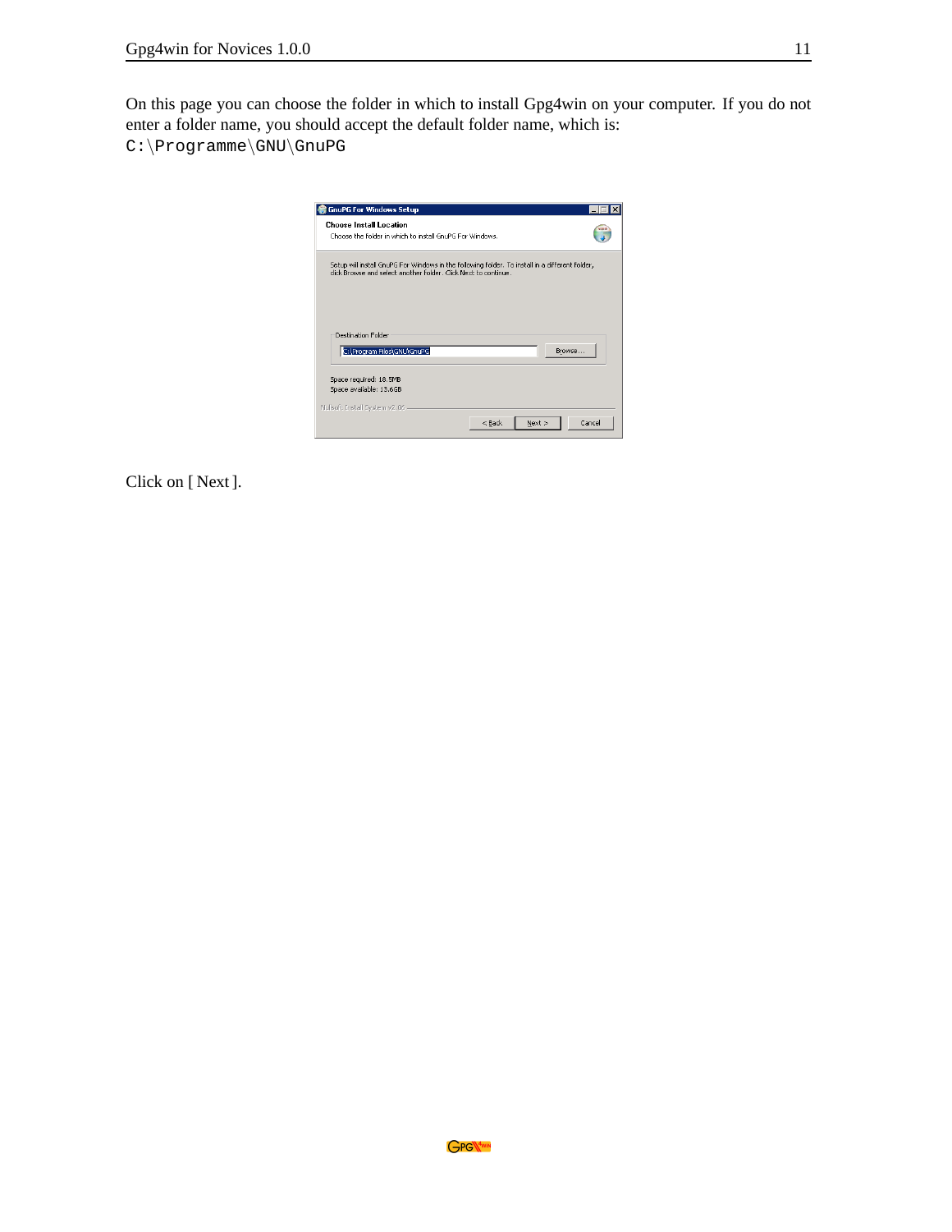On this page you can choose the folder in which to install Gpg4win on your computer. If you do not enter a folder name, you should accept the default folder name, which is:
`C:\Programme\GNU\GnuPG`

Click on [ Next ].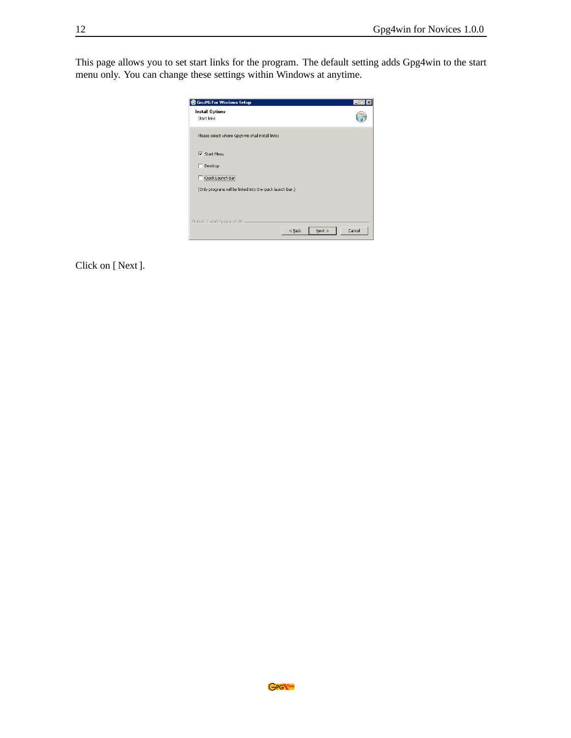This page allows you to set start links for the program. The default setting adds Gpg4win to the start menu only. You can change these settings within Windows at anytime.

Click on [ Next ].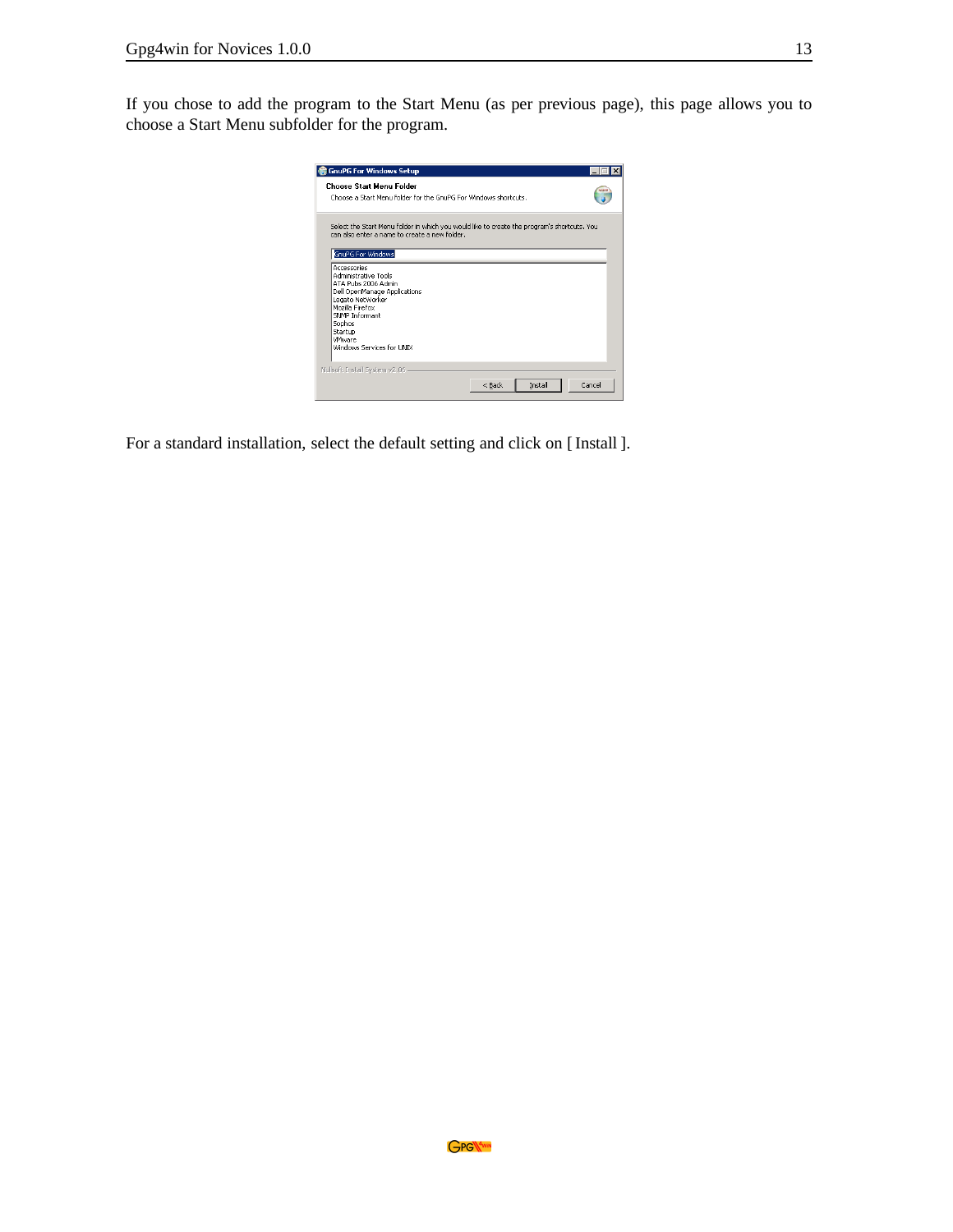If you chose to add the program to the Start Menu (as per previous page), this page allows you to choose a Start Menu subfolder for the program.

For a standard installation, select the default setting and click on [ Install ].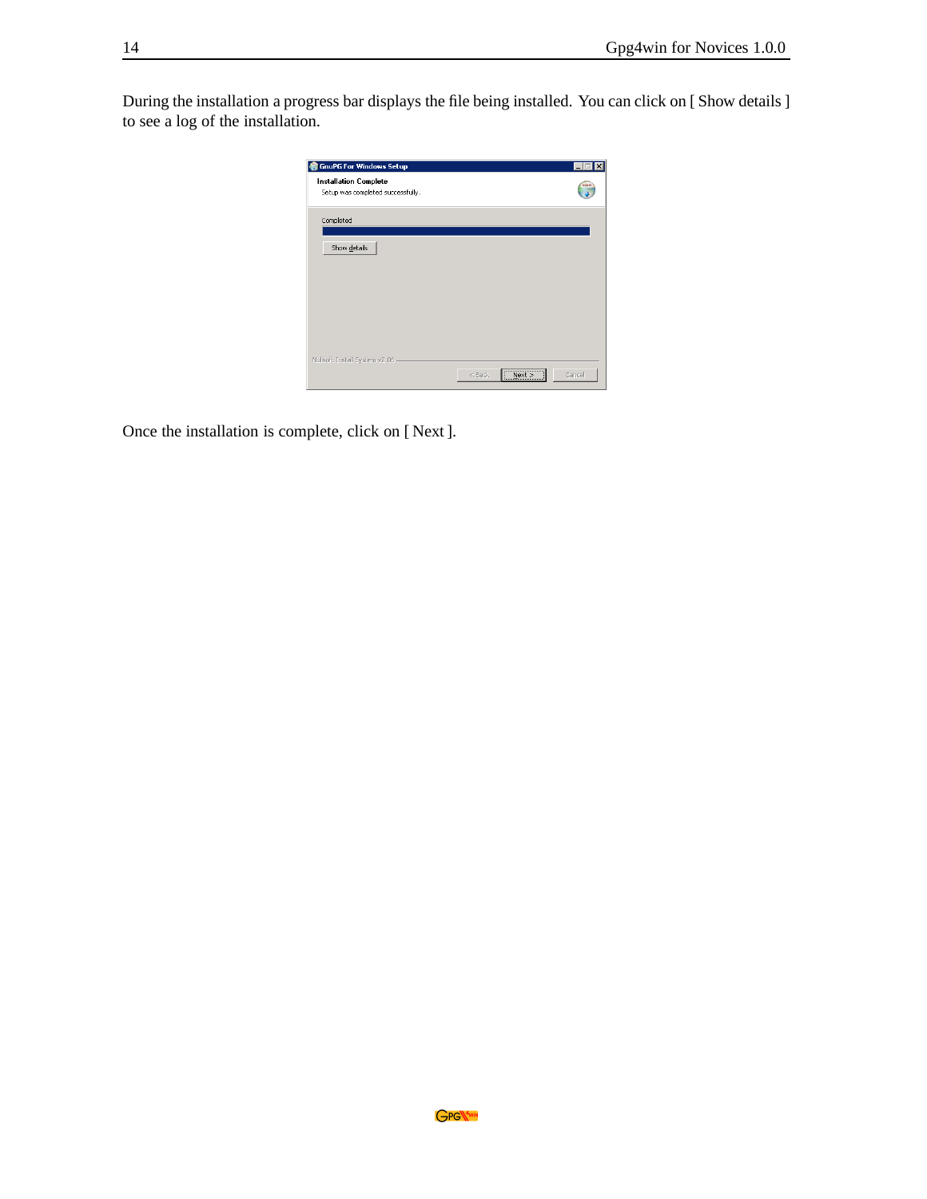During the installation a progress bar displays the file being installed. You can click on [ Show details ] to see a log of the installation.

Once the installation is complete, click on [ Next ].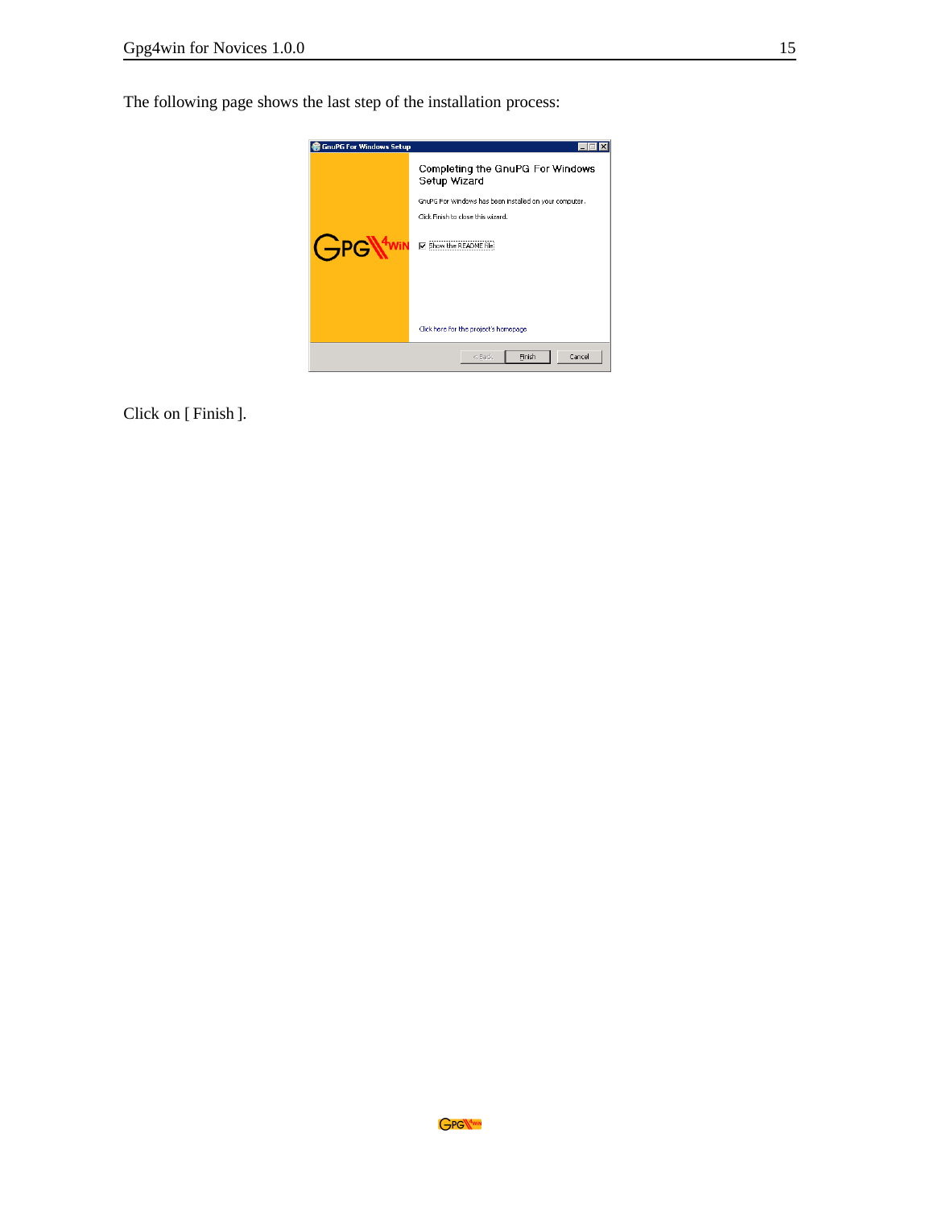The following page shows the last step of the installation process:

Click on [ Finish ].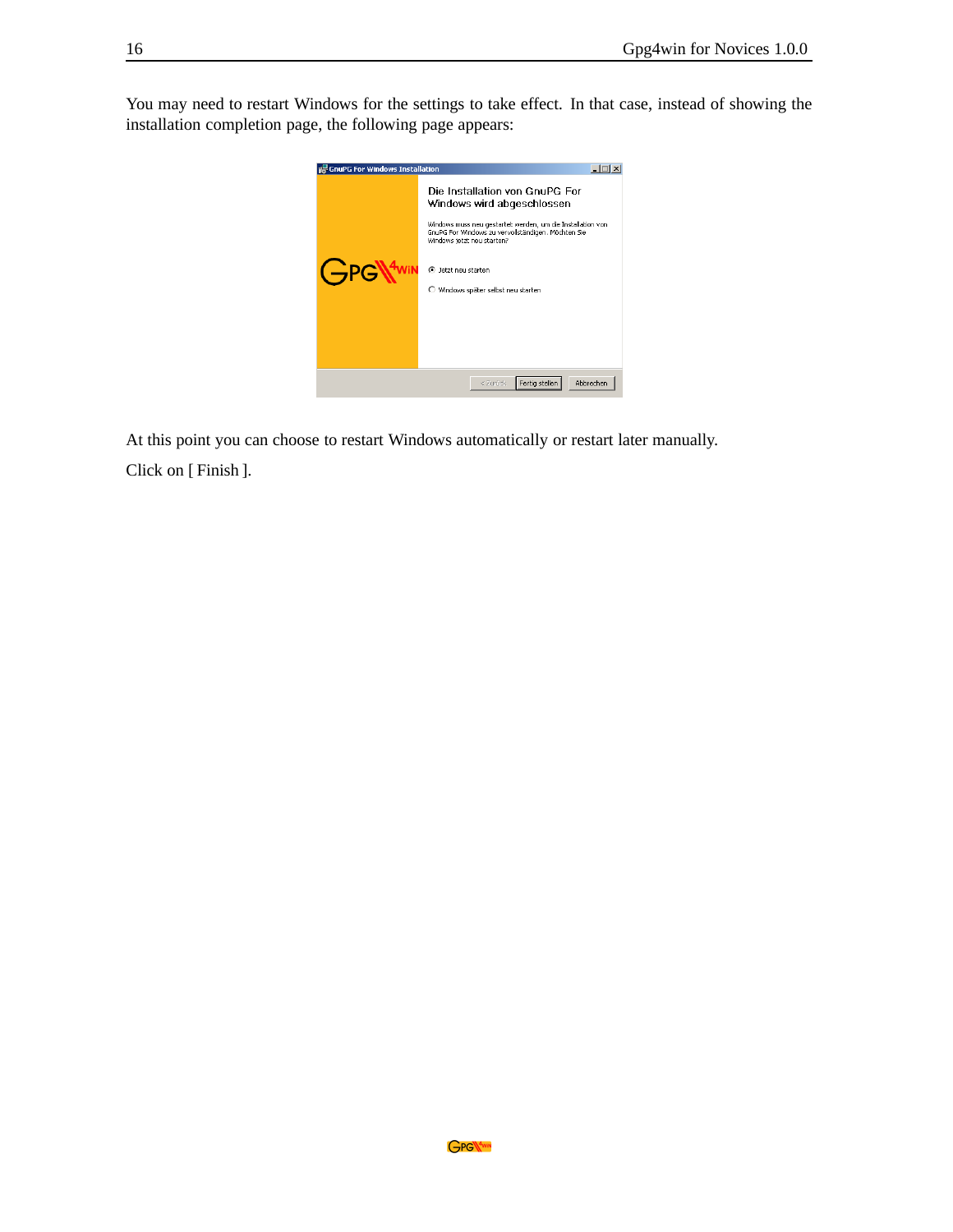You may need to restart Windows for the settings to take effect. In that case, instead of showing the installation completion page, the following page appears:

At this point you can choose to restart Windows automatically or restart later manually.

Click on [ Finish ].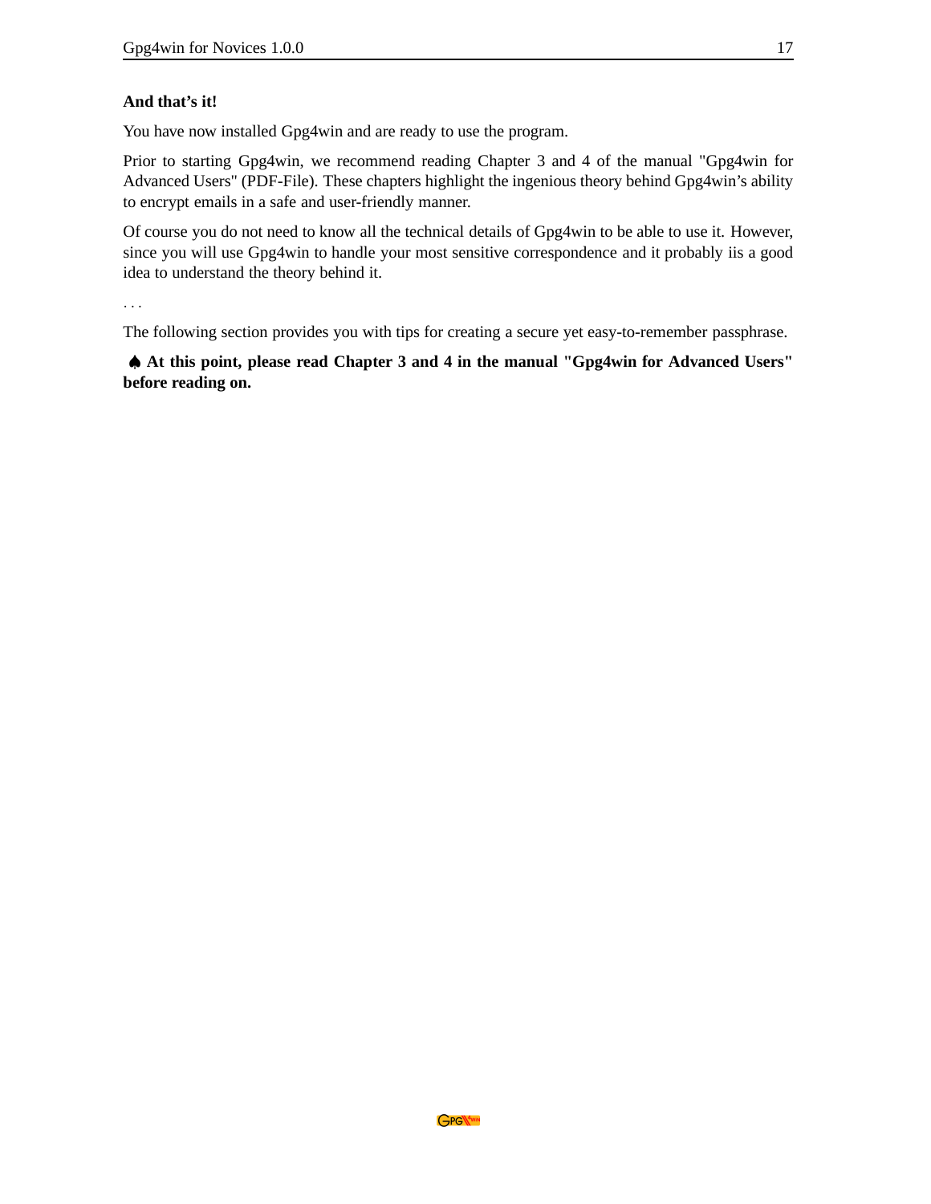**And that's it!**

You have now installed Gpg4win and are ready to use the program.

Prior to starting Gpg4win, we recommend reading Chapter 3 and 4 of the manual "Gpg4win for Advanced Users" (PDF-File). These chapters highlight the ingenious theory behind Gpg4win's ability to encrypt emails in a safe and user-friendly manner.

Of course you do not need to know all the technical details of Gpg4win to be able to use it. However, since you will use Gpg4win to handle your most sensitive correspondence and it probably iis a good idea to understand the theory behind it.

. . .

The following section provides you with tips for creating a secure yet easy-to-remember passphrase.

♠ **At this point, please read Chapter 3 and 4 in the manual "Gpg4win for Advanced Users" before reading on.**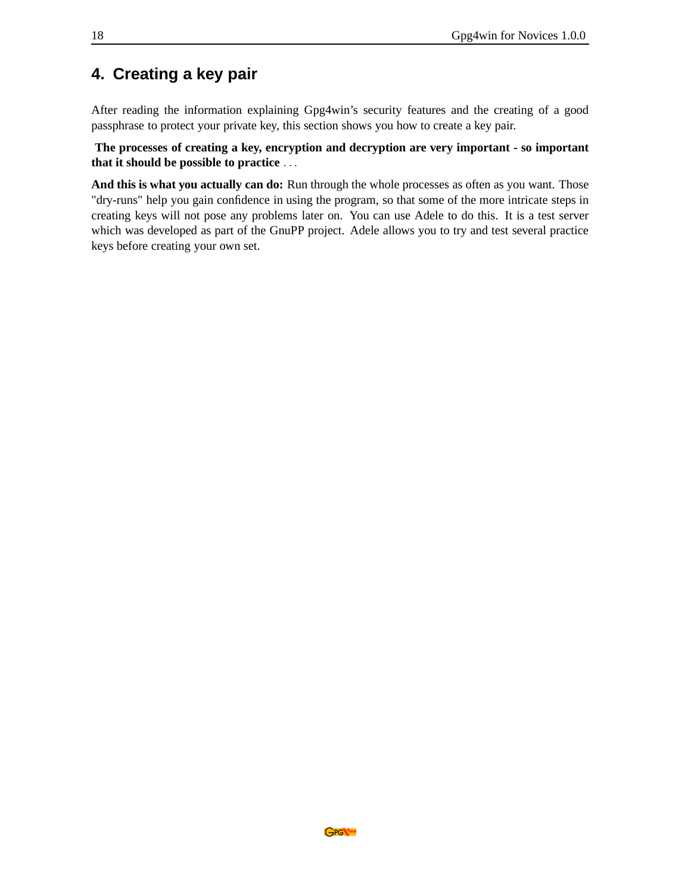# 4. Creating a key pair

After reading the information explaining Gpg4win's security features and the creating of a good passphrase to protect your private key, this section shows you how to create a key pair.

**The processes of creating a key, encryption and decryption are very important - so important that it should be possible to practice** . . .

**And this is what you actually can do:** Run through the whole processes as often as you want. Those "dry-runs" help you gain confidence in using the program, so that some of the more intricate steps in creating keys will not pose any problems later on. You can use Adele to do this. It is a test server which was developed as part of the GnuPP project. Adele allows you to try and test several practice keys before creating your own set.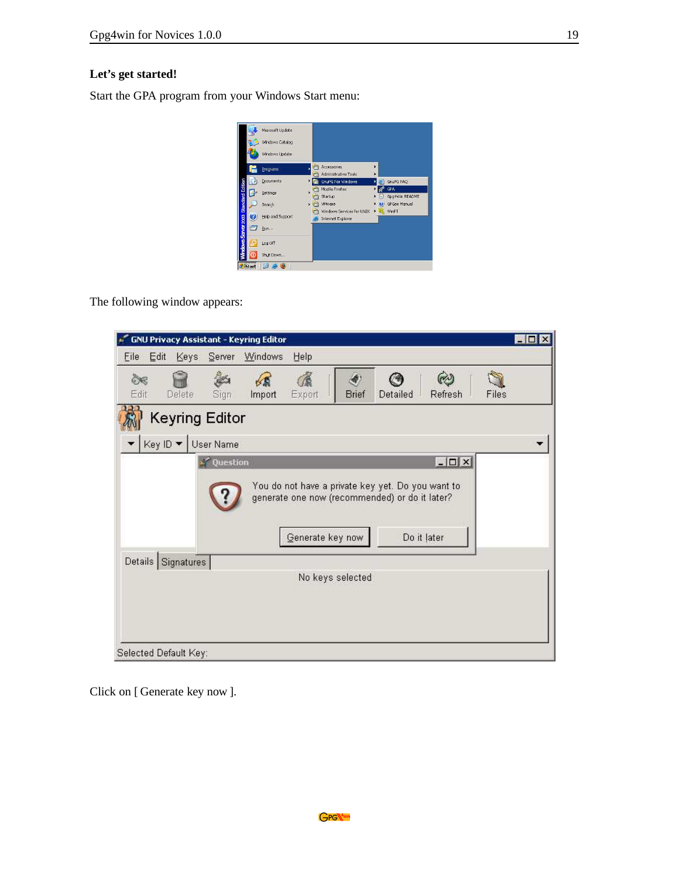**Let's get started!**

Start the GPA program from your Windows Start menu:

The following window appears:

Click on [ Generate key now ].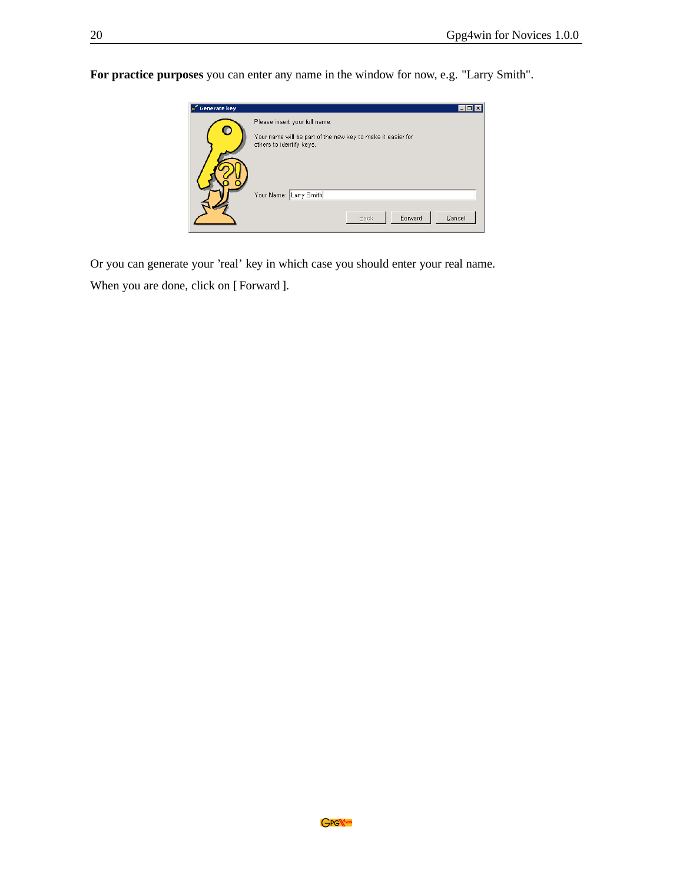**For practice purposes** you can enter any name in the window for now, e.g. "Larry Smith".

Or you can generate your 'real' key in which case you should enter your real name.

When you are done, click on [ Forward ].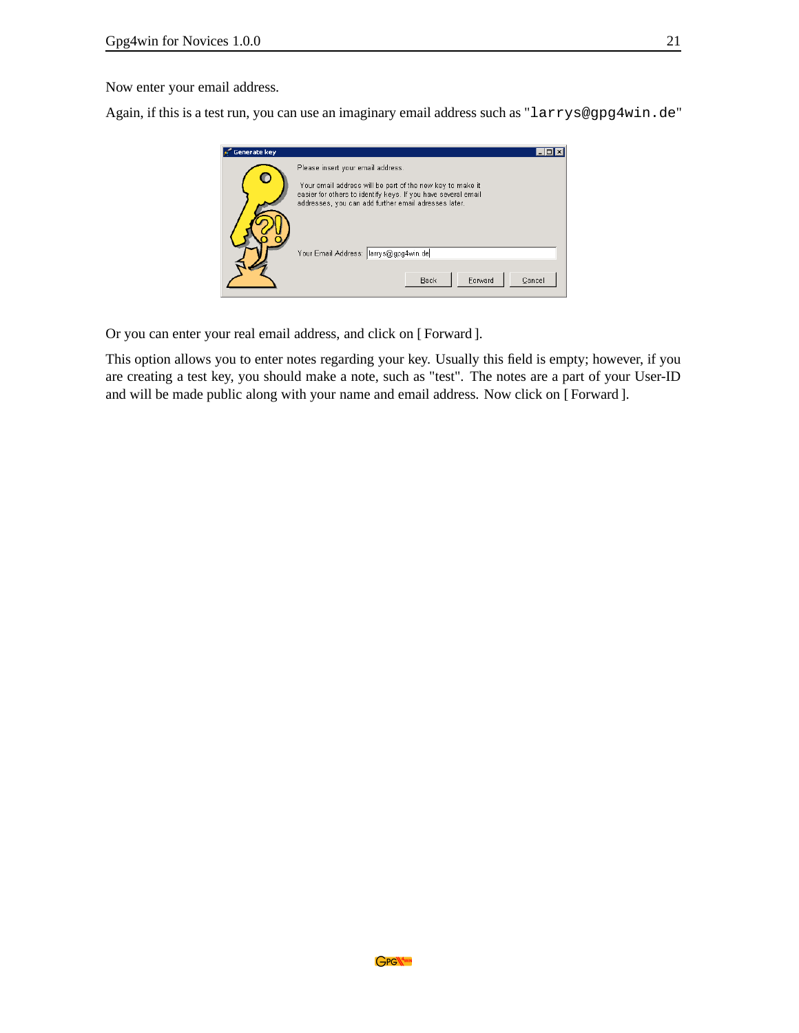Now enter your email address.

Again, if this is a test run, you can use an imaginary email address such as "`larrys@gpg4win.de`"

Or you can enter your real email address, and click on [ Forward ].

This option allows you to enter notes regarding your key. Usually this field is empty; however, if you are creating a test key, you should make a note, such as "test". The notes are a part of your User-ID and will be made public along with your name and email address. Now click on [ Forward ].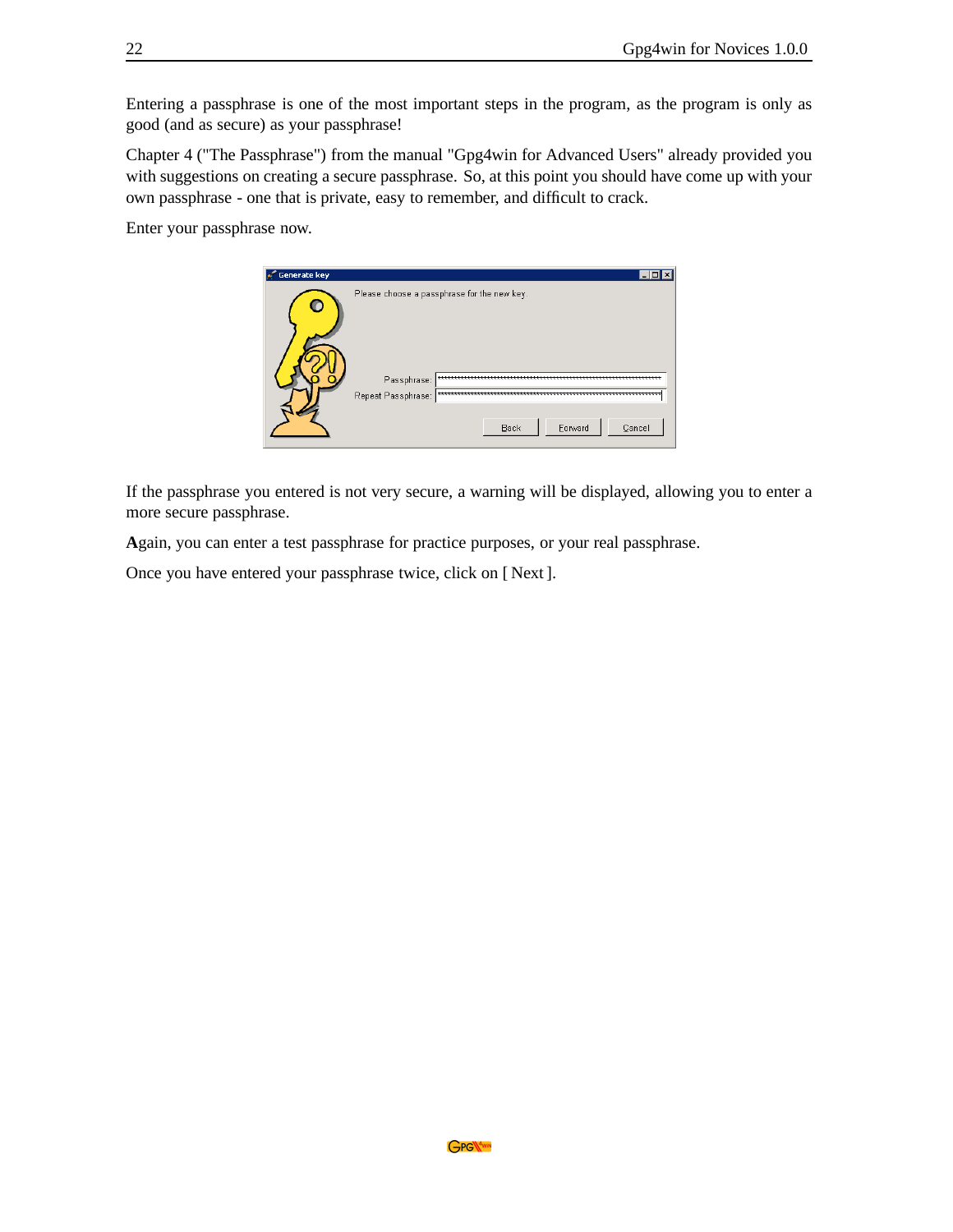Entering a passphrase is one of the most important steps in the program, as the program is only as good (and as secure) as your passphrase!

Chapter 4 ("The Passphrase") from the manual "Gpg4win for Advanced Users" already provided you with suggestions on creating a secure passphrase. So, at this point you should have come up with your own passphrase - one that is private, easy to remember, and difficult to crack.

Enter your passphrase now.

If the passphrase you entered is not very secure, a warning will be displayed, allowing you to enter a more secure passphrase.

**A**gain, you can enter a test passphrase for practice purposes, or your real passphrase.

Once you have entered your passphrase twice, click on [ Next ].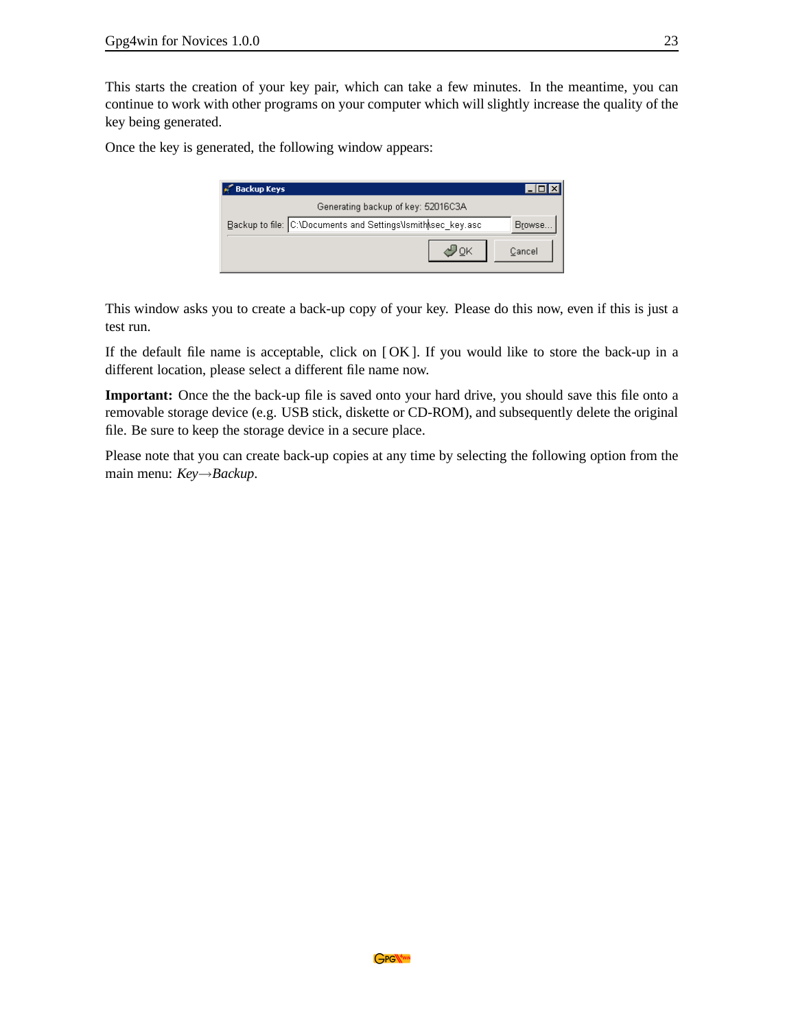This starts the creation of your key pair, which can take a few minutes. In the meantime, you can continue to work with other programs on your computer which will slightly increase the quality of the key being generated.

Once the key is generated, the following window appears:

This window asks you to create a back-up copy of your key. Please do this now, even if this is just a test run.

If the default file name is acceptable, click on [ OK ]. If you would like to store the back-up in a different location, please select a different file name now.

**Important:** Once the the back-up file is saved onto your hard drive, you should save this file onto a removable storage device (e.g. USB stick, diskette or CD-ROM), and subsequently delete the original file. Be sure to keep the storage device in a secure place.

Please note that you can create back-up copies at any time by selecting the following option from the main menu: *Key→Backup*.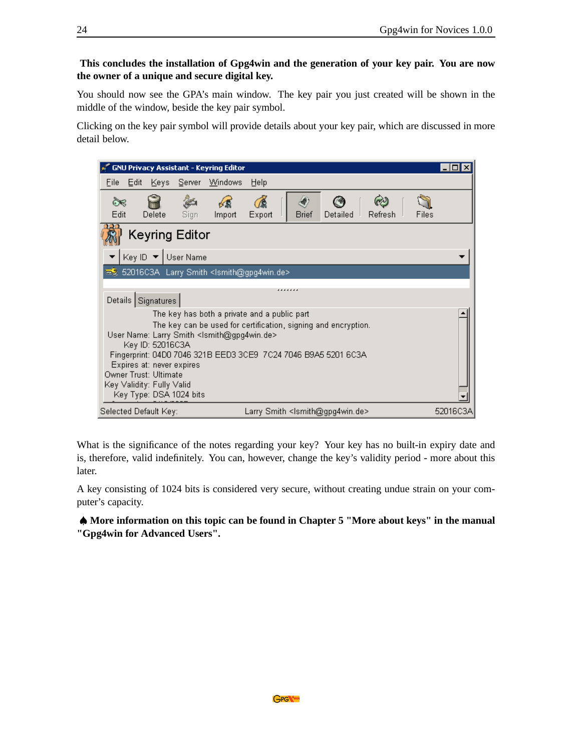**This concludes the installation of Gpg4win and the generation of your key pair. You are now the owner of a unique and secure digital key.**

You should now see the GPA's main window. The key pair you just created will be shown in the middle of the window, beside the key pair symbol.

Clicking on the key pair symbol will provide details about your key pair, which are discussed in more detail below.

What is the significance of the notes regarding your key? Your key has no built-in expiry date and is, therefore, valid indefinitely. You can, however, change the key's validity period - more about this later.

A key consisting of 1024 bits is considered very secure, without creating undue strain on your computer's capacity.

♠ **More information on this topic can be found in Chapter 5 "More about keys" in the manual "Gpg4win for Advanced Users".**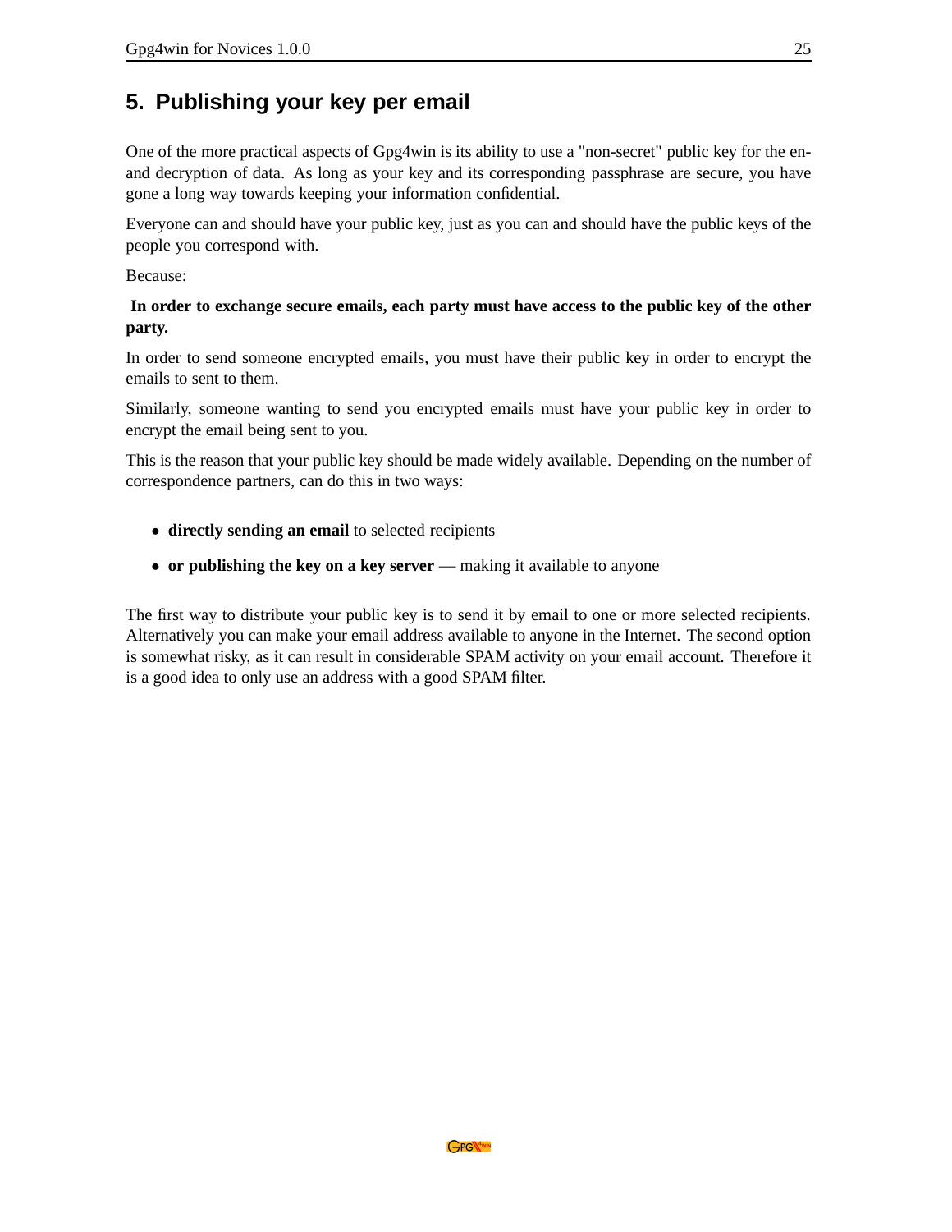# 5. Publishing your key per email

One of the more practical aspects of Gpg4win is its ability to use a "non-secret" public key for the en- and decryption of data. As long as your key and its corresponding passphrase are secure, you have gone a long way towards keeping your information confidential.

Everyone can and should have your public key, just as you can and should have the public keys of the people you correspond with.

Because:

**In order to exchange secure emails, each party must have access to the public key of the other party.**

In order to send someone encrypted emails, you must have their public key in order to encrypt the emails to sent to them.

Similarly, someone wanting to send you encrypted emails must have your public key in order to encrypt the email being sent to you.

This is the reason that your public key should be made widely available. Depending on the number of correspondence partners, can do this in two ways:

- **directly sending an email** to selected recipients
- **or publishing the key on a key server** — making it available to anyone

The first way to distribute your public key is to send it by email to one or more selected recipients. Alternatively you can make your email address available to anyone in the Internet. The second option is somewhat risky, as it can result in considerable SPAM activity on your email account. Therefore it is a good idea to only use an address with a good SPAM filter.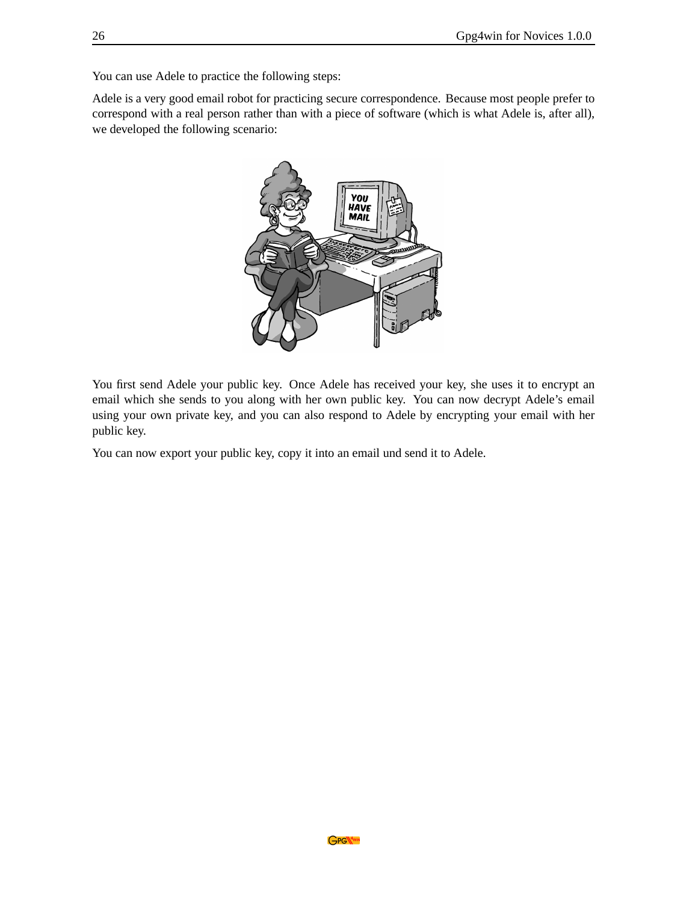You can use Adele to practice the following steps:

Adele is a very good email robot for practicing secure correspondence. Because most people prefer to correspond with a real person rather than with a piece of software (which is what Adele is, after all), we developed the following scenario:

You first send Adele your public key. Once Adele has received your key, she uses it to encrypt an email which she sends to you along with her own public key. You can now decrypt Adele's email using your own private key, and you can also respond to Adele by encrypting your email with her public key.

You can now export your public key, copy it into an email und send it to Adele.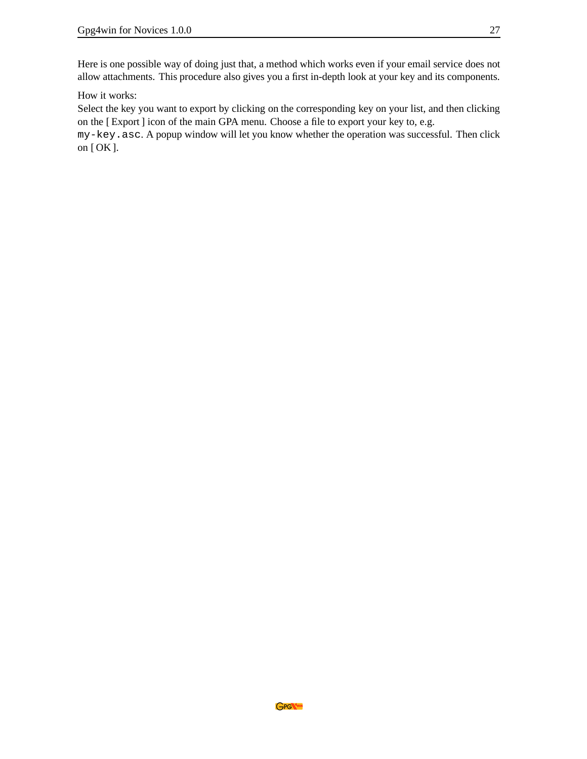Here is one possible way of doing just that, a method which works even if your email service does not allow attachments. This procedure also gives you a first in-depth look at your key and its components.

How it works:
Select the key you want to export by clicking on the corresponding key on your list, and then clicking on the [ Export ] icon of the main GPA menu. Choose a file to export your key to, e.g. `my-key.asc`. A popup window will let you know whether the operation was successful. Then click on [ OK ].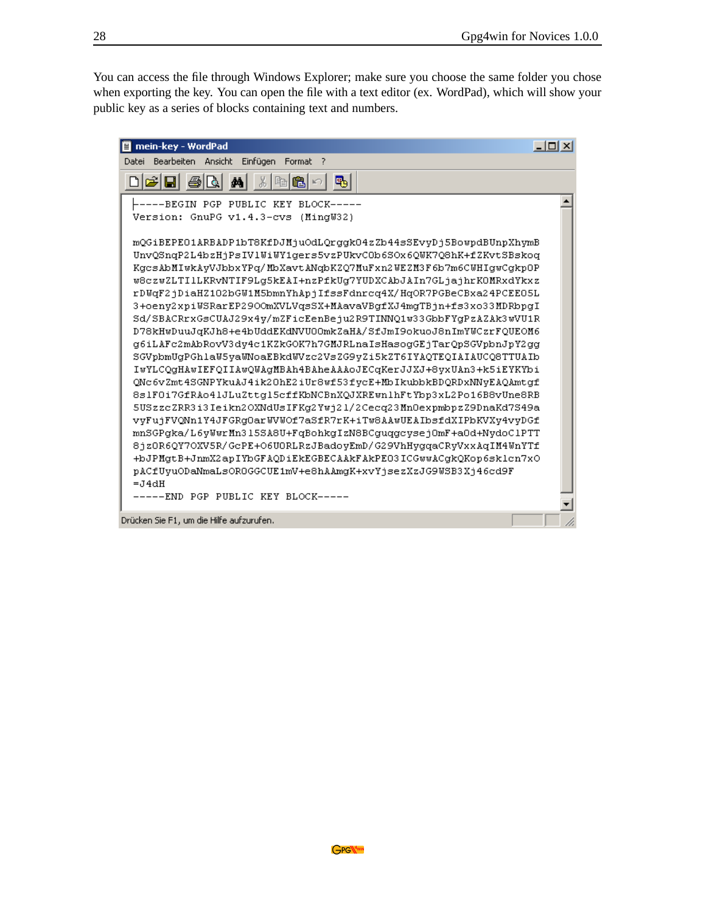You can access the file through Windows Explorer; make sure you choose the same folder you chose when exporting the key. You can open the file with a text editor (ex. WordPad), which will show your public key as a series of blocks containing text and numbers.

```
-----BEGIN PGP PUBLIC KEY BLOCK-----
Version: GnuPG v1.4.3-cvs (MingW32)

mQGiBEPEO1ARBADP1bT8KfDJMjuOdLQrggk04zZb44sSEvyDj5BowpdBUnpXhymB
UnvQSnqP2L4bzHjPsIV1WiWY1gers5vzPUkvCOb6SOx6QWK7Q8hK+fZKvtSBskoq
KgcsAbMIwkAyVJbbxYPq/MbXavtANqbKZQ7MuFxn2WEZM3F6b7m6CWHIgwCgkpOP
w8czwZLTI1LKRvNTIF9Lg5kEAI+nzPfkUg7YUDXCAbJAIn7GLjajhrKOMRxdYkxz
rDWqF2jDiaHZ1O2bGW1M5bmnYhApjIfssFdnrcq4X/HqOR7PGBeCBxa24PCEEO5L
3+oeny2xpiWSRarEP29OOmXVLVqsSX+MAavaVBgfXJ4mgTBjn+fs3xo33MDRbpgI
Sd/SBACRrxGsCUAJ29x4y/mZFicEenBeju2R9TINNQ1w33GbbFYgPzAZAk3wVU1R
D78kHwDuuJqKJh8+e4bUddEKdNVUOOmkZaHA/SfJmI9okuoJ8nImYWCzrFQUEOM6
g6iLAFc2mAbRovV3dy4c1KZkGOK7h7GMJRLnaIsHasogGEjTarQpSGVpbnJpY2gg
SGVpbmUgPGhlaW5yaWNoaEBkdWVzc2VsZG9yZi5kZT6IYAQTEQIAIAUCQ8TTUAIb
IwYLCQgHAwIEFQIIAwQWAgMBAh4BAheAAAoJECqKerJJXJ+8yxUAn3+k5iEYKYbi
QNc6vZmt4SGNPYkuAJ4ik2OhE2iUr8wf53fycE+MbIkubbkBDQRDxNNyEAQAmtgf
8s1FOi7GfRAo41JLuZttgl5cffKbNCBnXQJXREwn1hFtYbp3xL2Po16B8vUne8RB
5USzzcZRR3i3Ieikn2OXNdUsIFKg2Ywj21/2Cecq23MnOexpmbpzZ9DnaKd7S49a
vyFujFVQNn1Y4JFGRgOarWVWOf7aSfR7rK+iTw8AAwUEAIbsfdXIPbKVXy4vyDGf
mnSGPgka/L6yWwrMn315SA8U+FqBohkgIzN8BCguqgcysejOmF+aOd+NydoC1PTT
8jzOR6QY7OXV5R/GcPE+O6UORLRzJBadoyEmD/G29VhHygqaCRyVxxAqIM4WnYTf
+bJPMgtB+JnmX2apIYbGFAQDiEkEGBECAAkFAkPEO3ICGwwACgkQKop6sk1cn7xO
pACfUyuODaNmaLsOROGGCUE1mV+e8hAAmgK+xvYjsezXzJG9WSB3Xj46cd9F
=J4dH
-----END PGP PUBLIC KEY BLOCK-----
```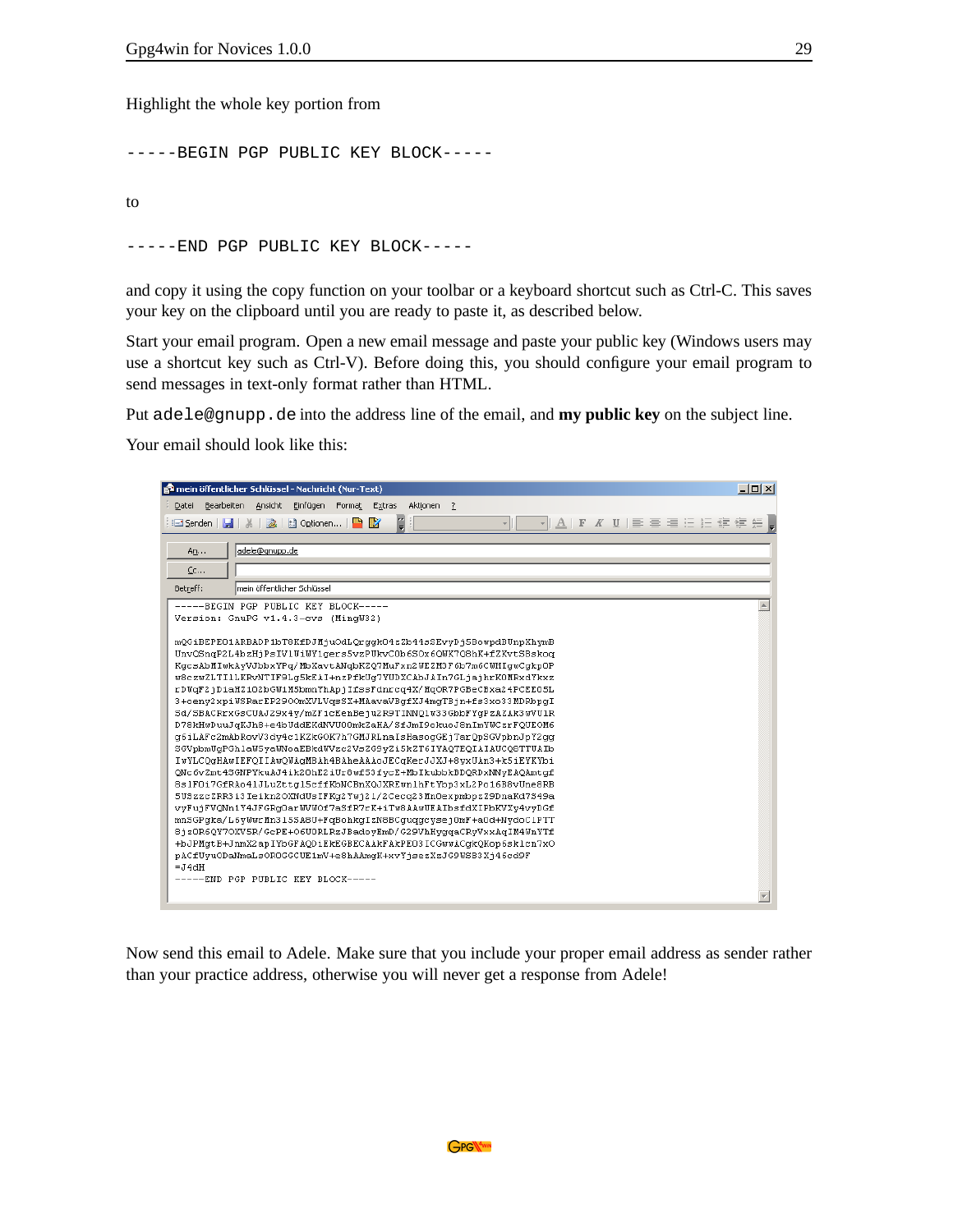Highlight the whole key portion from

```
-----BEGIN PGP PUBLIC KEY BLOCK-----
```

to

```
-----END PGP PUBLIC KEY BLOCK-----
```

and copy it using the copy function on your toolbar or a keyboard shortcut such as Ctrl-C. This saves your key on the clipboard until you are ready to paste it, as described below.

Start your email program. Open a new email message and paste your public key (Windows users may use a shortcut key such as Ctrl-V). Before doing this, you should configure your email program to send messages in text-only format rather than HTML.

Put `adele@gnupp.de` into the address line of the email, and **my public key** on the subject line.

Your email should look like this:

Now send this email to Adele. Make sure that you include your proper email address as sender rather than your practice address, otherwise you will never get a response from Adele!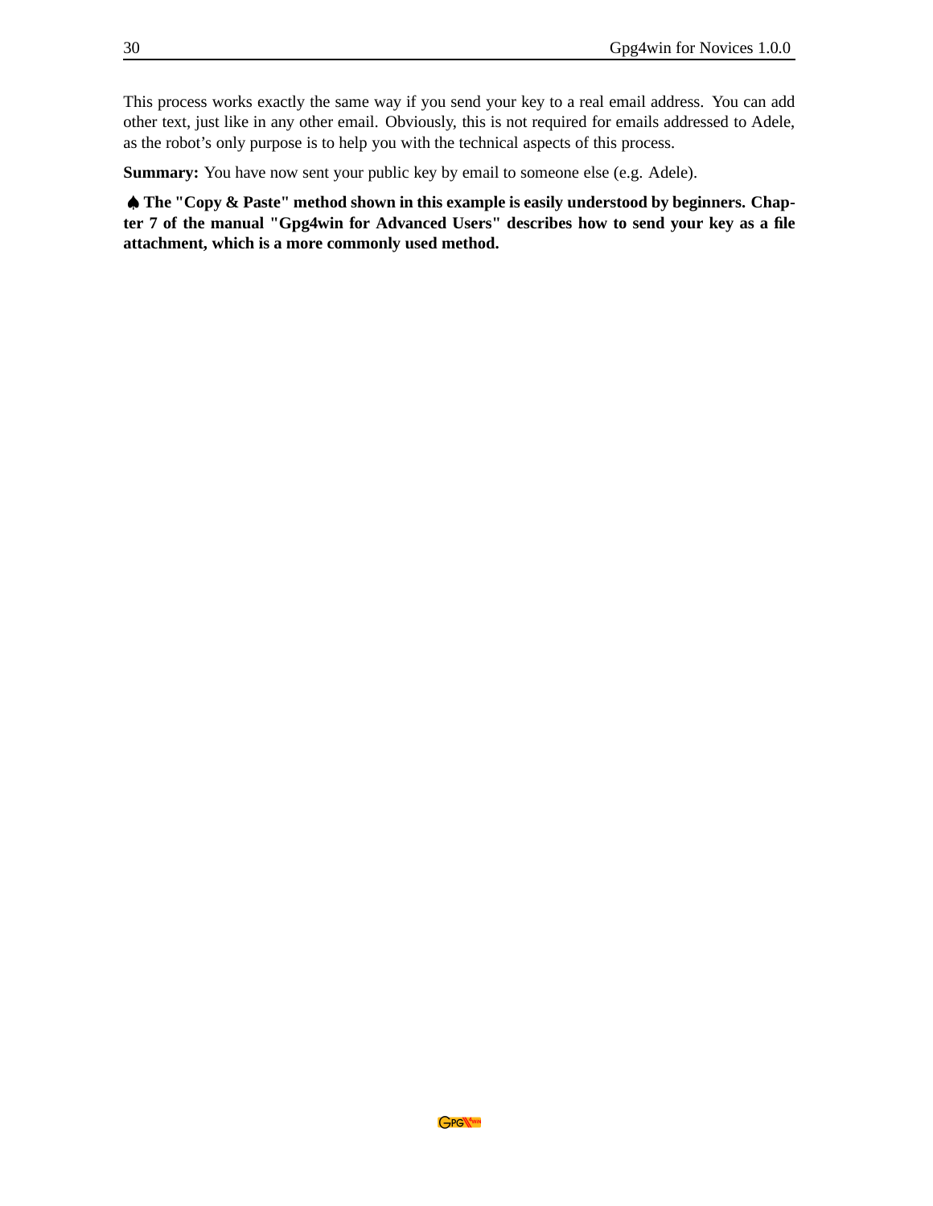This process works exactly the same way if you send your key to a real email address. You can add other text, just like in any other email. Obviously, this is not required for emails addressed to Adele, as the robot's only purpose is to help you with the technical aspects of this process.

**Summary:** You have now sent your public key by email to someone else (e.g. Adele).

♠ **The "Copy & Paste" method shown in this example is easily understood by beginners. Chapter 7 of the manual "Gpg4win for Advanced Users" describes how to send your key as a file attachment, which is a more commonly used method.**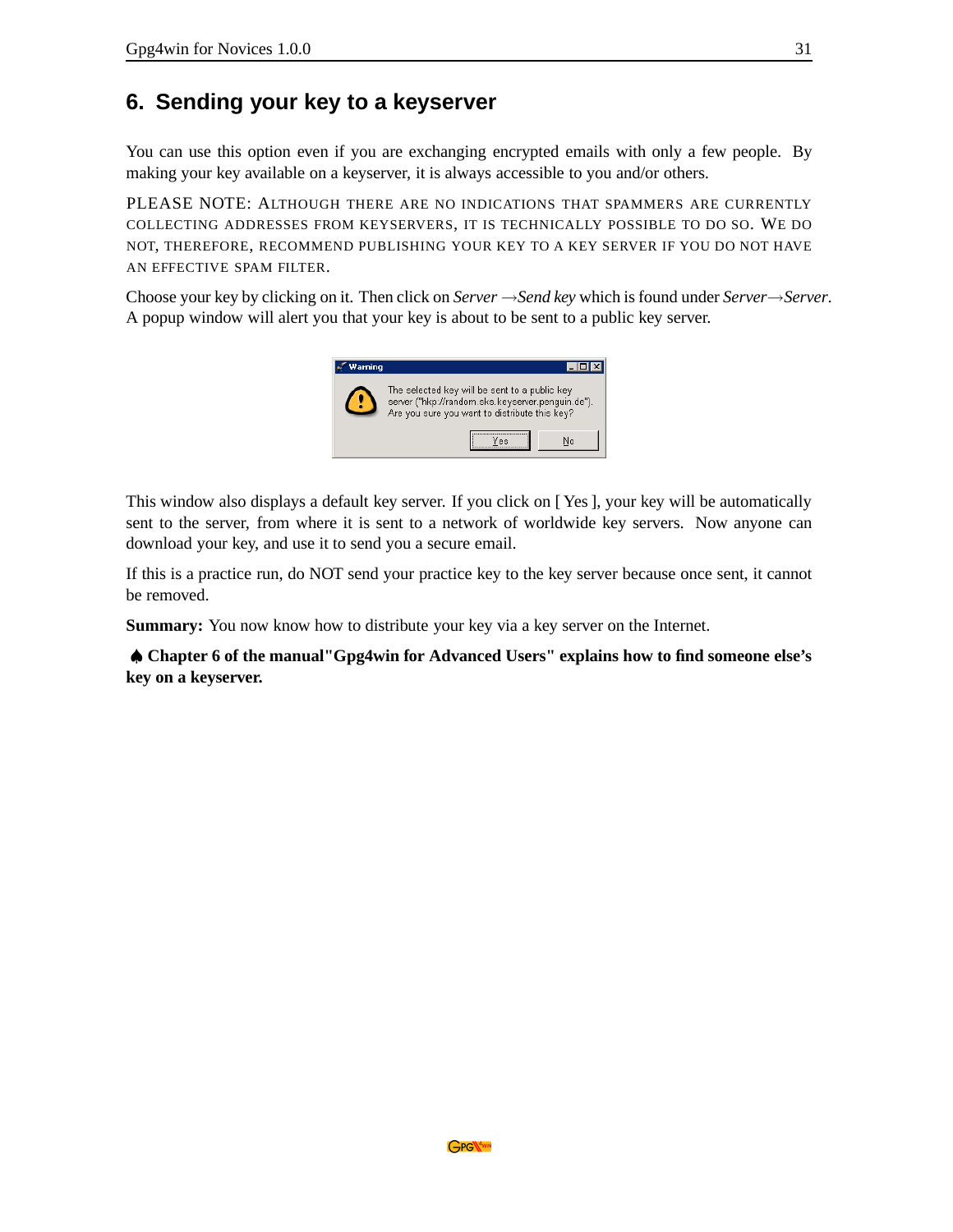# 6. Sending your key to a keyserver

You can use this option even if you are exchanging encrypted emails with only a few people. By making your key available on a keyserver, it is always accessible to you and/or others.

PLEASE NOTE: ALTHOUGH THERE ARE NO INDICATIONS THAT SPAMMERS ARE CURRENTLY COLLECTING ADDRESSES FROM KEYSERVERS, IT IS TECHNICALLY POSSIBLE TO DO SO. WE DO NOT, THEREFORE, RECOMMEND PUBLISHING YOUR KEY TO A KEY SERVER IF YOU DO NOT HAVE AN EFFECTIVE SPAM FILTER.

Choose your key by clicking on it. Then click on *Server →Send key* which is found under *Server→Server*. A popup window will alert you that your key is about to be sent to a public key server.

This window also displays a default key server. If you click on [ Yes ], your key will be automatically sent to the server, from where it is sent to a network of worldwide key servers. Now anyone can download your key, and use it to send you a secure email.

If this is a practice run, do NOT send your practice key to the key server because once sent, it cannot be removed.

**Summary:** You now know how to distribute your key via a key server on the Internet.

**♠ Chapter 6 of the manual"Gpg4win for Advanced Users" explains how to find someone else's key on a keyserver.**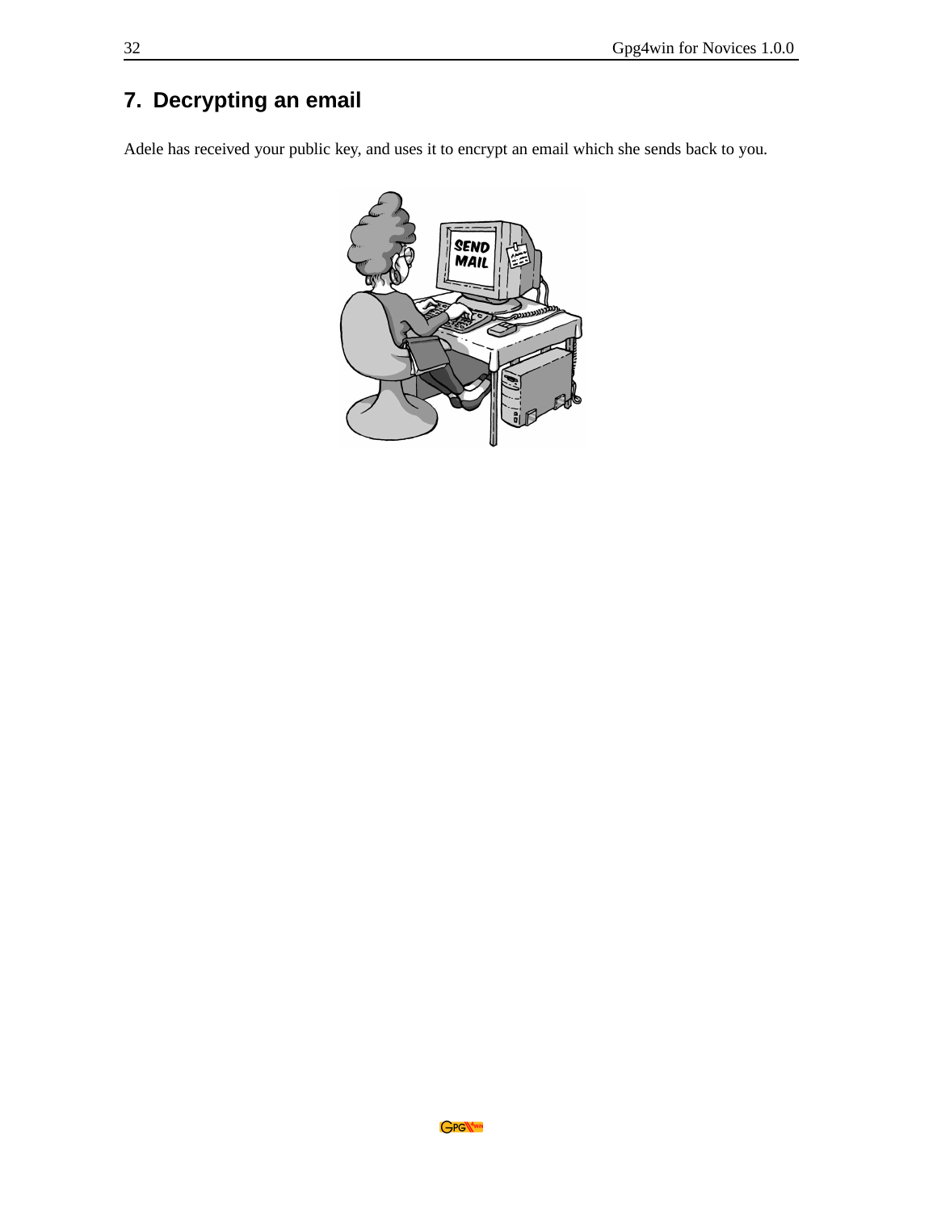## 7. Decrypting an email

Adele has received your public key, and uses it to encrypt an email which she sends back to you.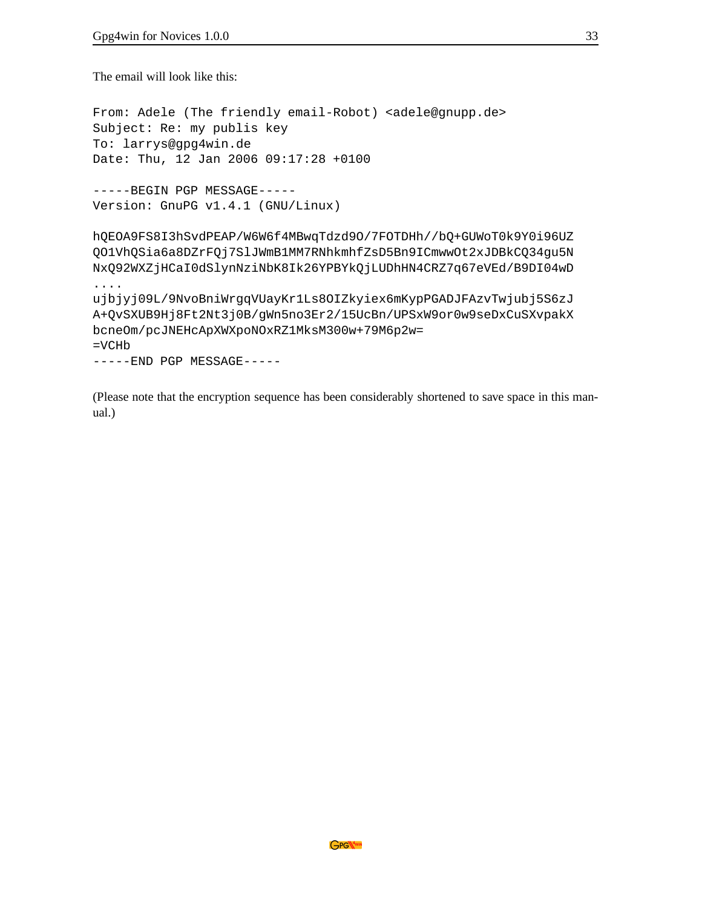The email will look like this:

```
From: Adele (The friendly email-Robot) <adele@gnupp.de>
Subject: Re: my publis key
To: larrys@gpg4win.de
Date: Thu, 12 Jan 2006 09:17:28 +0100

-----BEGIN PGP MESSAGE-----
Version: GnuPG v1.4.1 (GNU/Linux)

hQEOA9FS8I3hSvdPEAP/W6W6f4MBwqTdzd9O/7FOTDHh//bQ+GUWoT0k9Y0i96UZ
QO1VhQSia6a8DZrFQj7SlJWmB1MM7RNhkmhfZsD5Bn9ICmwwOt2xJDBkCQ34gu5N
NxQ92WXZjHCaI0dSlynNziNbK8Ik26YPBYkQjLUDhHN4CRZ7q67eVEd/B9DI04wD
....
ujbjyj09L/9NvoBniWrgqVUayKr1Ls8OIZkyiex6mKypPGADJFAzvTwjubj5S6zJ
A+QvSXUB9Hj8Ft2Nt3j0B/gWn5no3Er2/15UcBn/UPSxW9or0w9seDxCuSXvpakX
bcneOm/pcJNEHcApXWXpoNOxRZ1MksM300w+79M6p2w=
=VCHb
-----END PGP MESSAGE-----
```

(Please note that the encryption sequence has been considerably shortened to save space in this manual.)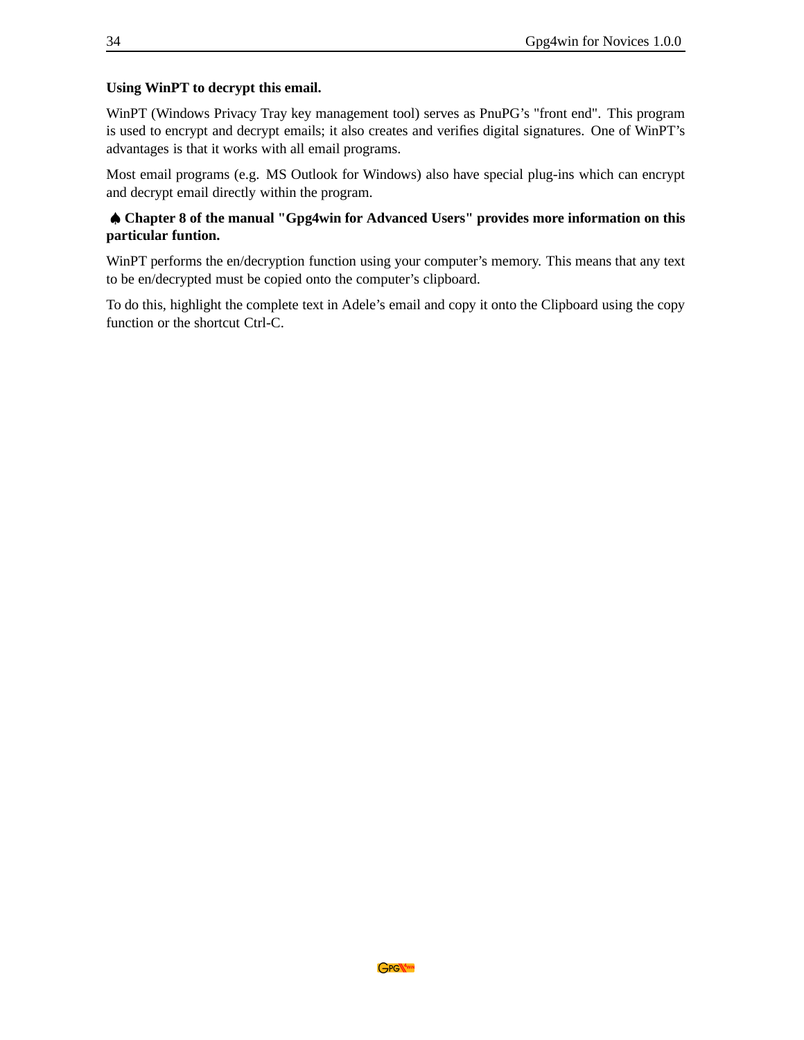**Using WinPT to decrypt this email.**

WinPT (Windows Privacy Tray key management tool) serves as PnuPG's "front end". This program is used to encrypt and decrypt emails; it also creates and verifies digital signatures. One of WinPT's advantages is that it works with all email programs.

Most email programs (e.g. MS Outlook for Windows) also have special plug-ins which can encrypt and decrypt email directly within the program.

♠ **Chapter 8 of the manual "Gpg4win for Advanced Users" provides more information on this particular funtion.**

WinPT performs the en/decryption function using your computer's memory. This means that any text to be en/decrypted must be copied onto the computer's clipboard.

To do this, highlight the complete text in Adele's email and copy it onto the Clipboard using the copy function or the shortcut Ctrl-C.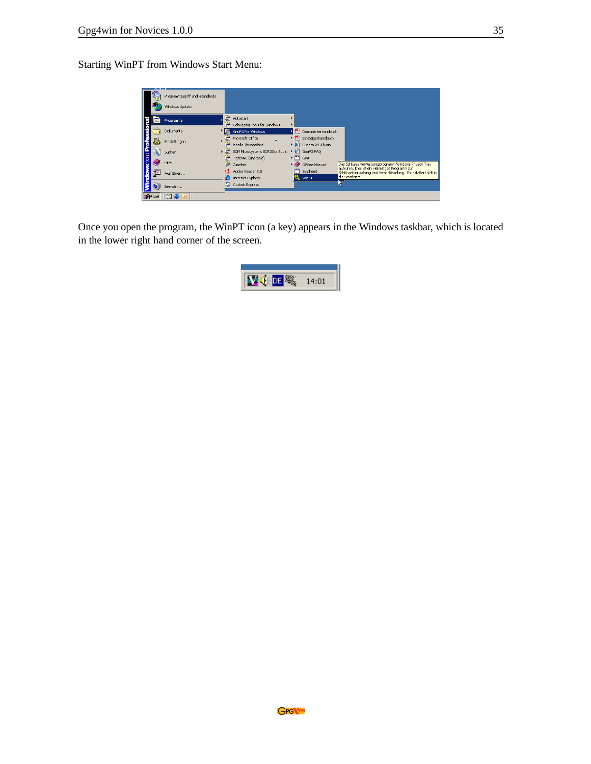Starting WinPT from Windows Start Menu:

Once you open the program, the WinPT icon (a key) appears in the Windows taskbar, which is located in the lower right hand corner of the screen.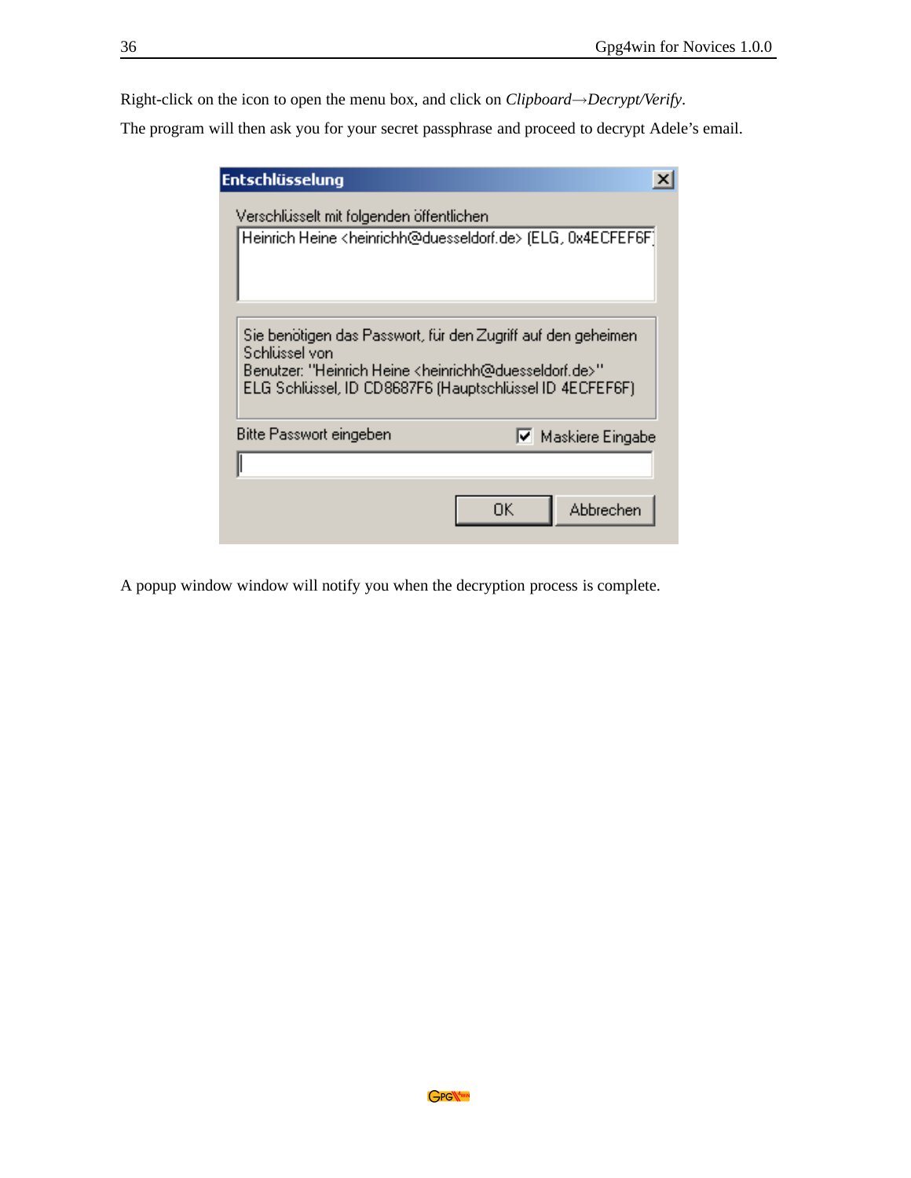Right-click on the icon to open the menu box, and click on *Clipboard→Decrypt/Verify*.

The program will then ask you for your secret passphrase and proceed to decrypt Adele's email.

A popup window window will notify you when the decryption process is complete.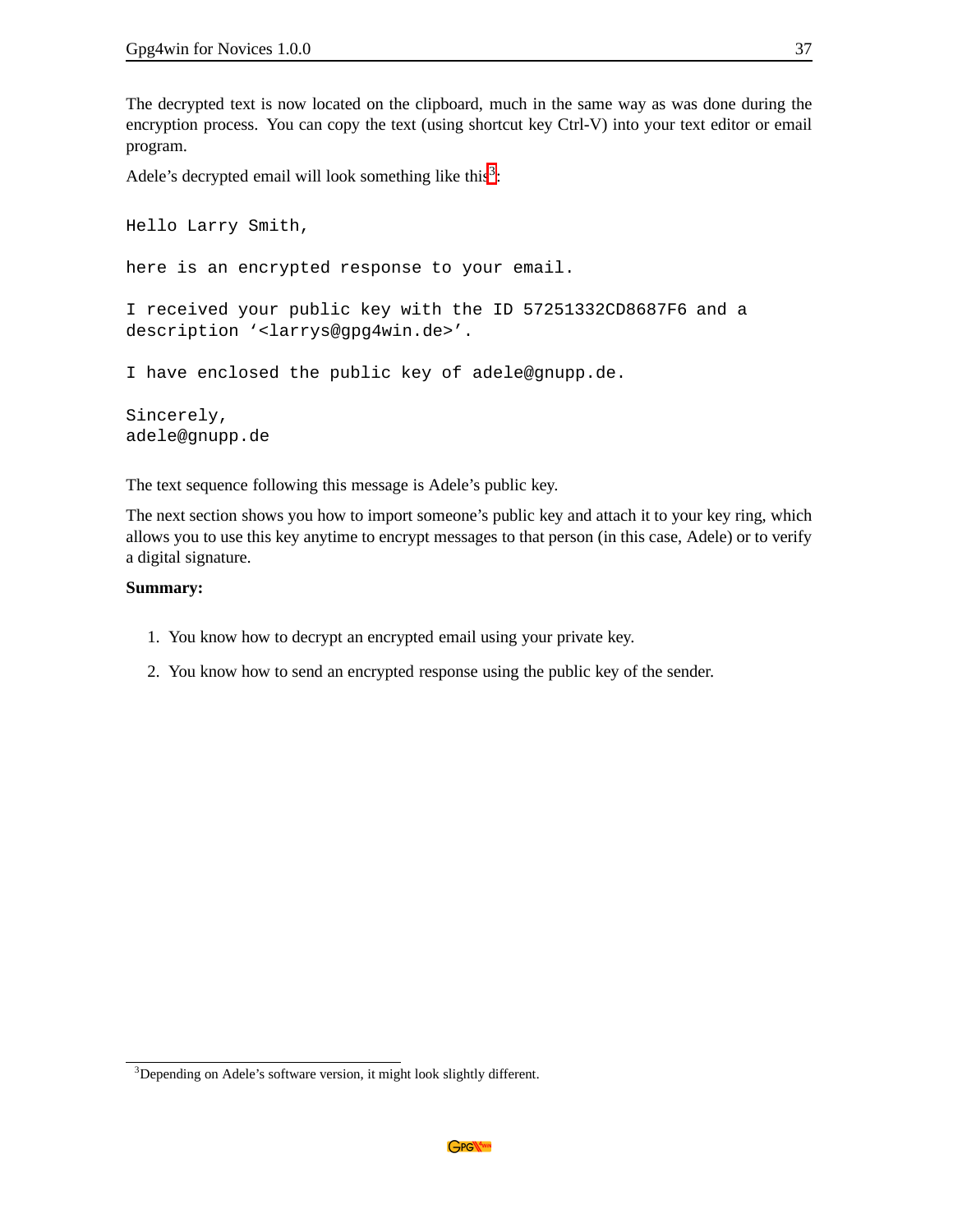The decrypted text is now located on the clipboard, much in the same way as was done during the encryption process. You can copy the text (using shortcut key Ctrl-V) into your text editor or email program.

Adele's decrypted email will look something like this[3]:

```
Hello Larry Smith,

here is an encrypted response to your email.

I received your public key with the ID 57251332CD8687F6 and a
description '<larrys@gpg4win.de>'.

I have enclosed the public key of adele@gnupp.de.

Sincerely,
adele@gnupp.de
```

The text sequence following this message is Adele's public key.

The next section shows you how to import someone's public key and attach it to your key ring, which allows you to use this key anytime to encrypt messages to that person (in this case, Adele) or to verify a digital signature.

**Summary:**

1. You know how to decrypt an encrypted email using your private key.
2. You know how to send an encrypted response using the public key of the sender.

[3] Depending on Adele's software version, it might look slightly different.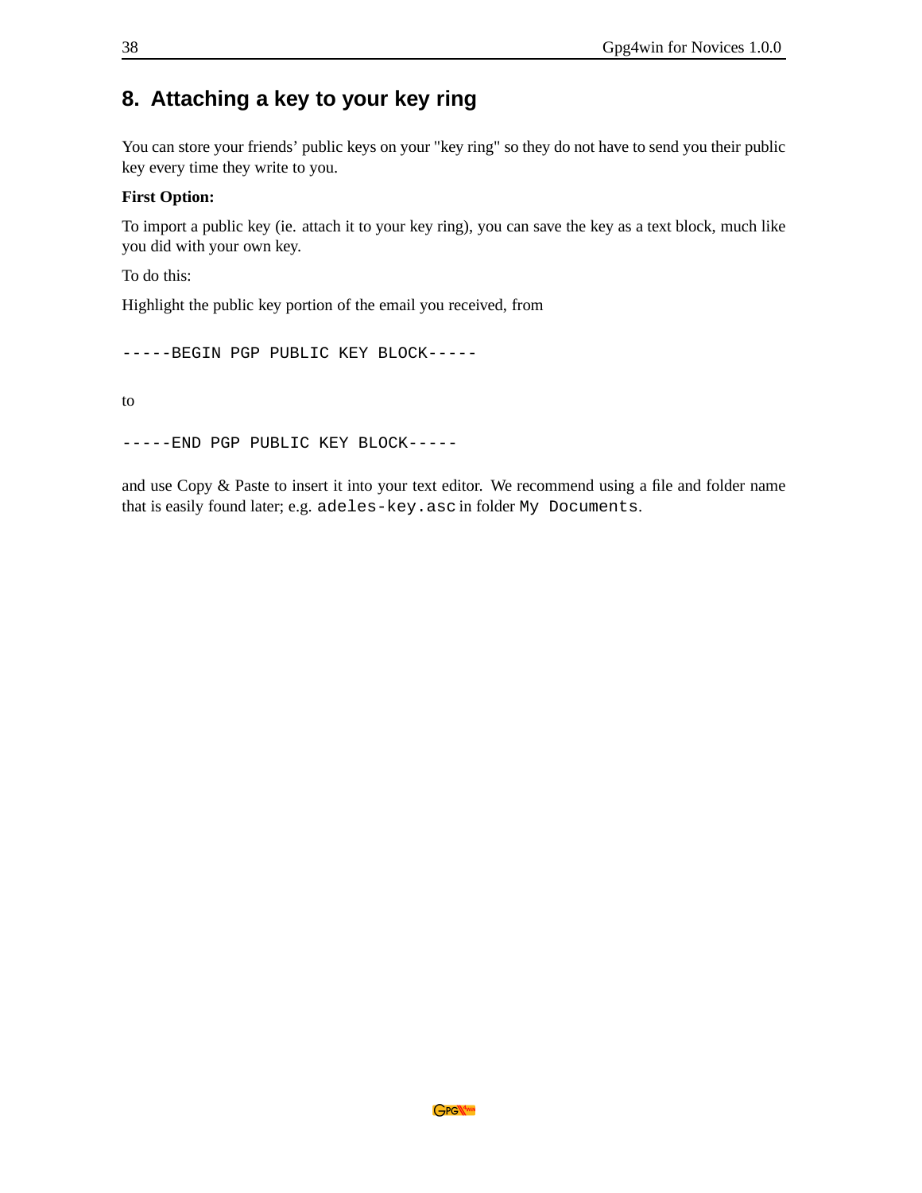## 8. Attaching a key to your key ring

You can store your friends' public keys on your "key ring" so they do not have to send you their public key every time they write to you.

**First Option:**

To import a public key (ie. attach it to your key ring), you can save the key as a text block, much like you did with your own key.

To do this:

Highlight the public key portion of the email you received, from

```
-----BEGIN PGP PUBLIC KEY BLOCK-----
```

to

```
-----END PGP PUBLIC KEY BLOCK-----
```

and use Copy & Paste to insert it into your text editor. We recommend using a file and folder name that is easily found later; e.g. `adeles-key.asc` in folder `My Documents`.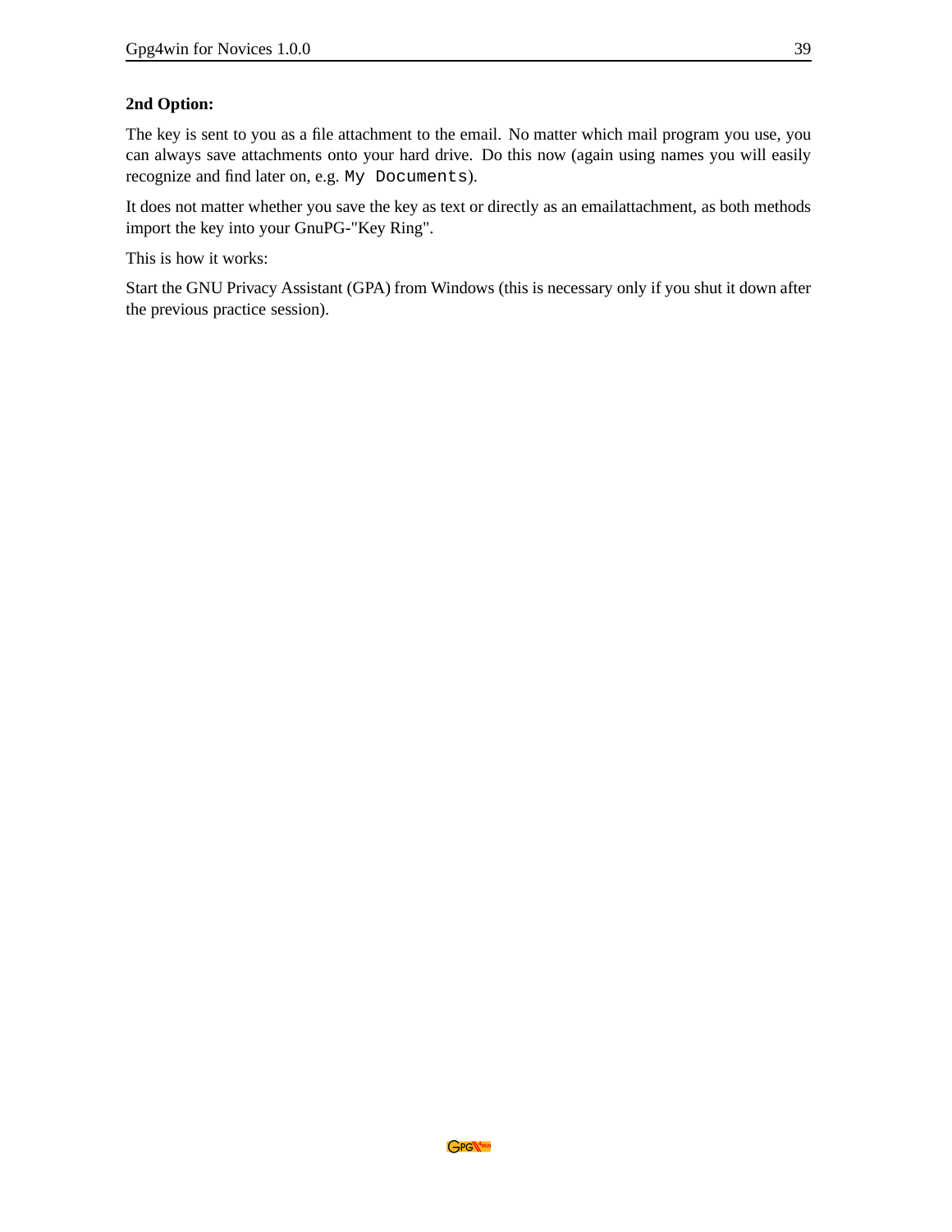**2nd Option:**

The key is sent to you as a file attachment to the email. No matter which mail program you use, you can always save attachments onto your hard drive. Do this now (again using names you will easily recognize and find later on, e.g. `My Documents`).

It does not matter whether you save the key as text or directly as an emailattachment, as both methods import the key into your GnuPG-"Key Ring".

This is how it works:

Start the GNU Privacy Assistant (GPA) from Windows (this is necessary only if you shut it down after the previous practice session).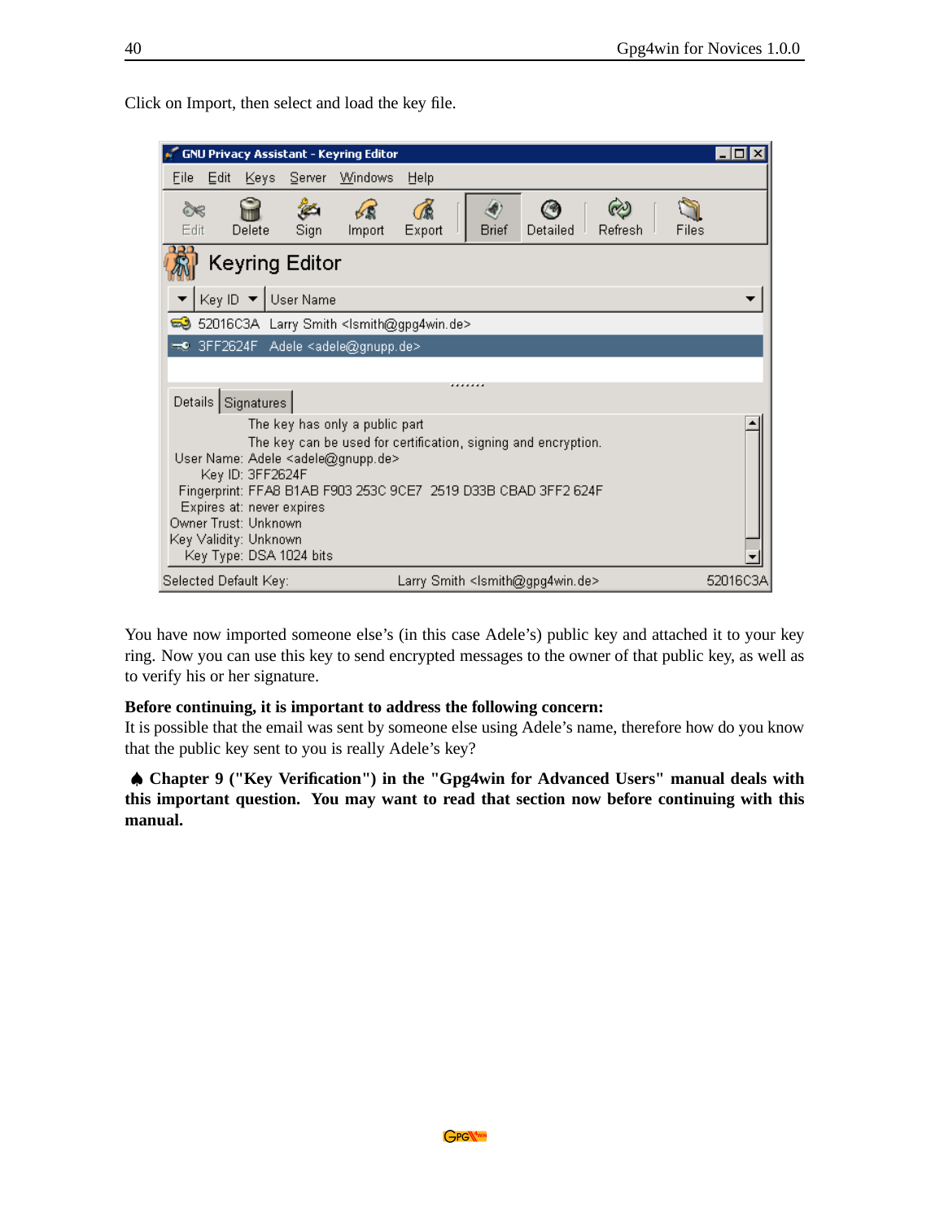Click on Import, then select and load the key file.

You have now imported someone else's (in this case Adele's) public key and attached it to your key ring. Now you can use this key to send encrypted messages to the owner of that public key, as well as to verify his or her signature.

**Before continuing, it is important to address the following concern:**
It is possible that the email was sent by someone else using Adele's name, therefore how do you know that the public key sent to you is really Adele's key?

♠ **Chapter 9 ("Key Verification") in the "Gpg4win for Advanced Users" manual deals with this important question. You may want to read that section now before continuing with this manual.**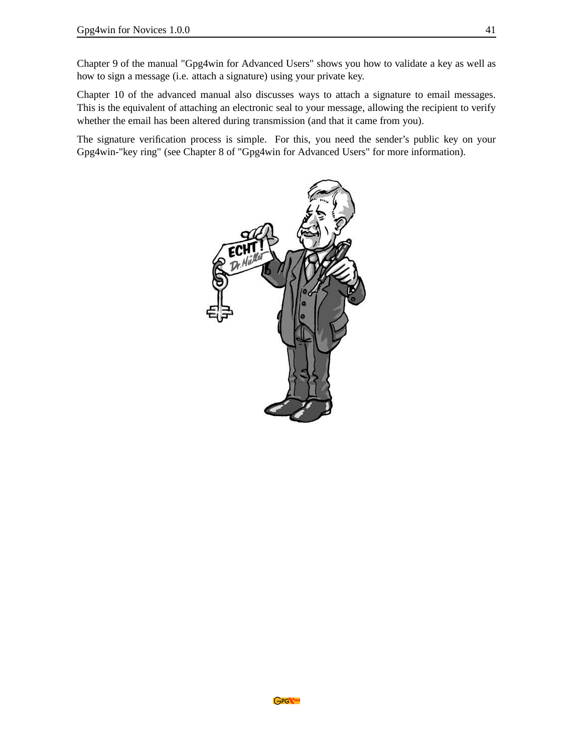Chapter 9 of the manual "Gpg4win for Advanced Users" shows you how to validate a key as well as how to sign a message (i.e. attach a signature) using your private key.

Chapter 10 of the advanced manual also discusses ways to attach a signature to email messages. This is the equivalent of attaching an electronic seal to your message, allowing the recipient to verify whether the email has been altered during transmission (and that it came from you).

The signature verification process is simple. For this, you need the sender's public key on your Gpg4win-"key ring" (see Chapter 8 of "Gpg4win for Advanced Users" for more information).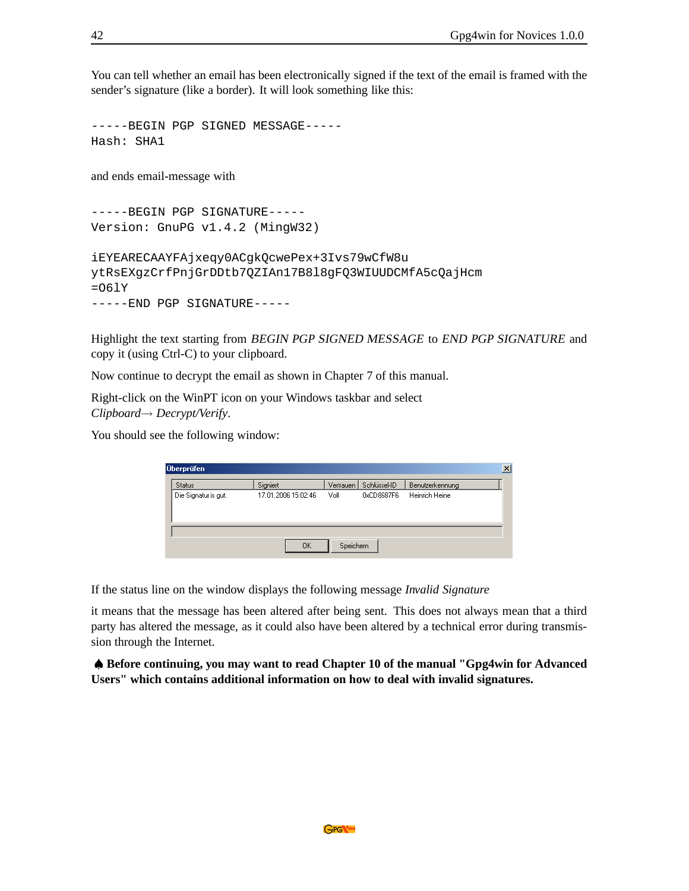You can tell whether an email has been electronically signed if the text of the email is framed with the sender's signature (like a border). It will look something like this:

```
-----BEGIN PGP SIGNED MESSAGE-----
Hash: SHA1
```

and ends email-message with

```
-----BEGIN PGP SIGNATURE-----
Version: GnuPG v1.4.2 (MingW32)

iEYEARECAAYFAjxeqy0ACgkQcwePex+3Ivs79wCfW8u
ytRsEXgzCrfPnjGrDDtb7QZIAn17B8l8gFQ3WIUUDCMfA5cQajHcm
=O6lY
-----END PGP SIGNATURE-----
```

Highlight the text starting from *BEGIN PGP SIGNED MESSAGE* to *END PGP SIGNATURE* and copy it (using Ctrl-C) to your clipboard.

Now continue to decrypt the email as shown in Chapter 7 of this manual.

Right-click on the WinPT icon on your Windows taskbar and select *Clipboard→ Decrypt/Verify*.

You should see the following window:

If the status line on the window displays the following message *Invalid Signature*

it means that the message has been altered after being sent. This does not always mean that a third party has altered the message, as it could also have been altered by a technical error during transmission through the Internet.

♠ **Before continuing, you may want to read Chapter 10 of the manual "Gpg4win for Advanced Users" which contains additional information on how to deal with invalid signatures.**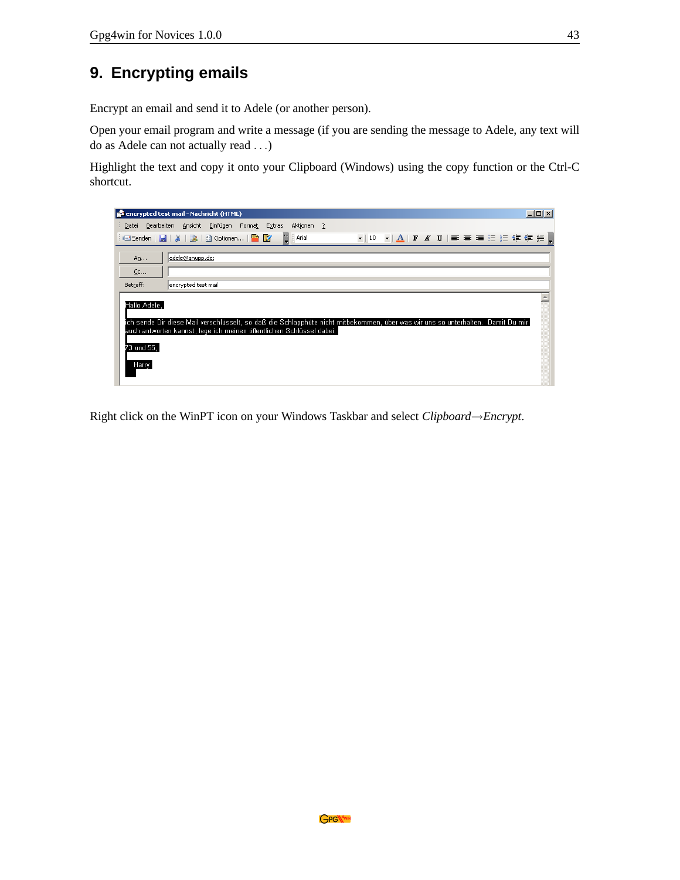# 9. Encrypting emails

Encrypt an email and send it to Adele (or another person).

Open your email program and write a message (if you are sending the message to Adele, any text will do as Adele can not actually read . . .)

Highlight the text and copy it onto your Clipboard (Windows) using the copy function or the Ctrl-C shortcut.

Right click on the WinPT icon on your Windows Taskbar and select *Clipboard→Encrypt*.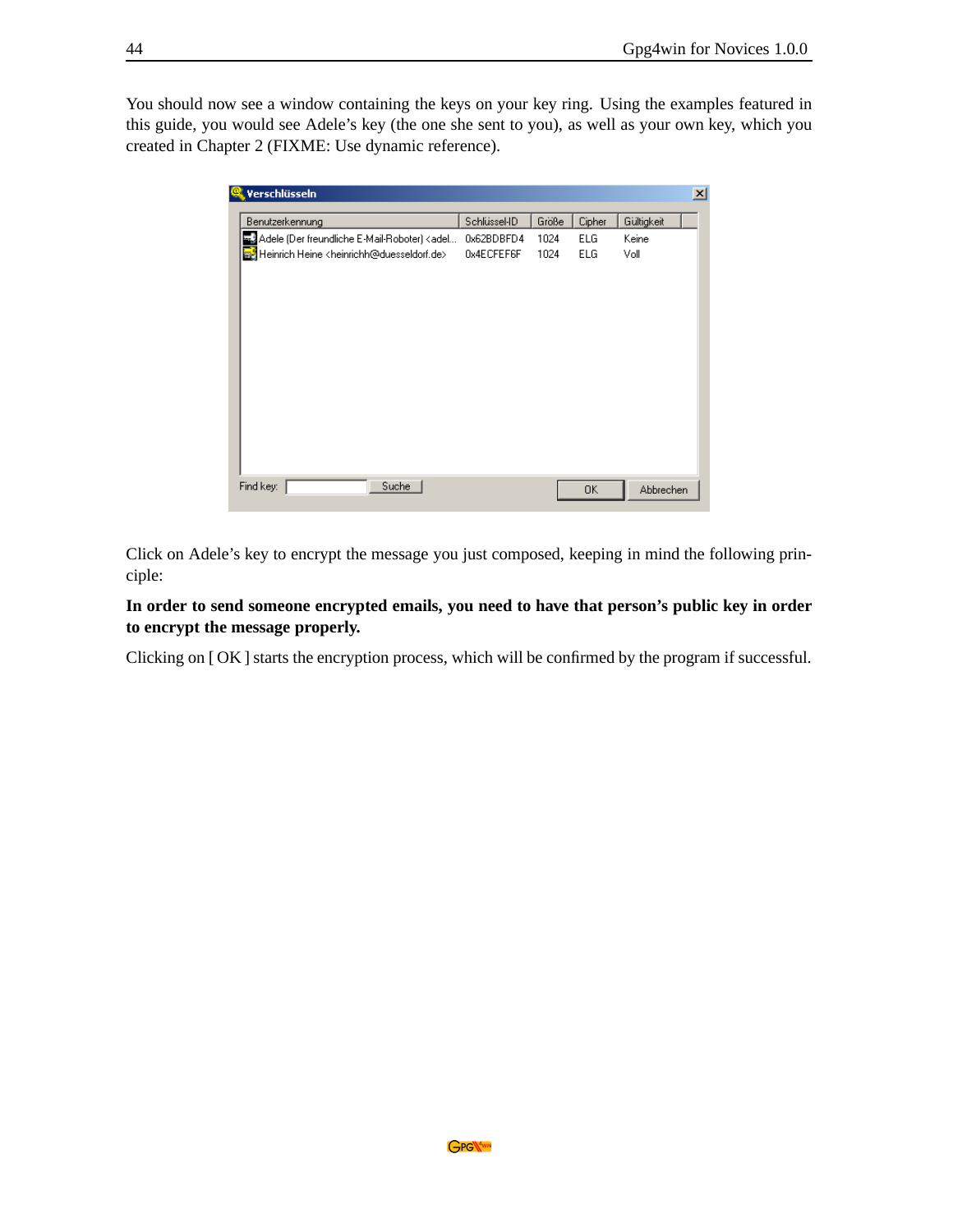You should now see a window containing the keys on your key ring. Using the examples featured in this guide, you would see Adele's key (the one she sent to you), as well as your own key, which you created in Chapter 2 (FIXME: Use dynamic reference).

Click on Adele's key to encrypt the message you just composed, keeping in mind the following principle:

**In order to send someone encrypted emails, you need to have that person's public key in order to encrypt the message properly.**

Clicking on [ OK ] starts the encryption process, which will be confirmed by the program if successful.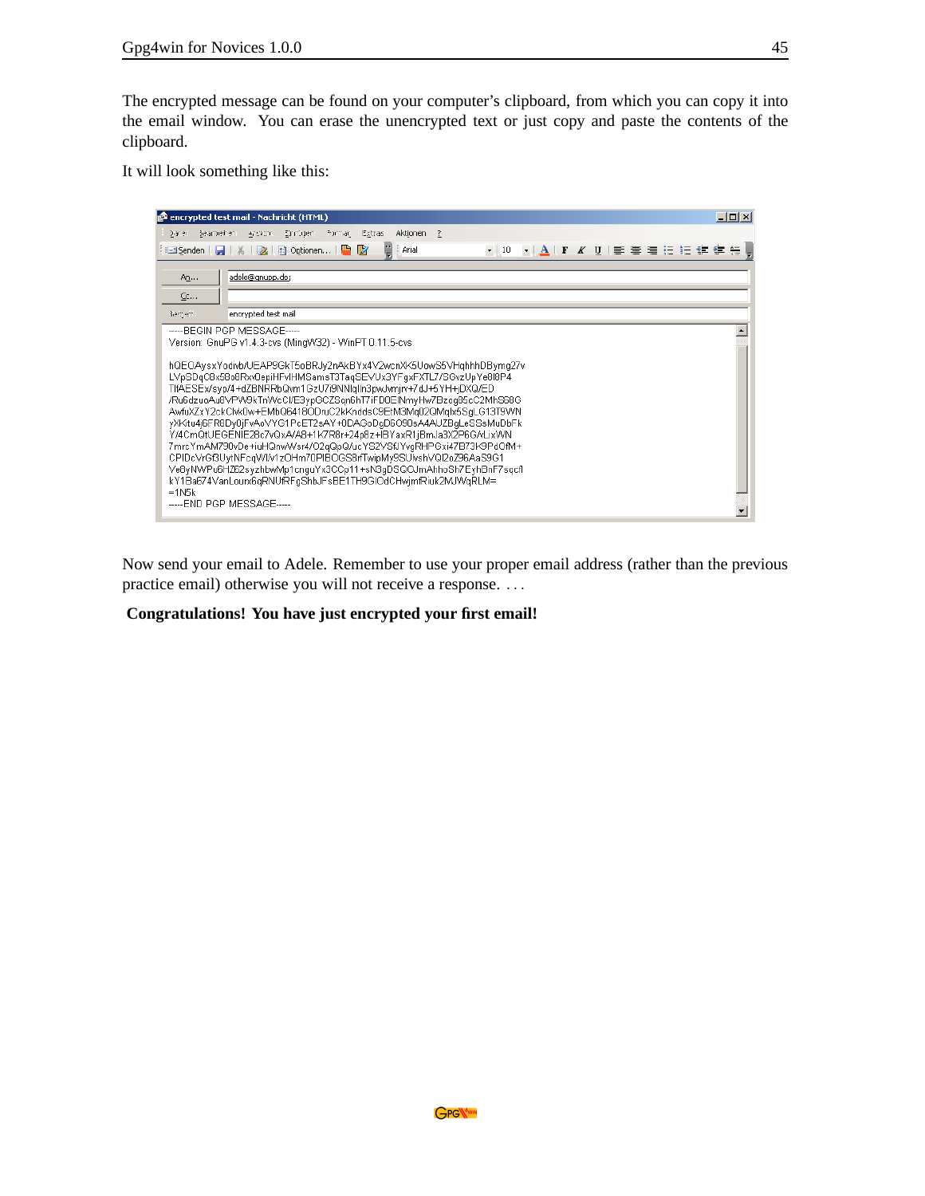The encrypted message can be found on your computer's clipboard, from which you can copy it into the email window. You can erase the unencrypted text or just copy and paste the contents of the clipboard.

It will look something like this:

Now send your email to Adele. Remember to use your proper email address (rather than the previous practice email) otherwise you will not receive a response. . . .

**Congratulations! You have just encrypted your first email!**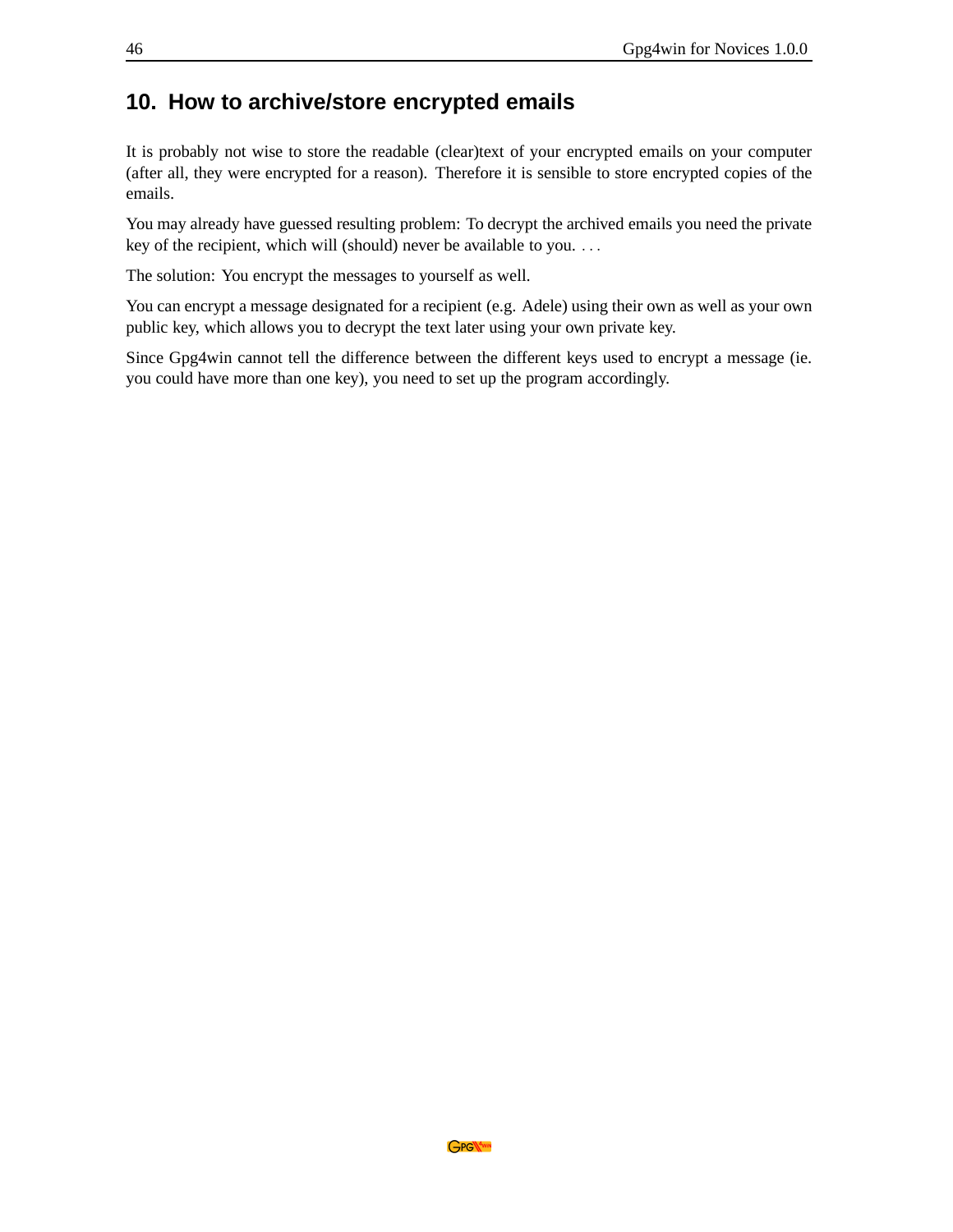# 10. How to archive/store encrypted emails

It is probably not wise to store the readable (clear)text of your encrypted emails on your computer (after all, they were encrypted for a reason). Therefore it is sensible to store encrypted copies of the emails.

You may already have guessed resulting problem: To decrypt the archived emails you need the private key of the recipient, which will (should) never be available to you. . . .

The solution: You encrypt the messages to yourself as well.

You can encrypt a message designated for a recipient (e.g. Adele) using their own as well as your own public key, which allows you to decrypt the text later using your own private key.

Since Gpg4win cannot tell the difference between the different keys used to encrypt a message (ie. you could have more than one key), you need to set up the program accordingly.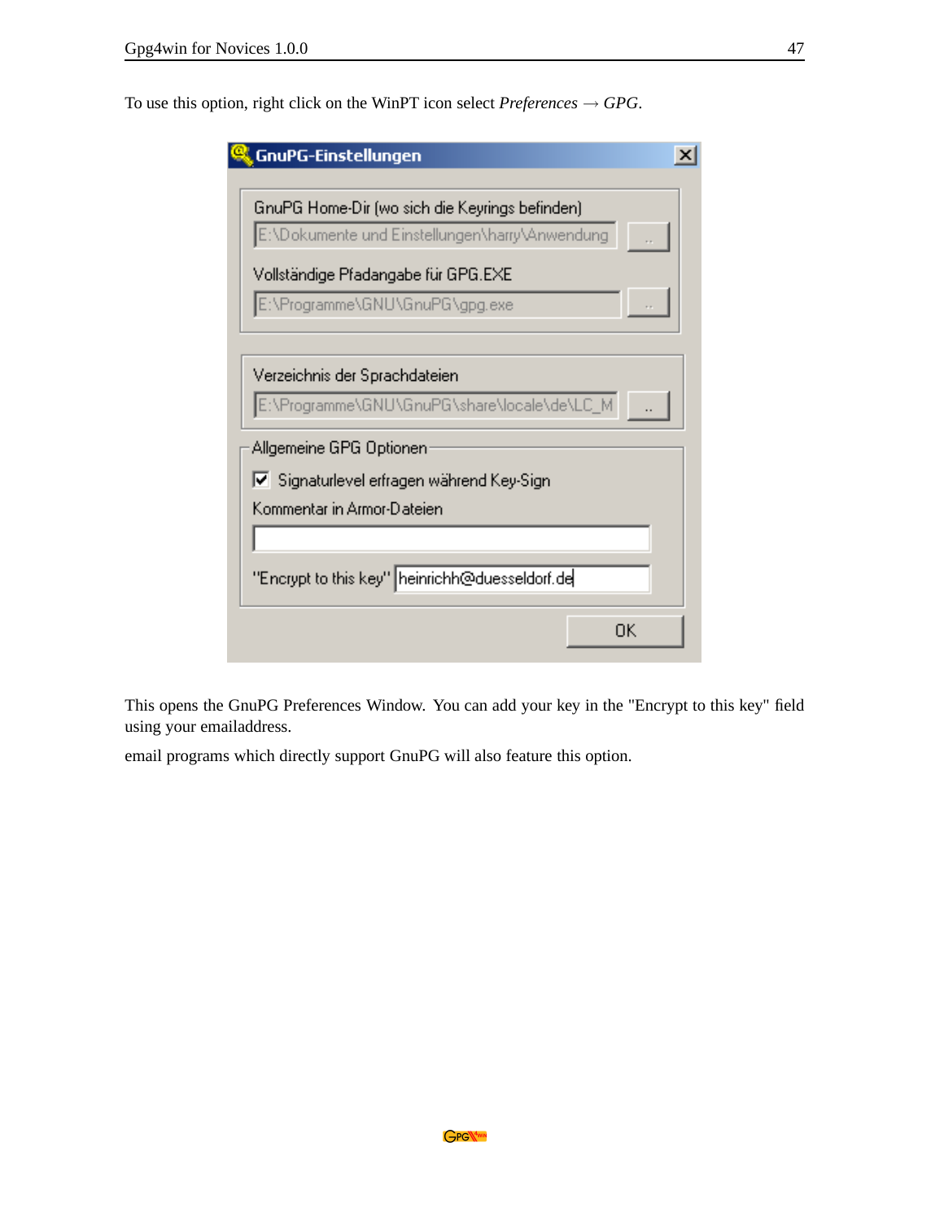To use this option, right click on the WinPT icon select *Preferences* → *GPG*.

This opens the GnuPG Preferences Window. You can add your key in the "Encrypt to this key" field using your emailaddress.

email programs which directly support GnuPG will also feature this option.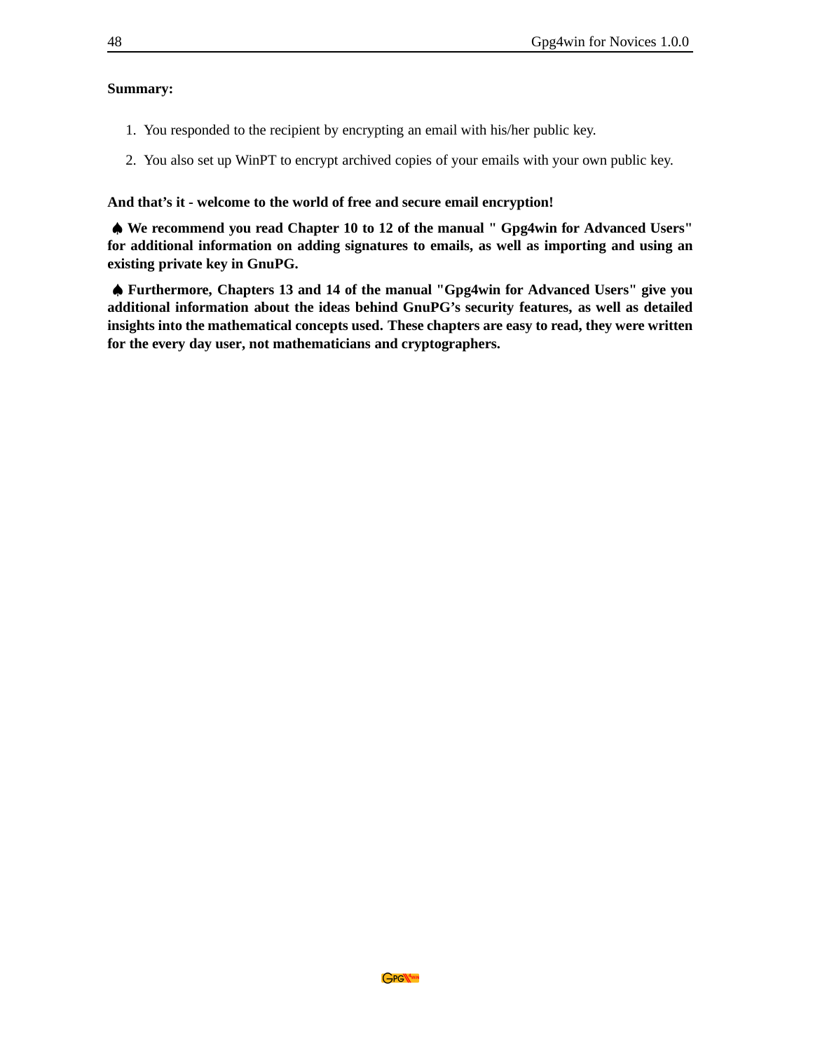**Summary:**

1. You responded to the recipient by encrypting an email with his/her public key.
2. You also set up WinPT to encrypt archived copies of your emails with your own public key.

**And that's it - welcome to the world of free and secure email encryption!**

**♠ We recommend you read Chapter 10 to 12 of the manual " Gpg4win for Advanced Users" for additional information on adding signatures to emails, as well as importing and using an existing private key in GnuPG.**

**♠ Furthermore, Chapters 13 and 14 of the manual "Gpg4win for Advanced Users" give you additional information about the ideas behind GnuPG's security features, as well as detailed insights into the mathematical concepts used. These chapters are easy to read, they were written for the every day user, not mathematicians and cryptographers.**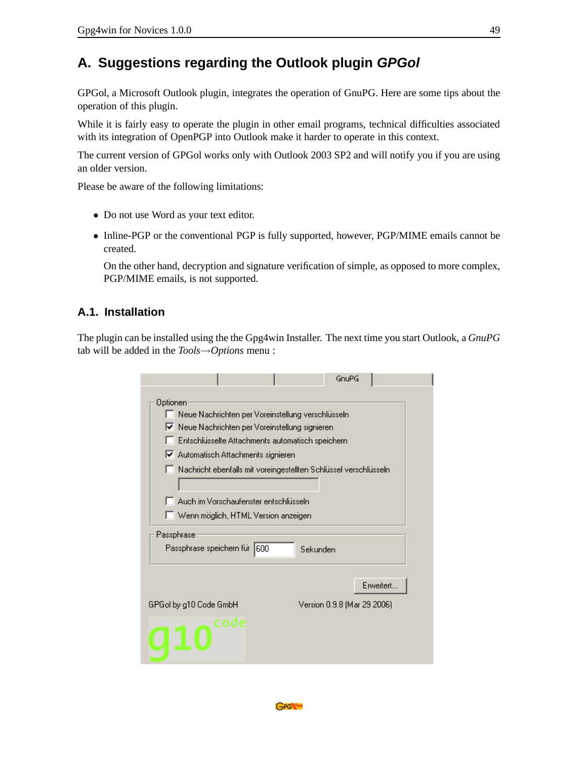# A. Suggestions regarding the Outlook plugin *GPGol*

GPGol, a Microsoft Outlook plugin, integrates the operation of GnuPG. Here are some tips about the operation of this plugin.

While it is fairly easy to operate the plugin in other email programs, technical difficulties associated with its integration of OpenPGP into Outlook make it harder to operate in this context.

The current version of GPGol works only with Outlook 2003 SP2 and will notify you if you are using an older version.

Please be aware of the following limitations:

- Do not use Word as your text editor.
- Inline-PGP or the conventional PGP is fully supported, however, PGP/MIME emails cannot be created.

  On the other hand, decryption and signature verification of simple, as opposed to more complex, PGP/MIME emails, is not supported.

## A.1. Installation

The plugin can be installed using the the Gpg4win Installer. The next time you start Outlook, a *GnuPG* tab will be added in the *Tools→Options* menu :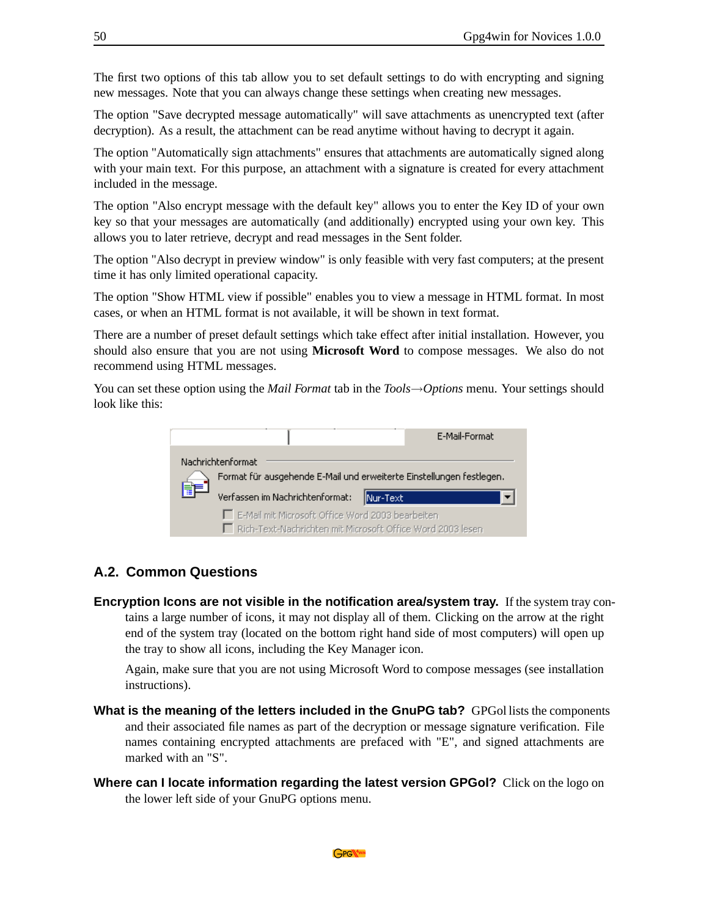The first two options of this tab allow you to set default settings to do with encrypting and signing new messages. Note that you can always change these settings when creating new messages.

The option "Save decrypted message automatically" will save attachments as unencrypted text (after decryption). As a result, the attachment can be read anytime without having to decrypt it again.

The option "Automatically sign attachments" ensures that attachments are automatically signed along with your main text. For this purpose, an attachment with a signature is created for every attachment included in the message.

The option "Also encrypt message with the default key" allows you to enter the Key ID of your own key so that your messages are automatically (and additionally) encrypted using your own key. This allows you to later retrieve, decrypt and read messages in the Sent folder.

The option "Also decrypt in preview window" is only feasible with very fast computers; at the present time it has only limited operational capacity.

The option "Show HTML view if possible" enables you to view a message in HTML format. In most cases, or when an HTML format is not available, it will be shown in text format.

There are a number of preset default settings which take effect after initial installation. However, you should also ensure that you are not using **Microsoft Word** to compose messages. We also do not recommend using HTML messages.

You can set these option using the *Mail Format* tab in the *Tools→Options* menu. Your settings should look like this:

E-Mail-Format

Nachrichtenformat

Format für ausgehende E-Mail und erweiterte Einstellungen festlegen.

Verfassen im Nachrichtenformat: Nur-Text

E-Mail mit Microsoft Office Word 2003 bearbeiten

Rich-Text-Nachrichten mit Microsoft Office Word 2003 lesen

## A.2. Common Questions

**Encryption Icons are not visible in the notification area/system tray.** If the system tray contains a large number of icons, it may not display all of them. Clicking on the arrow at the right end of the system tray (located on the bottom right hand side of most computers) will open up the tray to show all icons, including the Key Manager icon.

Again, make sure that you are not using Microsoft Word to compose messages (see installation instructions).

**What is the meaning of the letters included in the GnuPG tab?** GPGol lists the components and their associated file names as part of the decryption or message signature verification. File names containing encrypted attachments are prefaced with "E", and signed attachments are marked with an "S".

**Where can I locate information regarding the latest version GPGol?** Click on the logo on the lower left side of your GnuPG options menu.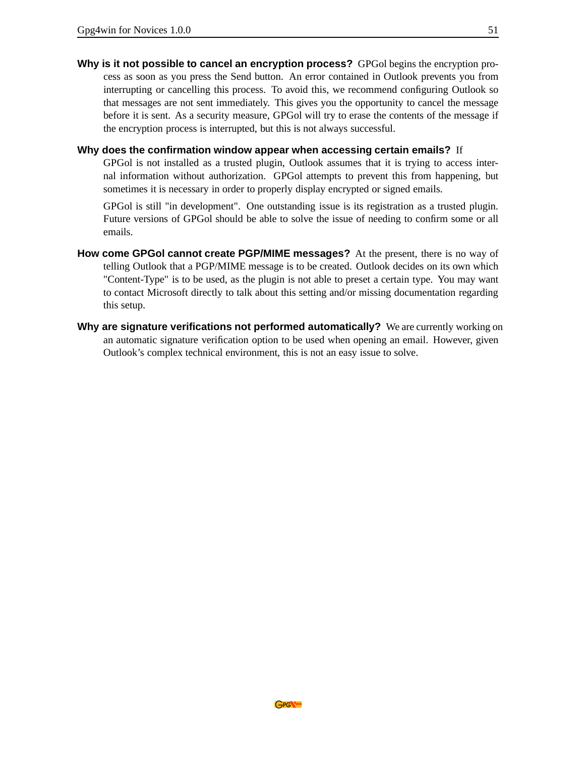**Why is it not possible to cancel an encryption process?** GPGol begins the encryption process as soon as you press the Send button. An error contained in Outlook prevents you from interrupting or cancelling this process. To avoid this, we recommend configuring Outlook so that messages are not sent immediately. This gives you the opportunity to cancel the message before it is sent. As a security measure, GPGol will try to erase the contents of the message if the encryption process is interrupted, but this is not always successful.

**Why does the confirmation window appear when accessing certain emails?** If GPGol is not installed as a trusted plugin, Outlook assumes that it is trying to access internal information without authorization. GPGol attempts to prevent this from happening, but sometimes it is necessary in order to properly display encrypted or signed emails.

GPGol is still "in development". One outstanding issue is its registration as a trusted plugin. Future versions of GPGol should be able to solve the issue of needing to confirm some or all emails.

**How come GPGol cannot create PGP/MIME messages?** At the present, there is no way of telling Outlook that a PGP/MIME message is to be created. Outlook decides on its own which "Content-Type" is to be used, as the plugin is not able to preset a certain type. You may want to contact Microsoft directly to talk about this setting and/or missing documentation regarding this setup.

**Why are signature verifications not performed automatically?** We are currently working on an automatic signature verification option to be used when opening an email. However, given Outlook's complex technical environment, this is not an easy issue to solve.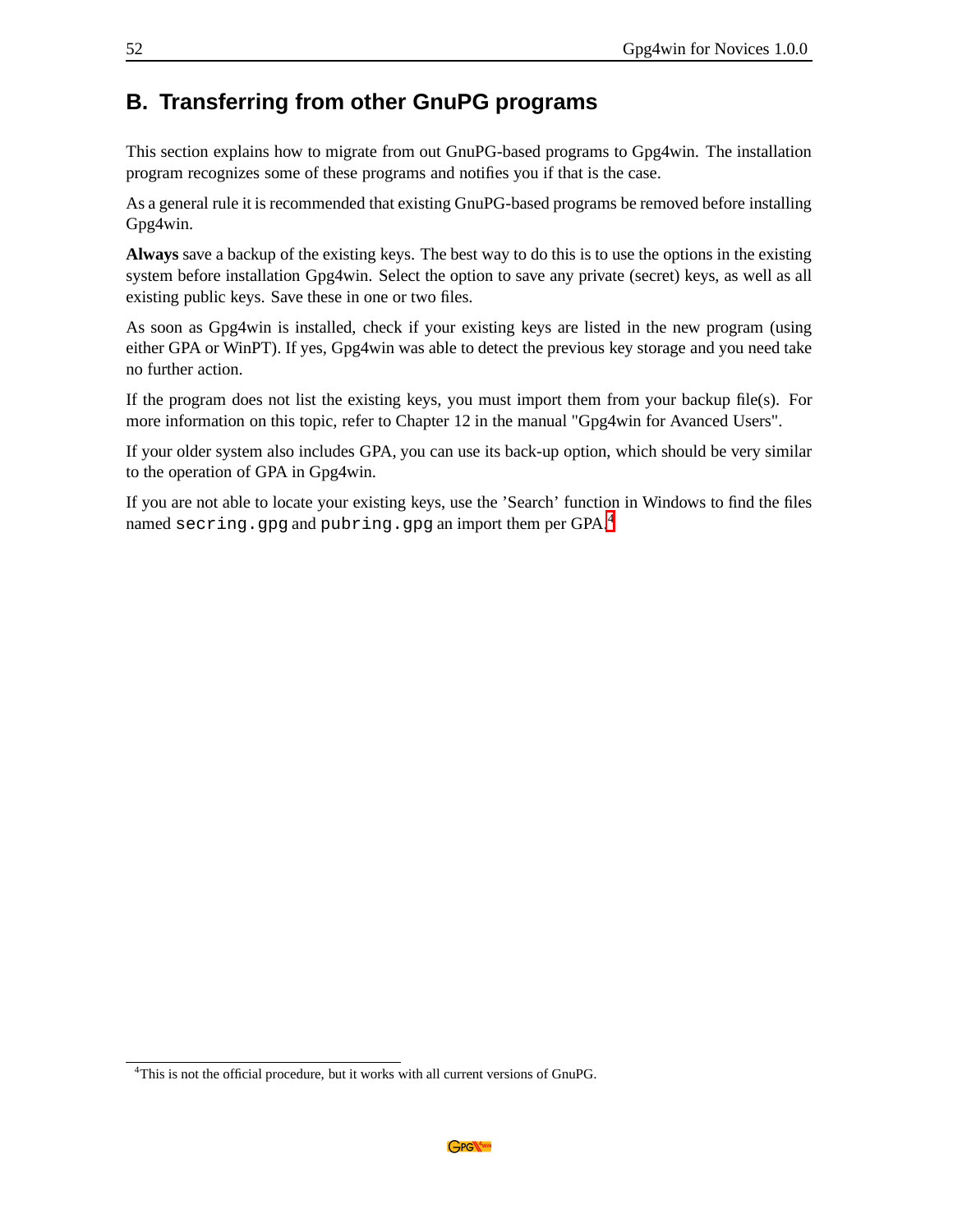## B. Transferring from other GnuPG programs

This section explains how to migrate from out GnuPG-based programs to Gpg4win. The installation program recognizes some of these programs and notifies you if that is the case.

As a general rule it is recommended that existing GnuPG-based programs be removed before installing Gpg4win.

**Always** save a backup of the existing keys. The best way to do this is to use the options in the existing system before installation Gpg4win. Select the option to save any private (secret) keys, as well as all existing public keys. Save these in one or two files.

As soon as Gpg4win is installed, check if your existing keys are listed in the new program (using either GPA or WinPT). If yes, Gpg4win was able to detect the previous key storage and you need take no further action.

If the program does not list the existing keys, you must import them from your backup file(s). For more information on this topic, refer to Chapter 12 in the manual "Gpg4win for Avanced Users".

If your older system also includes GPA, you can use its back-up option, which should be very similar to the operation of GPA in Gpg4win.

If you are not able to locate your existing keys, use the 'Search' function in Windows to find the files named `secring.gpg` and `pubring.gpg` an import them per GPA.[4]

[4] This is not the official procedure, but it works with all current versions of GnuPG.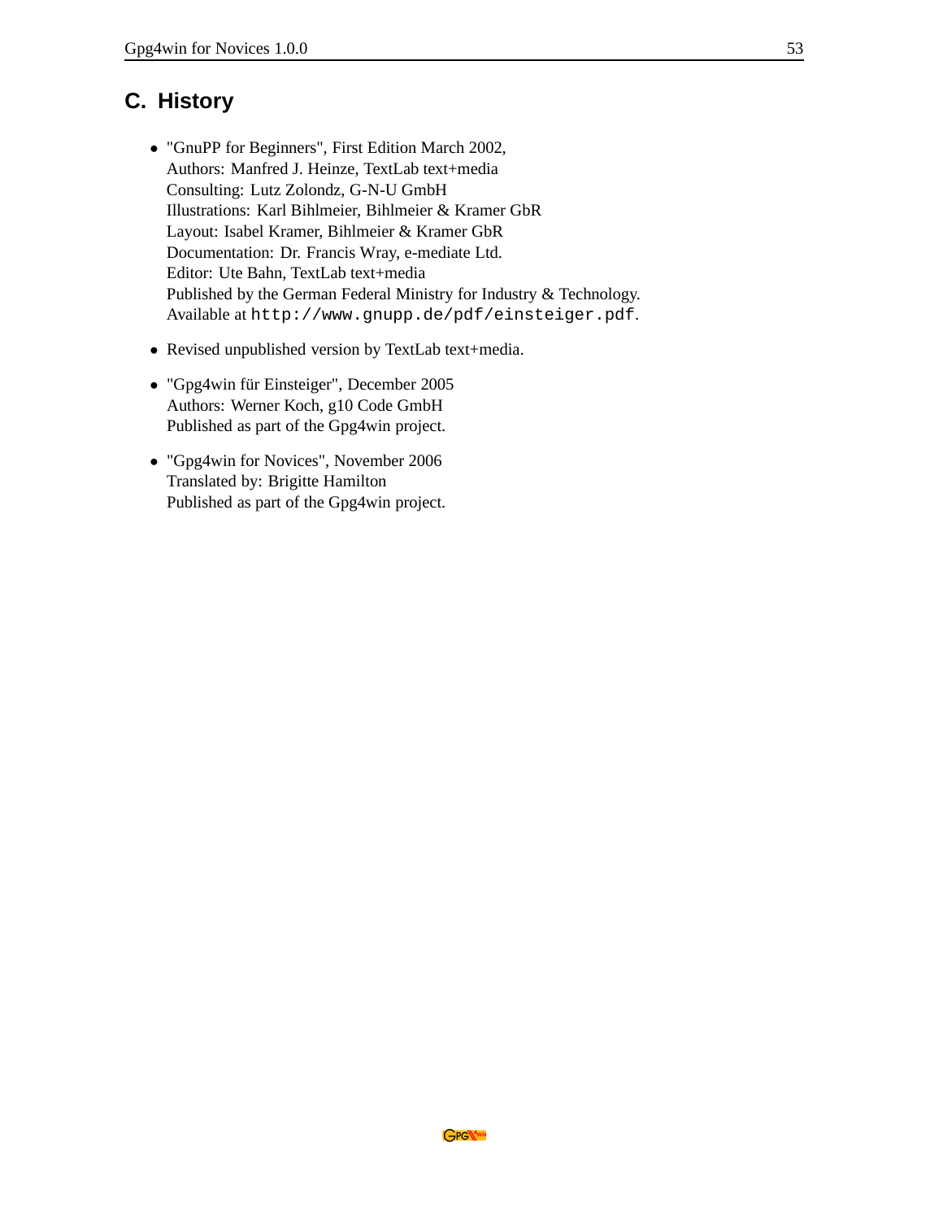# C. History

- "GnuPP for Beginners", First Edition March 2002,
  Authors: Manfred J. Heinze, TextLab text+media
  Consulting: Lutz Zolondz, G-N-U GmbH
  Illustrations: Karl Bihlmeier, Bihlmeier & Kramer GbR
  Layout: Isabel Kramer, Bihlmeier & Kramer GbR
  Documentation: Dr. Francis Wray, e-mediate Ltd.
  Editor: Ute Bahn, TextLab text+media
  Published by the German Federal Ministry for Industry & Technology.
  Available at `http://www.gnupp.de/pdf/einsteiger.pdf`.

- Revised unpublished version by TextLab text+media.

- "Gpg4win für Einsteiger", December 2005
  Authors: Werner Koch, g10 Code GmbH
  Published as part of the Gpg4win project.

- "Gpg4win for Novices", November 2006
  Translated by: Brigitte Hamilton
  Published as part of the Gpg4win project.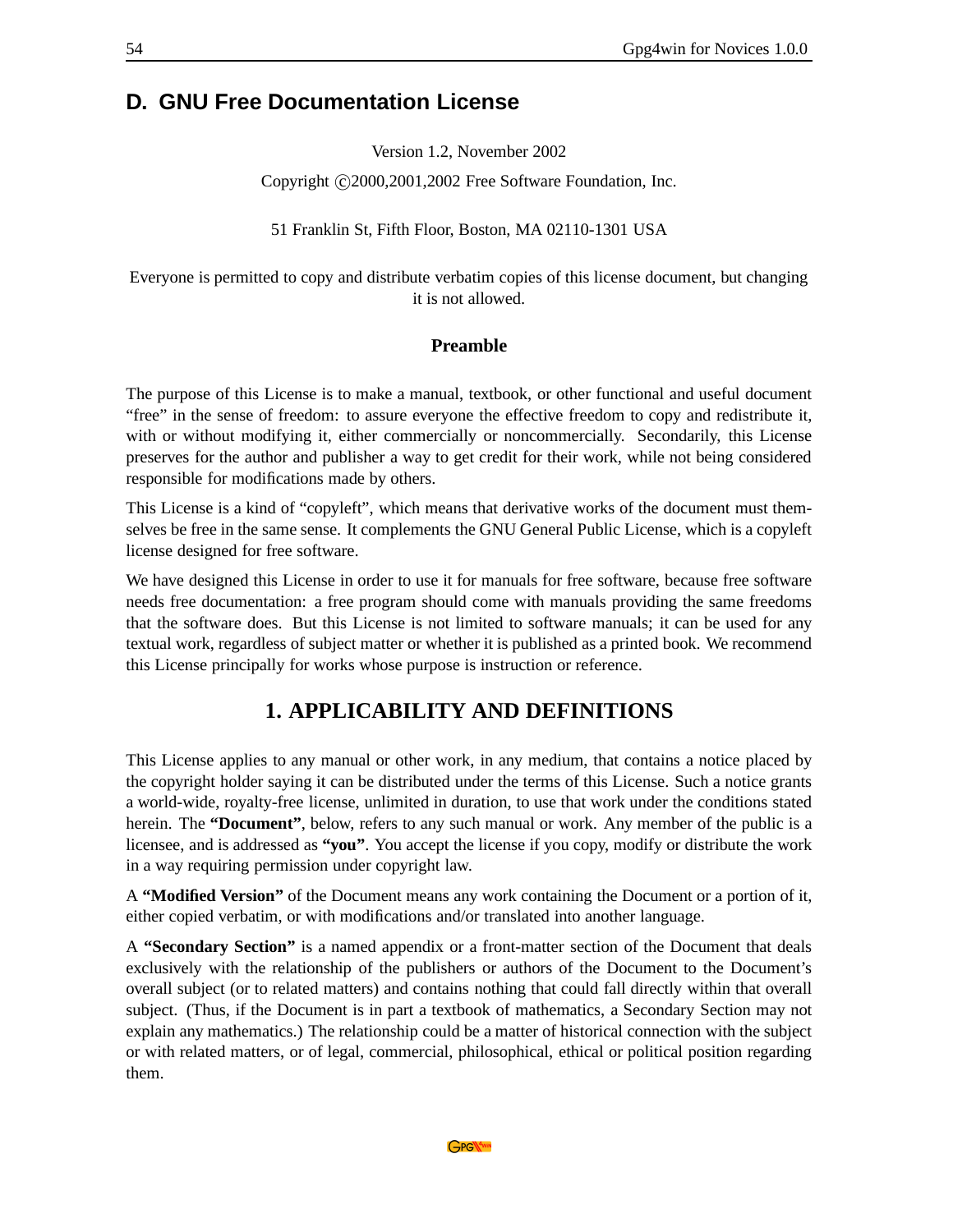## D. GNU Free Documentation License

Version 1.2, November 2002

Copyright ©2000,2001,2002 Free Software Foundation, Inc.

51 Franklin St, Fifth Floor, Boston, MA 02110-1301 USA

Everyone is permitted to copy and distribute verbatim copies of this license document, but changing it is not allowed.

### Preamble

The purpose of this License is to make a manual, textbook, or other functional and useful document "free" in the sense of freedom: to assure everyone the effective freedom to copy and redistribute it, with or without modifying it, either commercially or noncommercially. Secondarily, this License preserves for the author and publisher a way to get credit for their work, while not being considered responsible for modifications made by others.

This License is a kind of "copyleft", which means that derivative works of the document must themselves be free in the same sense. It complements the GNU General Public License, which is a copyleft license designed for free software.

We have designed this License in order to use it for manuals for free software, because free software needs free documentation: a free program should come with manuals providing the same freedoms that the software does. But this License is not limited to software manuals; it can be used for any textual work, regardless of subject matter or whether it is published as a printed book. We recommend this License principally for works whose purpose is instruction or reference.

### 1. APPLICABILITY AND DEFINITIONS

This License applies to any manual or other work, in any medium, that contains a notice placed by the copyright holder saying it can be distributed under the terms of this License. Such a notice grants a world-wide, royalty-free license, unlimited in duration, to use that work under the conditions stated herein. The **"Document"**, below, refers to any such manual or work. Any member of the public is a licensee, and is addressed as **"you"**. You accept the license if you copy, modify or distribute the work in a way requiring permission under copyright law.

A **"Modified Version"** of the Document means any work containing the Document or a portion of it, either copied verbatim, or with modifications and/or translated into another language.

A **"Secondary Section"** is a named appendix or a front-matter section of the Document that deals exclusively with the relationship of the publishers or authors of the Document to the Document's overall subject (or to related matters) and contains nothing that could fall directly within that overall subject. (Thus, if the Document is in part a textbook of mathematics, a Secondary Section may not explain any mathematics.) The relationship could be a matter of historical connection with the subject or with related matters, or of legal, commercial, philosophical, ethical or political position regarding them.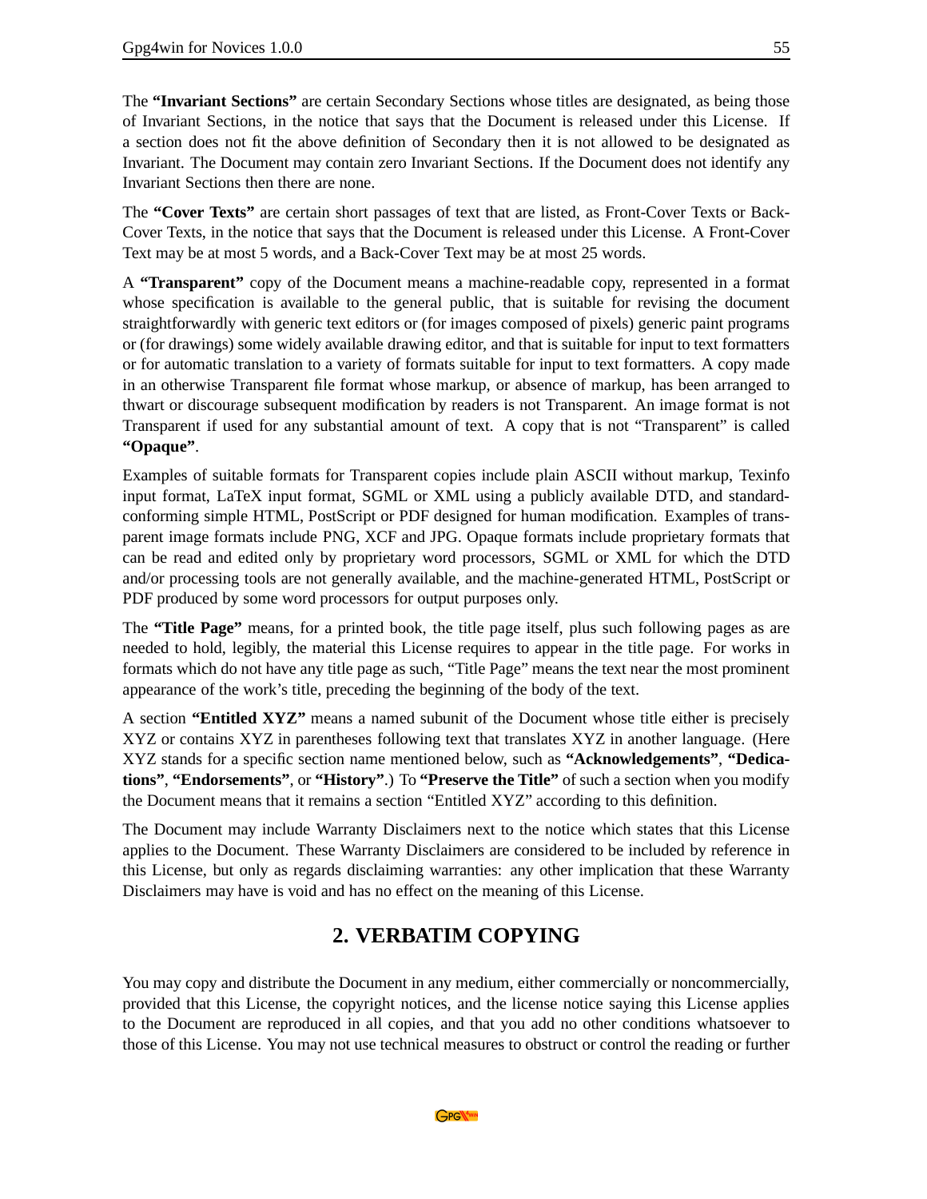The **“Invariant Sections”** are certain Secondary Sections whose titles are designated, as being those of Invariant Sections, in the notice that says that the Document is released under this License. If a section does not fit the above definition of Secondary then it is not allowed to be designated as Invariant. The Document may contain zero Invariant Sections. If the Document does not identify any Invariant Sections then there are none.

The **“Cover Texts”** are certain short passages of text that are listed, as Front-Cover Texts or Back-Cover Texts, in the notice that says that the Document is released under this License. A Front-Cover Text may be at most 5 words, and a Back-Cover Text may be at most 25 words.

A **“Transparent”** copy of the Document means a machine-readable copy, represented in a format whose specification is available to the general public, that is suitable for revising the document straightforwardly with generic text editors or (for images composed of pixels) generic paint programs or (for drawings) some widely available drawing editor, and that is suitable for input to text formatters or for automatic translation to a variety of formats suitable for input to text formatters. A copy made in an otherwise Transparent file format whose markup, or absence of markup, has been arranged to thwart or discourage subsequent modification by readers is not Transparent. An image format is not Transparent if used for any substantial amount of text. A copy that is not “Transparent” is called **“Opaque”**.

Examples of suitable formats for Transparent copies include plain ASCII without markup, Texinfo input format, LaTeX input format, SGML or XML using a publicly available DTD, and standard-conforming simple HTML, PostScript or PDF designed for human modification. Examples of transparent image formats include PNG, XCF and JPG. Opaque formats include proprietary formats that can be read and edited only by proprietary word processors, SGML or XML for which the DTD and/or processing tools are not generally available, and the machine-generated HTML, PostScript or PDF produced by some word processors for output purposes only.

The **“Title Page”** means, for a printed book, the title page itself, plus such following pages as are needed to hold, legibly, the material this License requires to appear in the title page. For works in formats which do not have any title page as such, “Title Page” means the text near the most prominent appearance of the work’s title, preceding the beginning of the body of the text.

A section **“Entitled XYZ”** means a named subunit of the Document whose title either is precisely XYZ or contains XYZ in parentheses following text that translates XYZ in another language. (Here XYZ stands for a specific section name mentioned below, such as **“Acknowledgements”**, **“Dedications”**, **“Endorsements”**, or **“History”**.) To **“Preserve the Title”** of such a section when you modify the Document means that it remains a section “Entitled XYZ” according to this definition.

The Document may include Warranty Disclaimers next to the notice which states that this License applies to the Document. These Warranty Disclaimers are considered to be included by reference in this License, but only as regards disclaiming warranties: any other implication that these Warranty Disclaimers may have is void and has no effect on the meaning of this License.

## 2. VERBATIM COPYING

You may copy and distribute the Document in any medium, either commercially or noncommercially, provided that this License, the copyright notices, and the license notice saying this License applies to the Document are reproduced in all copies, and that you add no other conditions whatsoever to those of this License. You may not use technical measures to obstruct or control the reading or further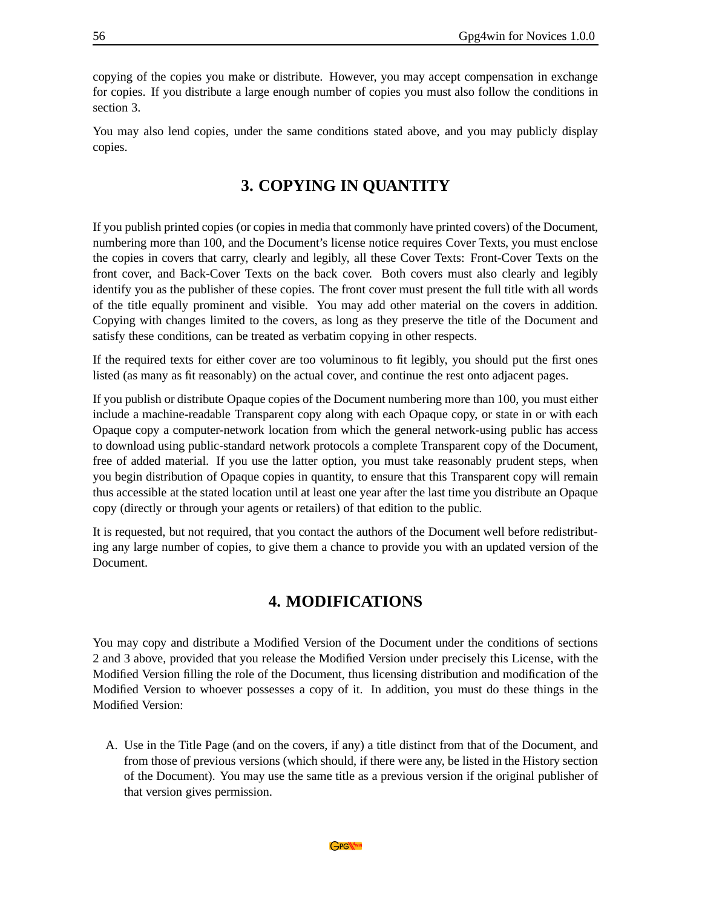copying of the copies you make or distribute. However, you may accept compensation in exchange for copies. If you distribute a large enough number of copies you must also follow the conditions in section 3.

You may also lend copies, under the same conditions stated above, and you may publicly display copies.

## 3. COPYING IN QUANTITY

If you publish printed copies (or copies in media that commonly have printed covers) of the Document, numbering more than 100, and the Document's license notice requires Cover Texts, you must enclose the copies in covers that carry, clearly and legibly, all these Cover Texts: Front-Cover Texts on the front cover, and Back-Cover Texts on the back cover. Both covers must also clearly and legibly identify you as the publisher of these copies. The front cover must present the full title with all words of the title equally prominent and visible. You may add other material on the covers in addition. Copying with changes limited to the covers, as long as they preserve the title of the Document and satisfy these conditions, can be treated as verbatim copying in other respects.

If the required texts for either cover are too voluminous to fit legibly, you should put the first ones listed (as many as fit reasonably) on the actual cover, and continue the rest onto adjacent pages.

If you publish or distribute Opaque copies of the Document numbering more than 100, you must either include a machine-readable Transparent copy along with each Opaque copy, or state in or with each Opaque copy a computer-network location from which the general network-using public has access to download using public-standard network protocols a complete Transparent copy of the Document, free of added material. If you use the latter option, you must take reasonably prudent steps, when you begin distribution of Opaque copies in quantity, to ensure that this Transparent copy will remain thus accessible at the stated location until at least one year after the last time you distribute an Opaque copy (directly or through your agents or retailers) of that edition to the public.

It is requested, but not required, that you contact the authors of the Document well before redistributing any large number of copies, to give them a chance to provide you with an updated version of the Document.

## 4. MODIFICATIONS

You may copy and distribute a Modified Version of the Document under the conditions of sections 2 and 3 above, provided that you release the Modified Version under precisely this License, with the Modified Version filling the role of the Document, thus licensing distribution and modification of the Modified Version to whoever possesses a copy of it. In addition, you must do these things in the Modified Version:

A. Use in the Title Page (and on the covers, if any) a title distinct from that of the Document, and from those of previous versions (which should, if there were any, be listed in the History section of the Document). You may use the same title as a previous version if the original publisher of that version gives permission.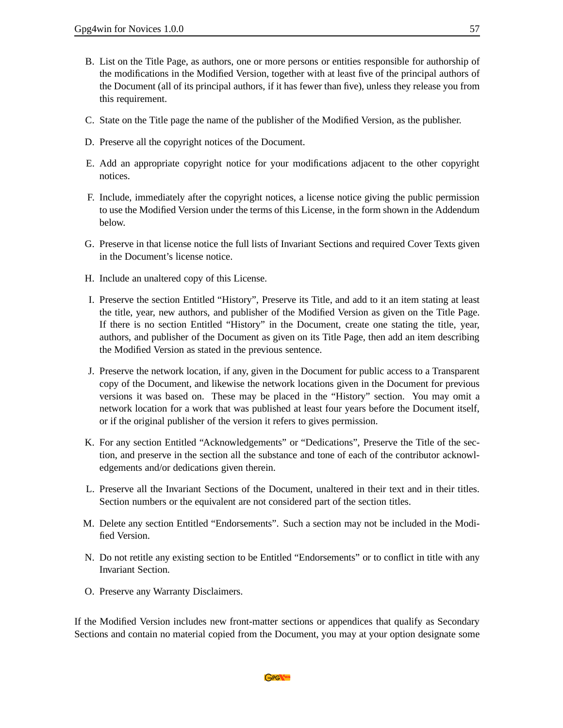B. List on the Title Page, as authors, one or more persons or entities responsible for authorship of the modifications in the Modified Version, together with at least five of the principal authors of the Document (all of its principal authors, if it has fewer than five), unless they release you from this requirement.

C. State on the Title page the name of the publisher of the Modified Version, as the publisher.

D. Preserve all the copyright notices of the Document.

E. Add an appropriate copyright notice for your modifications adjacent to the other copyright notices.

F. Include, immediately after the copyright notices, a license notice giving the public permission to use the Modified Version under the terms of this License, in the form shown in the Addendum below.

G. Preserve in that license notice the full lists of Invariant Sections and required Cover Texts given in the Document's license notice.

H. Include an unaltered copy of this License.

I. Preserve the section Entitled "History", Preserve its Title, and add to it an item stating at least the title, year, new authors, and publisher of the Modified Version as given on the Title Page. If there is no section Entitled "History" in the Document, create one stating the title, year, authors, and publisher of the Document as given on its Title Page, then add an item describing the Modified Version as stated in the previous sentence.

J. Preserve the network location, if any, given in the Document for public access to a Transparent copy of the Document, and likewise the network locations given in the Document for previous versions it was based on. These may be placed in the "History" section. You may omit a network location for a work that was published at least four years before the Document itself, or if the original publisher of the version it refers to gives permission.

K. For any section Entitled "Acknowledgements" or "Dedications", Preserve the Title of the section, and preserve in the section all the substance and tone of each of the contributor acknowledgements and/or dedications given therein.

L. Preserve all the Invariant Sections of the Document, unaltered in their text and in their titles. Section numbers or the equivalent are not considered part of the section titles.

M. Delete any section Entitled "Endorsements". Such a section may not be included in the Modified Version.

N. Do not retitle any existing section to be Entitled "Endorsements" or to conflict in title with any Invariant Section.

O. Preserve any Warranty Disclaimers.

If the Modified Version includes new front-matter sections or appendices that qualify as Secondary Sections and contain no material copied from the Document, you may at your option designate some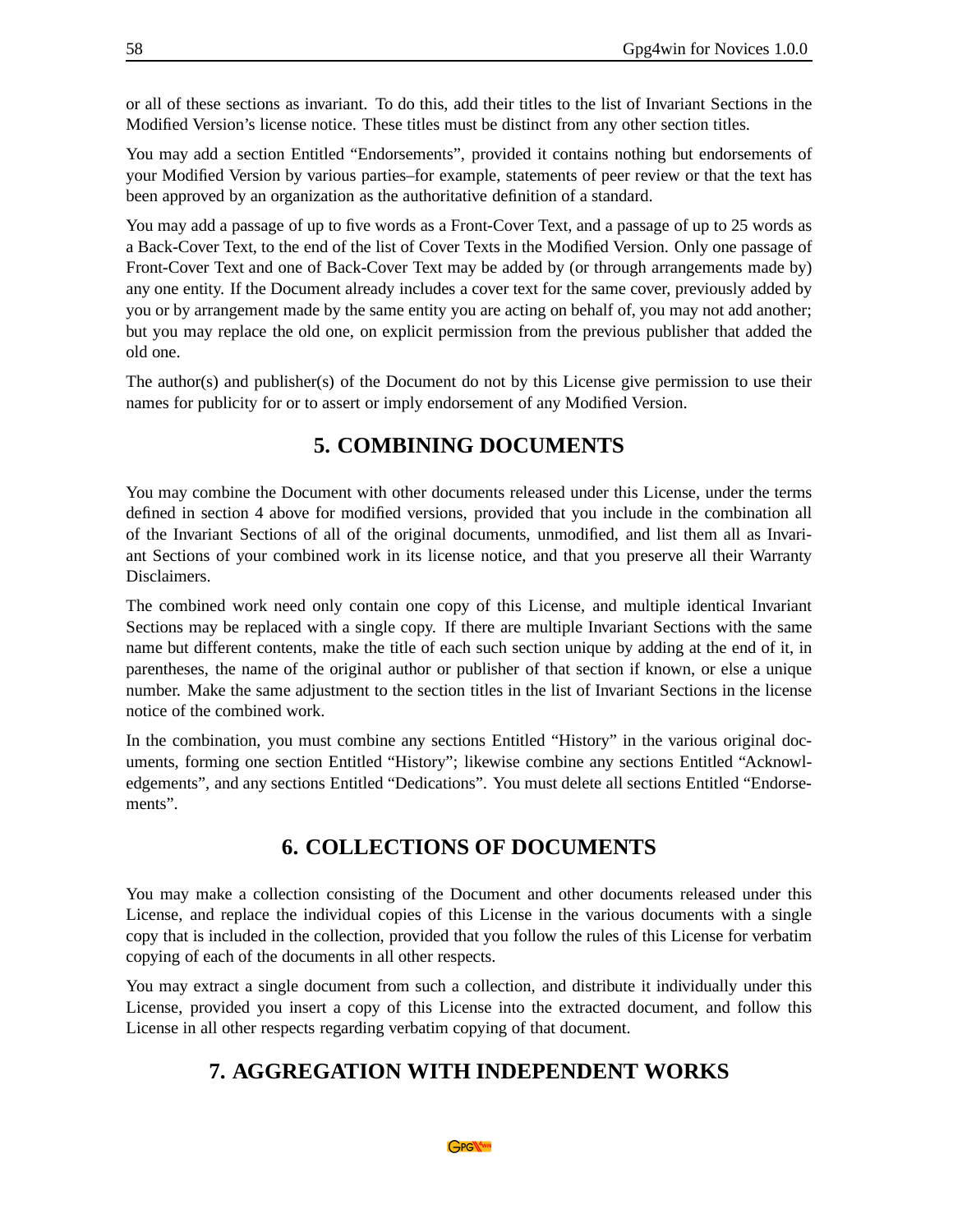or all of these sections as invariant. To do this, add their titles to the list of Invariant Sections in the Modified Version's license notice. These titles must be distinct from any other section titles.

You may add a section Entitled "Endorsements", provided it contains nothing but endorsements of your Modified Version by various parties–for example, statements of peer review or that the text has been approved by an organization as the authoritative definition of a standard.

You may add a passage of up to five words as a Front-Cover Text, and a passage of up to 25 words as a Back-Cover Text, to the end of the list of Cover Texts in the Modified Version. Only one passage of Front-Cover Text and one of Back-Cover Text may be added by (or through arrangements made by) any one entity. If the Document already includes a cover text for the same cover, previously added by you or by arrangement made by the same entity you are acting on behalf of, you may not add another; but you may replace the old one, on explicit permission from the previous publisher that added the old one.

The author(s) and publisher(s) of the Document do not by this License give permission to use their names for publicity for or to assert or imply endorsement of any Modified Version.

## 5. COMBINING DOCUMENTS

You may combine the Document with other documents released under this License, under the terms defined in section 4 above for modified versions, provided that you include in the combination all of the Invariant Sections of all of the original documents, unmodified, and list them all as Invariant Sections of your combined work in its license notice, and that you preserve all their Warranty Disclaimers.

The combined work need only contain one copy of this License, and multiple identical Invariant Sections may be replaced with a single copy. If there are multiple Invariant Sections with the same name but different contents, make the title of each such section unique by adding at the end of it, in parentheses, the name of the original author or publisher of that section if known, or else a unique number. Make the same adjustment to the section titles in the list of Invariant Sections in the license notice of the combined work.

In the combination, you must combine any sections Entitled "History" in the various original documents, forming one section Entitled "History"; likewise combine any sections Entitled "Acknowledgements", and any sections Entitled "Dedications". You must delete all sections Entitled "Endorsements".

## 6. COLLECTIONS OF DOCUMENTS

You may make a collection consisting of the Document and other documents released under this License, and replace the individual copies of this License in the various documents with a single copy that is included in the collection, provided that you follow the rules of this License for verbatim copying of each of the documents in all other respects.

You may extract a single document from such a collection, and distribute it individually under this License, provided you insert a copy of this License into the extracted document, and follow this License in all other respects regarding verbatim copying of that document.

## 7. AGGREGATION WITH INDEPENDENT WORKS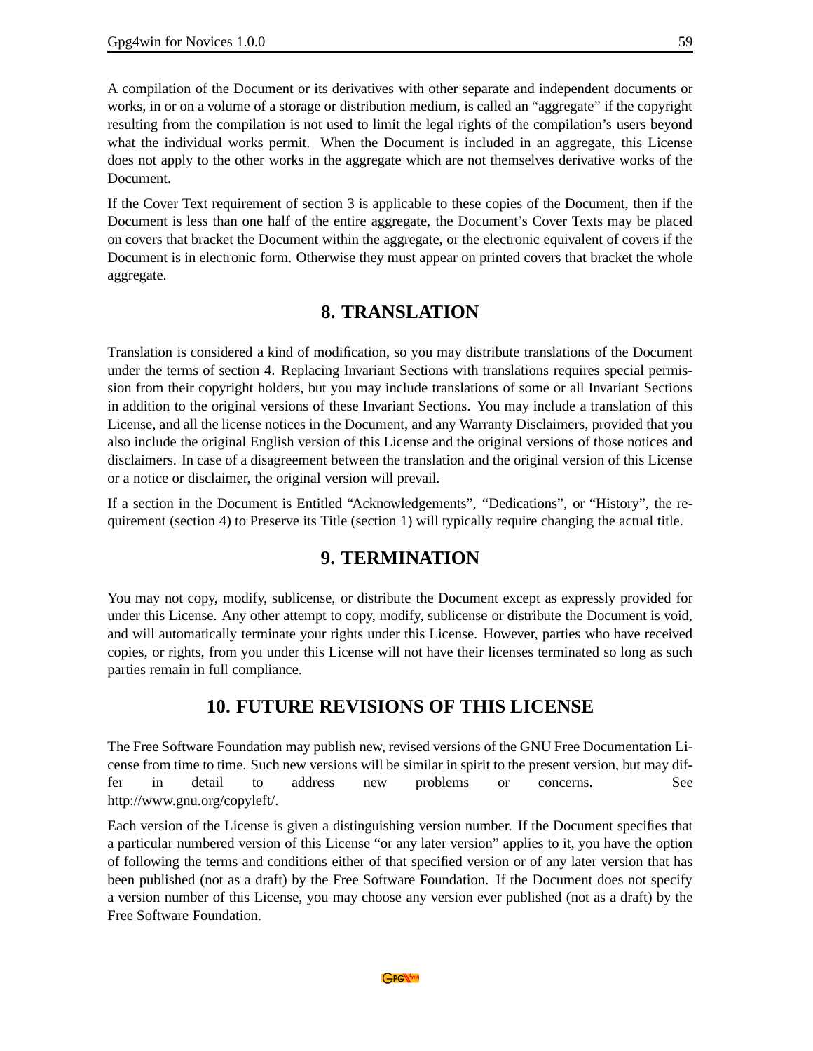A compilation of the Document or its derivatives with other separate and independent documents or works, in or on a volume of a storage or distribution medium, is called an "aggregate" if the copyright resulting from the compilation is not used to limit the legal rights of the compilation's users beyond what the individual works permit. When the Document is included in an aggregate, this License does not apply to the other works in the aggregate which are not themselves derivative works of the Document.

If the Cover Text requirement of section 3 is applicable to these copies of the Document, then if the Document is less than one half of the entire aggregate, the Document's Cover Texts may be placed on covers that bracket the Document within the aggregate, or the electronic equivalent of covers if the Document is in electronic form. Otherwise they must appear on printed covers that bracket the whole aggregate.

## 8. TRANSLATION

Translation is considered a kind of modification, so you may distribute translations of the Document under the terms of section 4. Replacing Invariant Sections with translations requires special permission from their copyright holders, but you may include translations of some or all Invariant Sections in addition to the original versions of these Invariant Sections. You may include a translation of this License, and all the license notices in the Document, and any Warranty Disclaimers, provided that you also include the original English version of this License and the original versions of those notices and disclaimers. In case of a disagreement between the translation and the original version of this License or a notice or disclaimer, the original version will prevail.

If a section in the Document is Entitled "Acknowledgements", "Dedications", or "History", the requirement (section 4) to Preserve its Title (section 1) will typically require changing the actual title.

## 9. TERMINATION

You may not copy, modify, sublicense, or distribute the Document except as expressly provided for under this License. Any other attempt to copy, modify, sublicense or distribute the Document is void, and will automatically terminate your rights under this License. However, parties who have received copies, or rights, from you under this License will not have their licenses terminated so long as such parties remain in full compliance.

## 10. FUTURE REVISIONS OF THIS LICENSE

The Free Software Foundation may publish new, revised versions of the GNU Free Documentation License from time to time. Such new versions will be similar in spirit to the present version, but may differ in detail to address new problems or concerns. See http://www.gnu.org/copyleft/.

Each version of the License is given a distinguishing version number. If the Document specifies that a particular numbered version of this License "or any later version" applies to it, you have the option of following the terms and conditions either of that specified version or of any later version that has been published (not as a draft) by the Free Software Foundation. If the Document does not specify a version number of this License, you may choose any version ever published (not as a draft) by the Free Software Foundation.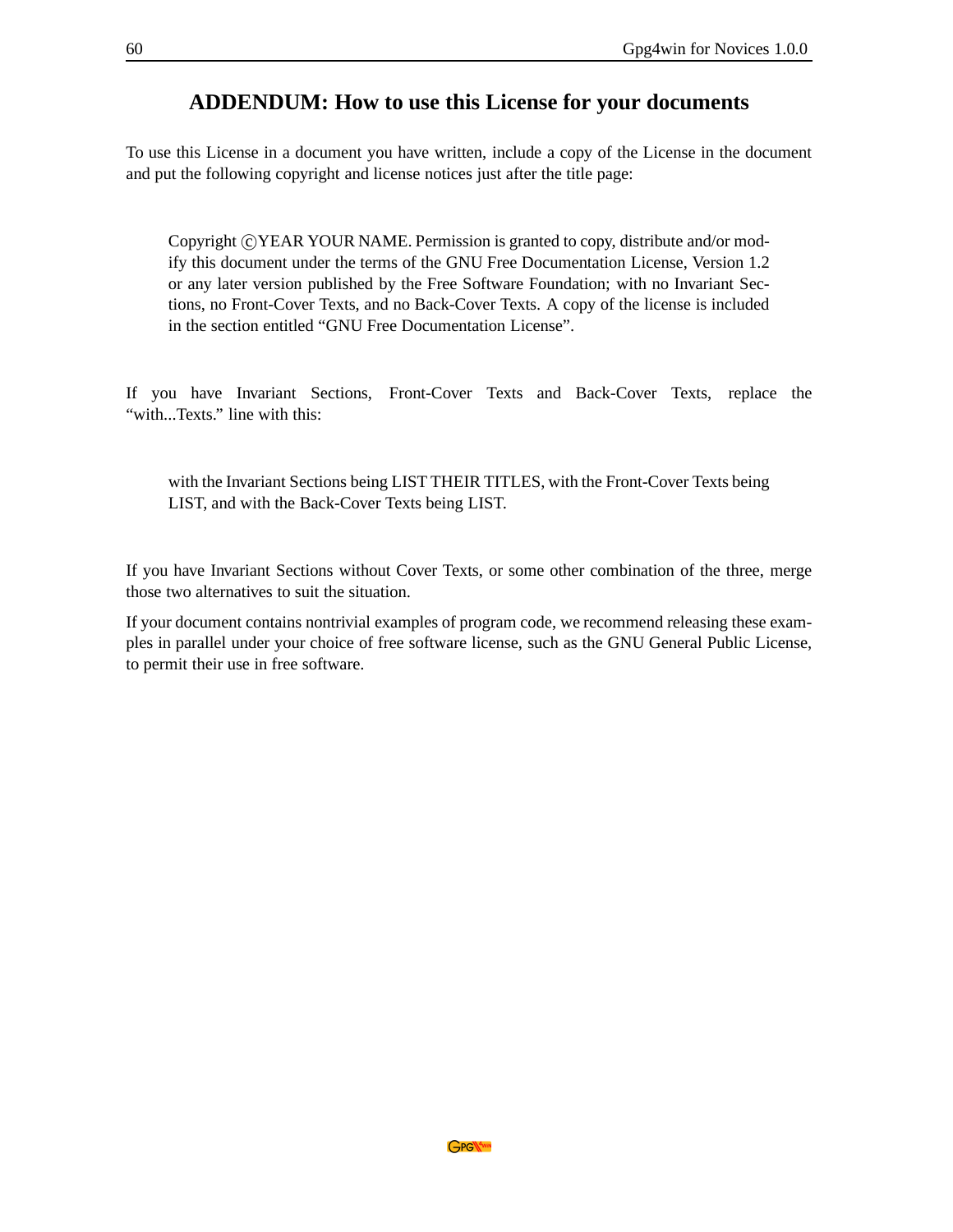# ADDENDUM: How to use this License for your documents

To use this License in a document you have written, include a copy of the License in the document and put the following copyright and license notices just after the title page:

> Copyright ©YEAR YOUR NAME. Permission is granted to copy, distribute and/or modify this document under the terms of the GNU Free Documentation License, Version 1.2 or any later version published by the Free Software Foundation; with no Invariant Sections, no Front-Cover Texts, and no Back-Cover Texts. A copy of the license is included in the section entitled “GNU Free Documentation License”.

If you have Invariant Sections, Front-Cover Texts and Back-Cover Texts, replace the “with...Texts.” line with this:

> with the Invariant Sections being LIST THEIR TITLES, with the Front-Cover Texts being LIST, and with the Back-Cover Texts being LIST.

If you have Invariant Sections without Cover Texts, or some other combination of the three, merge those two alternatives to suit the situation.

If your document contains nontrivial examples of program code, we recommend releasing these examples in parallel under your choice of free software license, such as the GNU General Public License, to permit their use in free software.